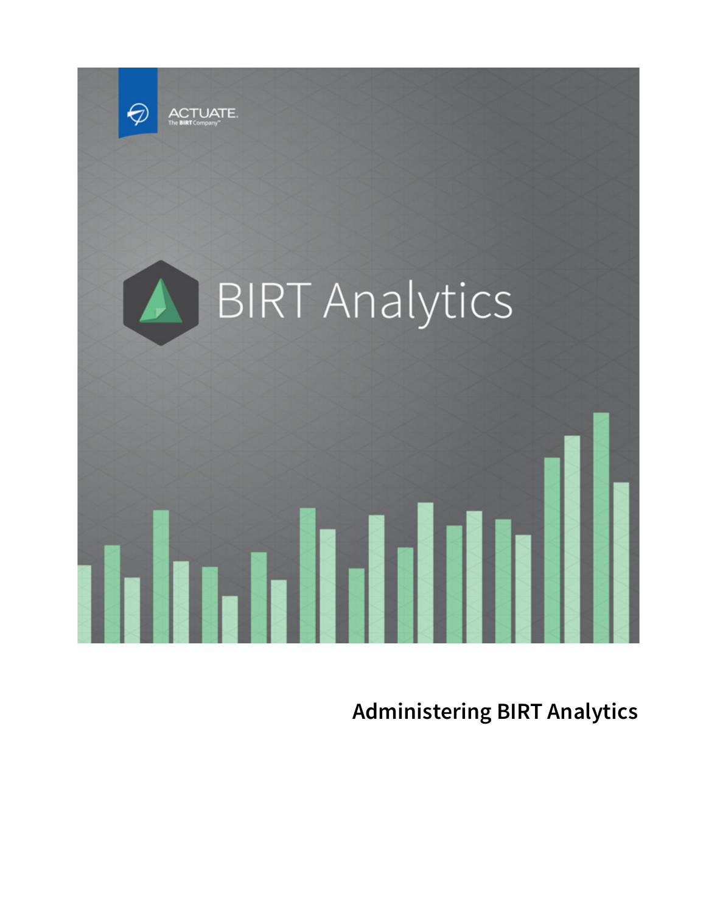ACTUATE.
The BIRT Company™

BIRT Analytics

# Administering BIRT Analytics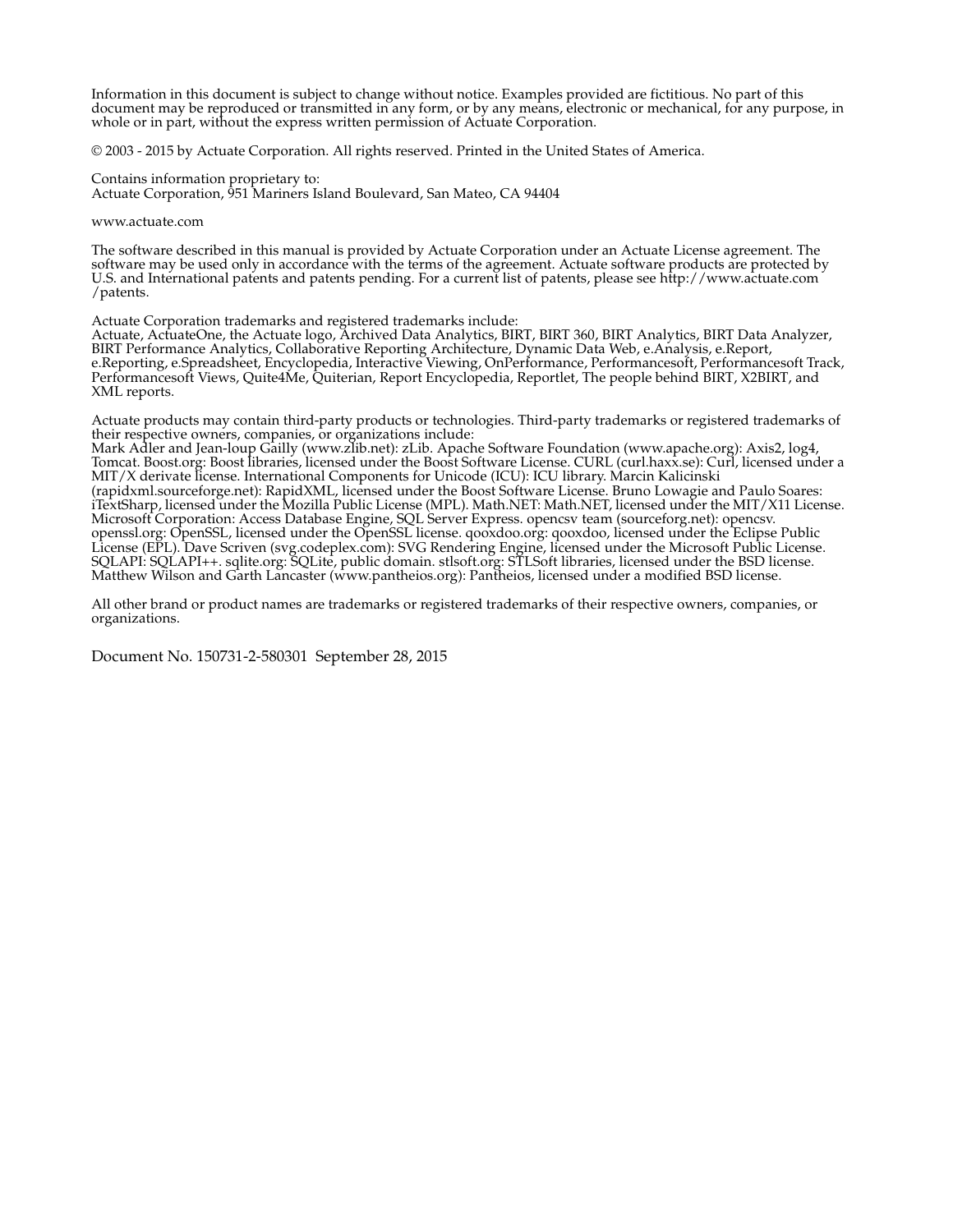Information in this document is subject to change without notice. Examples provided are fictitious. No part of this document may be reproduced or transmitted in any form, or by any means, electronic or mechanical, for any purpose, in whole or in part, without the express written permission of Actuate Corporation.

© 2003 - 2015 by Actuate Corporation. All rights reserved. Printed in the United States of America.

Contains information proprietary to:
Actuate Corporation, 951 Mariners Island Boulevard, San Mateo, CA 94404

www.actuate.com

The software described in this manual is provided by Actuate Corporation under an Actuate License agreement. The software may be used only in accordance with the terms of the agreement. Actuate software products are protected by U.S. and International patents and patents pending. For a current list of patents, please see http://www.actuate.com /patents.

Actuate Corporation trademarks and registered trademarks include:
Actuate, ActuateOne, the Actuate logo, Archived Data Analytics, BIRT, BIRT 360, BIRT Analytics, BIRT Data Analyzer, BIRT Performance Analytics, Collaborative Reporting Architecture, Dynamic Data Web, e.Analysis, e.Report, e.Reporting, e.Spreadsheet, Encyclopedia, Interactive Viewing, OnPerformance, Performancesoft, Performancesoft Track, Performancesoft Views, Quite4Me, Quiterian, Report Encyclopedia, Reportlet, The people behind BIRT, X2BIRT, and XML reports.

Actuate products may contain third-party products or technologies. Third-party trademarks or registered trademarks of their respective owners, companies, or organizations include:
Mark Adler and Jean-loup Gailly (www.zlib.net): zLib. Apache Software Foundation (www.apache.org): Axis2, log4, Tomcat. Boost.org: Boost libraries, licensed under the Boost Software License. CURL (curl.haxx.se): Curl, licensed under a MIT/X derivate license. International Components for Unicode (ICU): ICU library. Marcin Kalicinski (rapidxml.sourceforge.net): RapidXML, licensed under the Boost Software License. Bruno Lowagie and Paulo Soares: iTextSharp, licensed under the Mozilla Public License (MPL). Math.NET: Math.NET, licensed under the MIT/X11 License. Microsoft Corporation: Access Database Engine, SQL Server Express. opencsv team (sourceforg.net): opencsv. openssl.org: OpenSSL, licensed under the OpenSSL license. qooxdoo.org: qooxdoo, licensed under the Eclipse Public License (EPL). Dave Scriven (svg.codeplex.com): SVG Rendering Engine, licensed under the Microsoft Public License. SQLAPI: SQLAPI++. sqlite.org: SQLite, public domain. stlsoft.org: STLSoft libraries, licensed under the BSD license. Matthew Wilson and Garth Lancaster (www.pantheios.org): Pantheios, licensed under a modified BSD license.

All other brand or product names are trademarks or registered trademarks of their respective owners, companies, or organizations.

Document No. 150731-2-580301 September 28, 2015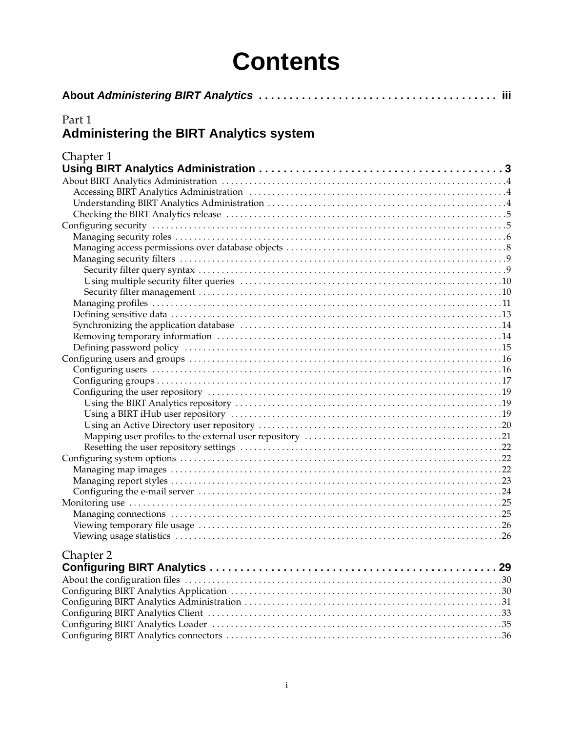# Contents

**About *Administering BIRT Analytics* . . . . . . . . . . . . . . . . . . . . . . . . . . . . . . . . . . . . . . iii**

Part 1

## Administering the BIRT Analytics system

Chapter 1

### Using BIRT Analytics Administration . . . . . . . . . . . . . . . . . . . . . . . . . . . . . . . . . . . . . . . . 3

About BIRT Analytics Administration . . . . . . . . . . . . . . . . . . . . . . . . . . . . . . . . . . . . . . . . . . . . . . . . 4
- Accessing BIRT Analytics Administration . . . . . . . . . . . . . . . . . . . . . . . . . . . . . . . . . . . . . . . . . 4
- Understanding BIRT Analytics Administration . . . . . . . . . . . . . . . . . . . . . . . . . . . . . . . . . . . . . 4
- Checking the BIRT Analytics release . . . . . . . . . . . . . . . . . . . . . . . . . . . . . . . . . . . . . . . . . . . . . 5

Configuring security . . . . . . . . . . . . . . . . . . . . . . . . . . . . . . . . . . . . . . . . . . . . . . . . . . . . . . . . . . . . . 5
- Managing security roles . . . . . . . . . . . . . . . . . . . . . . . . . . . . . . . . . . . . . . . . . . . . . . . . . . . . . . . . 6
- Managing access permissions over database objects . . . . . . . . . . . . . . . . . . . . . . . . . . . . . . . . . 8
- Managing security filters . . . . . . . . . . . . . . . . . . . . . . . . . . . . . . . . . . . . . . . . . . . . . . . . . . . . . . . . 9
  - Security filter query syntax . . . . . . . . . . . . . . . . . . . . . . . . . . . . . . . . . . . . . . . . . . . . . . . . . . . 9
  - Using multiple security filter queries . . . . . . . . . . . . . . . . . . . . . . . . . . . . . . . . . . . . . . . . . . 10
  - Security filter management . . . . . . . . . . . . . . . . . . . . . . . . . . . . . . . . . . . . . . . . . . . . . . . . . . 10
- Managing profiles . . . . . . . . . . . . . . . . . . . . . . . . . . . . . . . . . . . . . . . . . . . . . . . . . . . . . . . . . . . . 11
- Defining sensitive data . . . . . . . . . . . . . . . . . . . . . . . . . . . . . . . . . . . . . . . . . . . . . . . . . . . . . . . . 13
- Synchronizing the application database . . . . . . . . . . . . . . . . . . . . . . . . . . . . . . . . . . . . . . . . . . 14
- Removing temporary information . . . . . . . . . . . . . . . . . . . . . . . . . . . . . . . . . . . . . . . . . . . . . . . 14
- Defining password policy . . . . . . . . . . . . . . . . . . . . . . . . . . . . . . . . . . . . . . . . . . . . . . . . . . . . . . 15

Configuring users and groups . . . . . . . . . . . . . . . . . . . . . . . . . . . . . . . . . . . . . . . . . . . . . . . . . . . . . 16
- Configuring users . . . . . . . . . . . . . . . . . . . . . . . . . . . . . . . . . . . . . . . . . . . . . . . . . . . . . . . . . . . . 16
- Configuring groups . . . . . . . . . . . . . . . . . . . . . . . . . . . . . . . . . . . . . . . . . . . . . . . . . . . . . . . . . . . 17
- Configuring the user repository . . . . . . . . . . . . . . . . . . . . . . . . . . . . . . . . . . . . . . . . . . . . . . . . . 19
  - Using the BIRT Analytics repository . . . . . . . . . . . . . . . . . . . . . . . . . . . . . . . . . . . . . . . . . . . 19
  - Using a BIRT iHub user repository . . . . . . . . . . . . . . . . . . . . . . . . . . . . . . . . . . . . . . . . . . . . 19
  - Using an Active Directory user repository . . . . . . . . . . . . . . . . . . . . . . . . . . . . . . . . . . . . . . 20
  - Mapping user profiles to the external user repository . . . . . . . . . . . . . . . . . . . . . . . . . . . . 21
  - Resetting the user repository settings . . . . . . . . . . . . . . . . . . . . . . . . . . . . . . . . . . . . . . . . . 22

Configuring system options . . . . . . . . . . . . . . . . . . . . . . . . . . . . . . . . . . . . . . . . . . . . . . . . . . . . . . . 22
- Managing map images . . . . . . . . . . . . . . . . . . . . . . . . . . . . . . . . . . . . . . . . . . . . . . . . . . . . . . . . . 22
- Managing report styles . . . . . . . . . . . . . . . . . . . . . . . . . . . . . . . . . . . . . . . . . . . . . . . . . . . . . . . . 23
- Configuring the e-mail server . . . . . . . . . . . . . . . . . . . . . . . . . . . . . . . . . . . . . . . . . . . . . . . . . . . 24

Monitoring use . . . . . . . . . . . . . . . . . . . . . . . . . . . . . . . . . . . . . . . . . . . . . . . . . . . . . . . . . . . . . . . . . . 25
- Managing connections . . . . . . . . . . . . . . . . . . . . . . . . . . . . . . . . . . . . . . . . . . . . . . . . . . . . . . . . . 25
- Viewing temporary file usage . . . . . . . . . . . . . . . . . . . . . . . . . . . . . . . . . . . . . . . . . . . . . . . . . . . 26
- Viewing usage statistics . . . . . . . . . . . . . . . . . . . . . . . . . . . . . . . . . . . . . . . . . . . . . . . . . . . . . . . 26

Chapter 2

### Configuring BIRT Analytics . . . . . . . . . . . . . . . . . . . . . . . . . . . . . . . . . . . . . . . . . . . . . . 29

About the configuration files . . . . . . . . . . . . . . . . . . . . . . . . . . . . . . . . . . . . . . . . . . . . . . . . . . . . . . 30

Configuring BIRT Analytics Application . . . . . . . . . . . . . . . . . . . . . . . . . . . . . . . . . . . . . . . . . . . . 30

Configuring BIRT Analytics Administration . . . . . . . . . . . . . . . . . . . . . . . . . . . . . . . . . . . . . . . . . 31

Configuring BIRT Analytics Client . . . . . . . . . . . . . . . . . . . . . . . . . . . . . . . . . . . . . . . . . . . . . . . . . 33

Configuring BIRT Analytics Loader . . . . . . . . . . . . . . . . . . . . . . . . . . . . . . . . . . . . . . . . . . . . . . . . 35

Configuring BIRT Analytics connectors . . . . . . . . . . . . . . . . . . . . . . . . . . . . . . . . . . . . . . . . . . . . . 36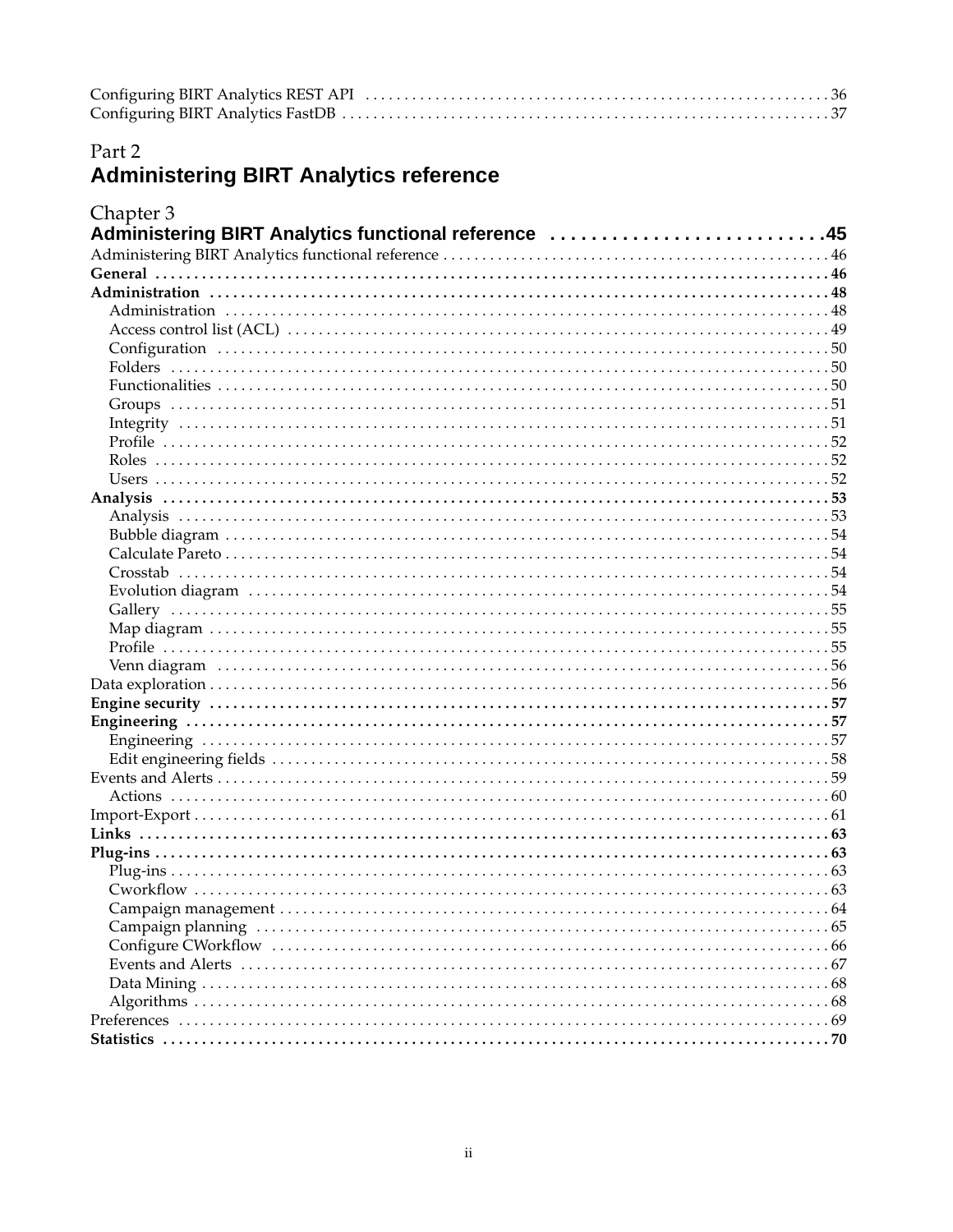Configuring BIRT Analytics REST API . . . . . . . . . . . . . . . . . . . . . . . . . . . . . . . . . . . . . . . . . . . . . . . . . . . . . . . . . . . 36
Configuring BIRT Analytics FastDB . . . . . . . . . . . . . . . . . . . . . . . . . . . . . . . . . . . . . . . . . . . . . . . . . . . . . . . . . . . . . 37

# Part 2
# Administering BIRT Analytics reference

## Chapter 3
## Administering BIRT Analytics functional reference . . . . . . . . . . . . . . . . . . . . . . . . . . 45

Administering BIRT Analytics functional reference . . . . . . . . . . . . . . . . . . . . . . . . . . . . . . . . . . . . . . . . . . . . 46
**General . . . . . . . . . . . . . . . . . . . . . . . . . . . . . . . . . . . . . . . . . . . . . . . . . . . . . . . . . . . . . . . . . . . . . . . . . . . . 46**
**Administration . . . . . . . . . . . . . . . . . . . . . . . . . . . . . . . . . . . . . . . . . . . . . . . . . . . . . . . . . . . . . . . . . . . . . 48**
- Administration . . . . . . . . . . . . . . . . . . . . . . . . . . . . . . . . . . . . . . . . . . . . . . . . . . . . . . . . . . . . . . . . . . . . 48
- Access control list (ACL) . . . . . . . . . . . . . . . . . . . . . . . . . . . . . . . . . . . . . . . . . . . . . . . . . . . . . . . . . . . . 49
- Configuration . . . . . . . . . . . . . . . . . . . . . . . . . . . . . . . . . . . . . . . . . . . . . . . . . . . . . . . . . . . . . . . . . . . . . 50
- Folders . . . . . . . . . . . . . . . . . . . . . . . . . . . . . . . . . . . . . . . . . . . . . . . . . . . . . . . . . . . . . . . . . . . . . . . . . . . 50
- Functionalities . . . . . . . . . . . . . . . . . . . . . . . . . . . . . . . . . . . . . . . . . . . . . . . . . . . . . . . . . . . . . . . . . . . . 50
- Groups . . . . . . . . . . . . . . . . . . . . . . . . . . . . . . . . . . . . . . . . . . . . . . . . . . . . . . . . . . . . . . . . . . . . . . . . . . . 51
- Integrity . . . . . . . . . . . . . . . . . . . . . . . . . . . . . . . . . . . . . . . . . . . . . . . . . . . . . . . . . . . . . . . . . . . . . . . . . . 51
- Profile . . . . . . . . . . . . . . . . . . . . . . . . . . . . . . . . . . . . . . . . . . . . . . . . . . . . . . . . . . . . . . . . . . . . . . . . . . . . 52
- Roles . . . . . . . . . . . . . . . . . . . . . . . . . . . . . . . . . . . . . . . . . . . . . . . . . . . . . . . . . . . . . . . . . . . . . . . . . . . . . 52
- Users . . . . . . . . . . . . . . . . . . . . . . . . . . . . . . . . . . . . . . . . . . . . . . . . . . . . . . . . . . . . . . . . . . . . . . . . . . . . . 52

**Analysis . . . . . . . . . . . . . . . . . . . . . . . . . . . . . . . . . . . . . . . . . . . . . . . . . . . . . . . . . . . . . . . . . . . . . . . . . . . . 53**
- Analysis . . . . . . . . . . . . . . . . . . . . . . . . . . . . . . . . . . . . . . . . . . . . . . . . . . . . . . . . . . . . . . . . . . . . . . . . . . 53
- Bubble diagram . . . . . . . . . . . . . . . . . . . . . . . . . . . . . . . . . . . . . . . . . . . . . . . . . . . . . . . . . . . . . . . . . . . 54
- Calculate Pareto . . . . . . . . . . . . . . . . . . . . . . . . . . . . . . . . . . . . . . . . . . . . . . . . . . . . . . . . . . . . . . . . . . . 54
- Crosstab . . . . . . . . . . . . . . . . . . . . . . . . . . . . . . . . . . . . . . . . . . . . . . . . . . . . . . . . . . . . . . . . . . . . . . . . . 54
- Evolution diagram . . . . . . . . . . . . . . . . . . . . . . . . . . . . . . . . . . . . . . . . . . . . . . . . . . . . . . . . . . . . . . . . 54
- Gallery . . . . . . . . . . . . . . . . . . . . . . . . . . . . . . . . . . . . . . . . . . . . . . . . . . . . . . . . . . . . . . . . . . . . . . . . . . . 55
- Map diagram . . . . . . . . . . . . . . . . . . . . . . . . . . . . . . . . . . . . . . . . . . . . . . . . . . . . . . . . . . . . . . . . . . . . . 55
- Profile . . . . . . . . . . . . . . . . . . . . . . . . . . . . . . . . . . . . . . . . . . . . . . . . . . . . . . . . . . . . . . . . . . . . . . . . . . . . 55
- Venn diagram . . . . . . . . . . . . . . . . . . . . . . . . . . . . . . . . . . . . . . . . . . . . . . . . . . . . . . . . . . . . . . . . . . . . 56

Data exploration . . . . . . . . . . . . . . . . . . . . . . . . . . . . . . . . . . . . . . . . . . . . . . . . . . . . . . . . . . . . . . . . . . . . . . 56
**Engine security . . . . . . . . . . . . . . . . . . . . . . . . . . . . . . . . . . . . . . . . . . . . . . . . . . . . . . . . . . . . . . . . . . . . 57**
**Engineering . . . . . . . . . . . . . . . . . . . . . . . . . . . . . . . . . . . . . . . . . . . . . . . . . . . . . . . . . . . . . . . . . . . . . . . . 57**
- Engineering . . . . . . . . . . . . . . . . . . . . . . . . . . . . . . . . . . . . . . . . . . . . . . . . . . . . . . . . . . . . . . . . . . . . . . 57
- Edit engineering fields . . . . . . . . . . . . . . . . . . . . . . . . . . . . . . . . . . . . . . . . . . . . . . . . . . . . . . . . . . . . . 58

Events and Alerts . . . . . . . . . . . . . . . . . . . . . . . . . . . . . . . . . . . . . . . . . . . . . . . . . . . . . . . . . . . . . . . . . . . . . 59
- Actions . . . . . . . . . . . . . . . . . . . . . . . . . . . . . . . . . . . . . . . . . . . . . . . . . . . . . . . . . . . . . . . . . . . . . . . . . . . 60

Import-Export . . . . . . . . . . . . . . . . . . . . . . . . . . . . . . . . . . . . . . . . . . . . . . . . . . . . . . . . . . . . . . . . . . . . . . . . 61
**Links . . . . . . . . . . . . . . . . . . . . . . . . . . . . . . . . . . . . . . . . . . . . . . . . . . . . . . . . . . . . . . . . . . . . . . . . . . . . . . 63**
**Plug-ins . . . . . . . . . . . . . . . . . . . . . . . . . . . . . . . . . . . . . . . . . . . . . . . . . . . . . . . . . . . . . . . . . . . . . . . . . . . 63**
- Plug-ins . . . . . . . . . . . . . . . . . . . . . . . . . . . . . . . . . . . . . . . . . . . . . . . . . . . . . . . . . . . . . . . . . . . . . . . . . . . 63
- Cworkflow . . . . . . . . . . . . . . . . . . . . . . . . . . . . . . . . . . . . . . . . . . . . . . . . . . . . . . . . . . . . . . . . . . . . . . . . 63
- Campaign management . . . . . . . . . . . . . . . . . . . . . . . . . . . . . . . . . . . . . . . . . . . . . . . . . . . . . . . . . . . . 64
- Campaign planning . . . . . . . . . . . . . . . . . . . . . . . . . . . . . . . . . . . . . . . . . . . . . . . . . . . . . . . . . . . . . . . . 65
- Configure CWorkflow . . . . . . . . . . . . . . . . . . . . . . . . . . . . . . . . . . . . . . . . . . . . . . . . . . . . . . . . . . . . . . 66
- Events and Alerts . . . . . . . . . . . . . . . . . . . . . . . . . . . . . . . . . . . . . . . . . . . . . . . . . . . . . . . . . . . . . . . . . 67
- Data Mining . . . . . . . . . . . . . . . . . . . . . . . . . . . . . . . . . . . . . . . . . . . . . . . . . . . . . . . . . . . . . . . . . . . . . . 68
- Algorithms . . . . . . . . . . . . . . . . . . . . . . . . . . . . . . . . . . . . . . . . . . . . . . . . . . . . . . . . . . . . . . . . . . . . . . . 68

Preferences . . . . . . . . . . . . . . . . . . . . . . . . . . . . . . . . . . . . . . . . . . . . . . . . . . . . . . . . . . . . . . . . . . . . . . . . . . 69
**Statistics . . . . . . . . . . . . . . . . . . . . . . . . . . . . . . . . . . . . . . . . . . . . . . . . . . . . . . . . . . . . . . . . . . . . . . . . . . . 70**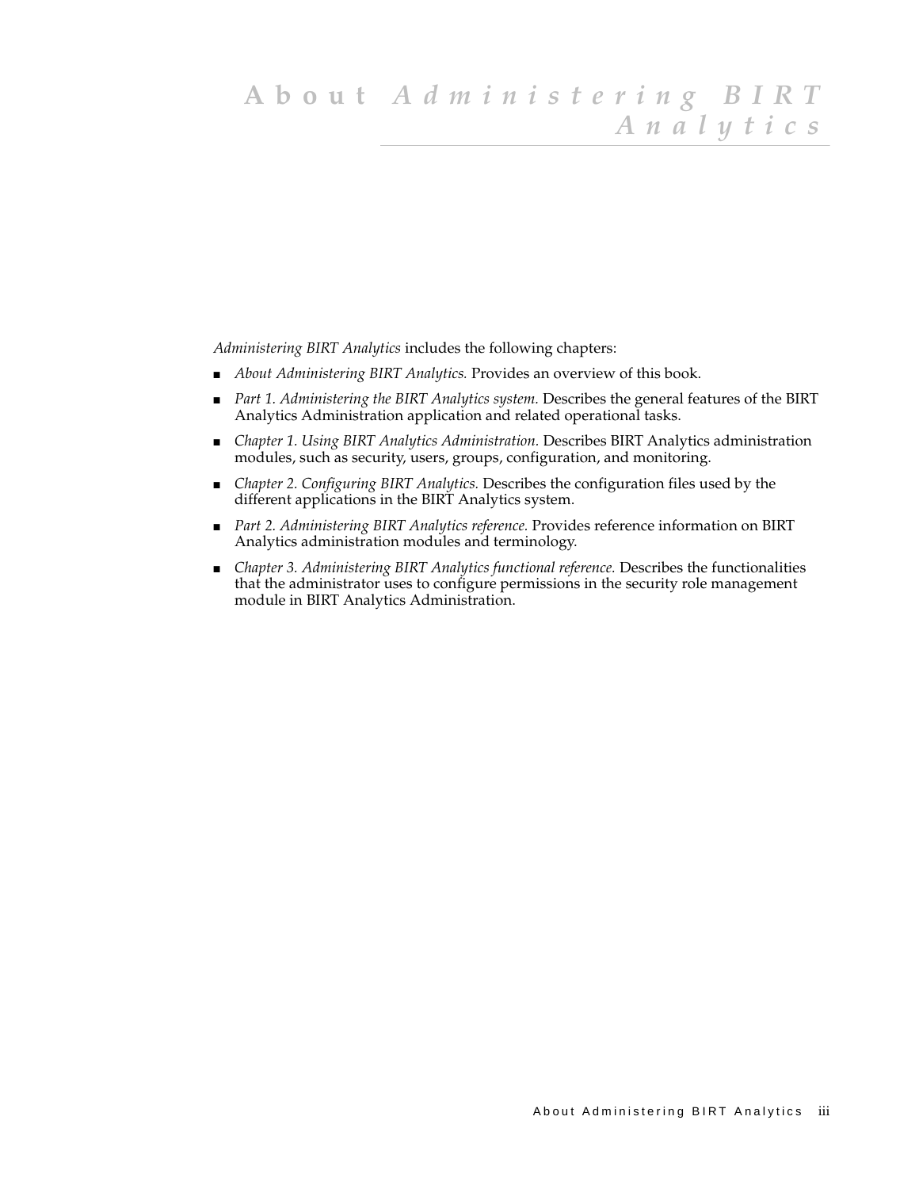# About *Administering BIRT Analytics*

*Administering BIRT Analytics* includes the following chapters:

- *About Administering BIRT Analytics.* Provides an overview of this book.
- *Part 1. Administering the BIRT Analytics system.* Describes the general features of the BIRT Analytics Administration application and related operational tasks.
- *Chapter 1. Using BIRT Analytics Administration.* Describes BIRT Analytics administration modules, such as security, users, groups, configuration, and monitoring.
- *Chapter 2. Configuring BIRT Analytics.* Describes the configuration files used by the different applications in the BIRT Analytics system.
- *Part 2. Administering BIRT Analytics reference.* Provides reference information on BIRT Analytics administration modules and terminology.
- *Chapter 3. Administering BIRT Analytics functional reference.* Describes the functionalities that the administrator uses to configure permissions in the security role management module in BIRT Analytics Administration.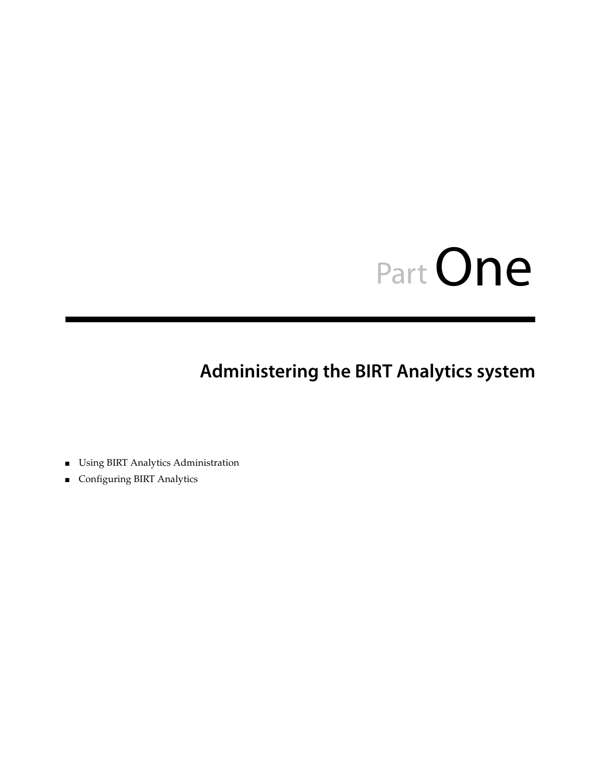# Part One

## Administering the BIRT Analytics system

- Using BIRT Analytics Administration
- Configuring BIRT Analytics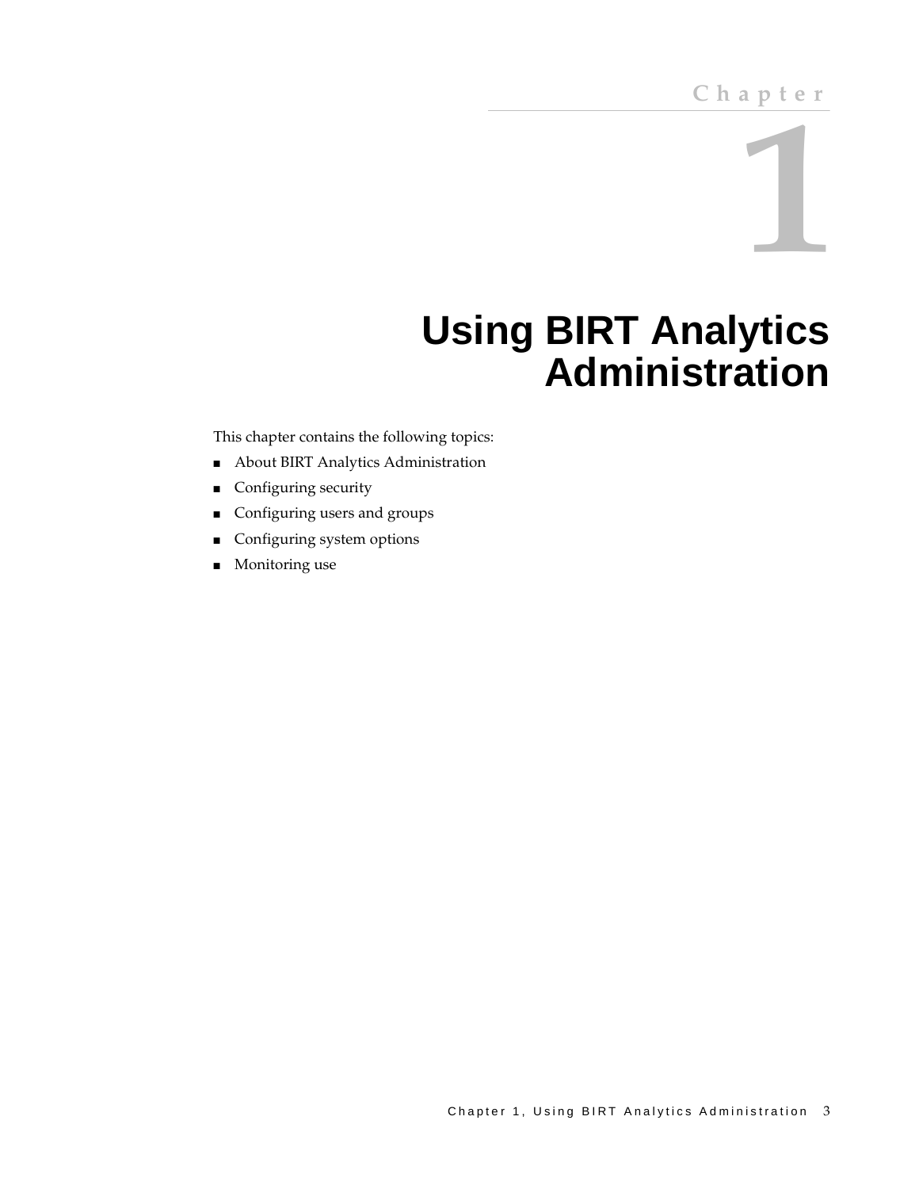Chapter

1

# Using BIRT Analytics Administration

This chapter contains the following topics:

- About BIRT Analytics Administration
- Configuring security
- Configuring users and groups
- Configuring system options
- Monitoring use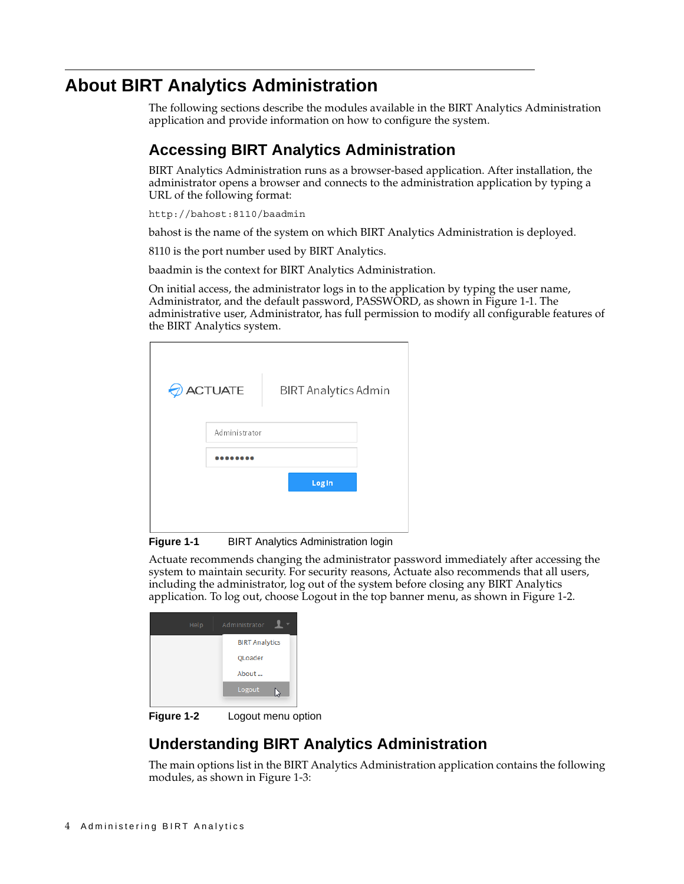# About BIRT Analytics Administration

The following sections describe the modules available in the BIRT Analytics Administration application and provide information on how to configure the system.

## Accessing BIRT Analytics Administration

BIRT Analytics Administration runs as a browser-based application. After installation, the administrator opens a browser and connects to the administration application by typing a URL of the following format:

```
http://bahost:8110/baadmin
```

bahost is the name of the system on which BIRT Analytics Administration is deployed.

8110 is the port number used by BIRT Analytics.

baadmin is the context for BIRT Analytics Administration.

On initial access, the administrator logs in to the application by typing the user name, Administrator, and the default password, PASSWORD, as shown in Figure 1-1. The administrative user, Administrator, has full permission to modify all configurable features of the BIRT Analytics system.

**Figure 1-1** BIRT Analytics Administration login

Actuate recommends changing the administrator password immediately after accessing the system to maintain security. For security reasons, Actuate also recommends that all users, including the administrator, log out of the system before closing any BIRT Analytics application. To log out, choose Logout in the top banner menu, as shown in Figure 1-2.

**Figure 1-2** Logout menu option

## Understanding BIRT Analytics Administration

The main options list in the BIRT Analytics Administration application contains the following modules, as shown in Figure 1-3: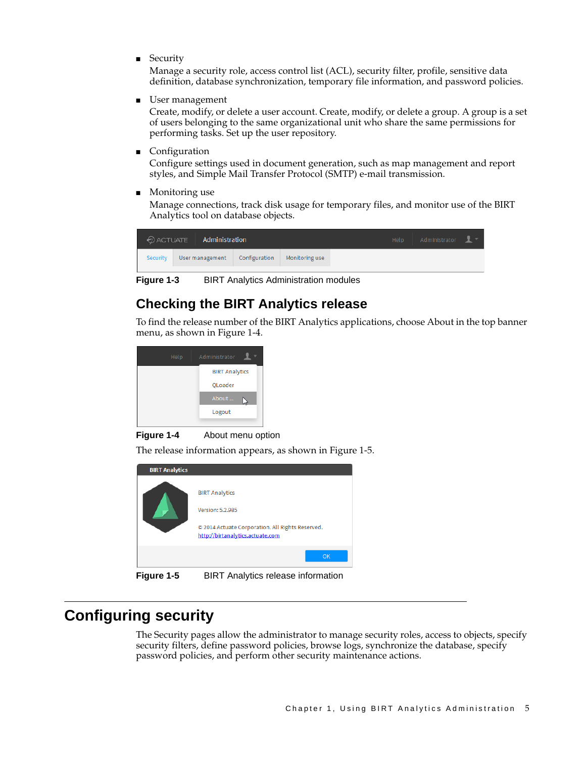- Security
  Manage a security role, access control list (ACL), security filter, profile, sensitive data definition, database synchronization, temporary file information, and password policies.
- User management
  Create, modify, or delete a user account. Create, modify, or delete a group. A group is a set of users belonging to the same organizational unit who share the same permissions for performing tasks. Set up the user repository.
- Configuration
  Configure settings used in document generation, such as map management and report styles, and Simple Mail Transfer Protocol (SMTP) e-mail transmission.
- Monitoring use
  Manage connections, track disk usage for temporary files, and monitor use of the BIRT Analytics tool on database objects.

**Figure 1-3** BIRT Analytics Administration modules

## Checking the BIRT Analytics release

To find the release number of the BIRT Analytics applications, choose About in the top banner menu, as shown in Figure 1-4.

**Figure 1-4** About menu option

The release information appears, as shown in Figure 1-5.

**Figure 1-5** BIRT Analytics release information

# Configuring security

The Security pages allow the administrator to manage security roles, access to objects, specify security filters, define password policies, browse logs, synchronize the database, specify password policies, and perform other security maintenance actions.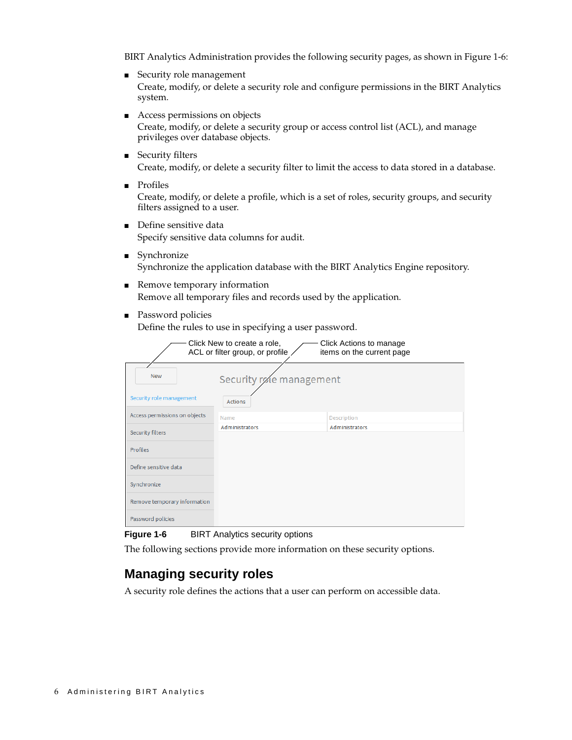BIRT Analytics Administration provides the following security pages, as shown in Figure 1-6:

- Security role management
  Create, modify, or delete a security role and configure permissions in the BIRT Analytics system.
- Access permissions on objects
  Create, modify, or delete a security group or access control list (ACL), and manage privileges over database objects.
- Security filters
  Create, modify, or delete a security filter to limit the access to data stored in a database.
- Profiles
  Create, modify, or delete a profile, which is a set of roles, security groups, and security filters assigned to a user.
- Define sensitive data
  Specify sensitive data columns for audit.
- Synchronize
  Synchronize the application database with the BIRT Analytics Engine repository.
- Remove temporary information
  Remove all temporary files and records used by the application.
- Password policies
  Define the rules to use in specifying a user password.

Click New to create a role, ACL or filter group, or profile

Click Actions to manage items on the current page

New

Security role management

Security role management

Actions

| Name | Description |
| --- | --- |
| Administrators | Administrators |

Access permissions on objects

Security filters

Profiles

Define sensitive data

Synchronize

Remove temporary information

Password policies

**Figure 1-6** BIRT Analytics security options

The following sections provide more information on these security options.

## Managing security roles

A security role defines the actions that a user can perform on accessible data.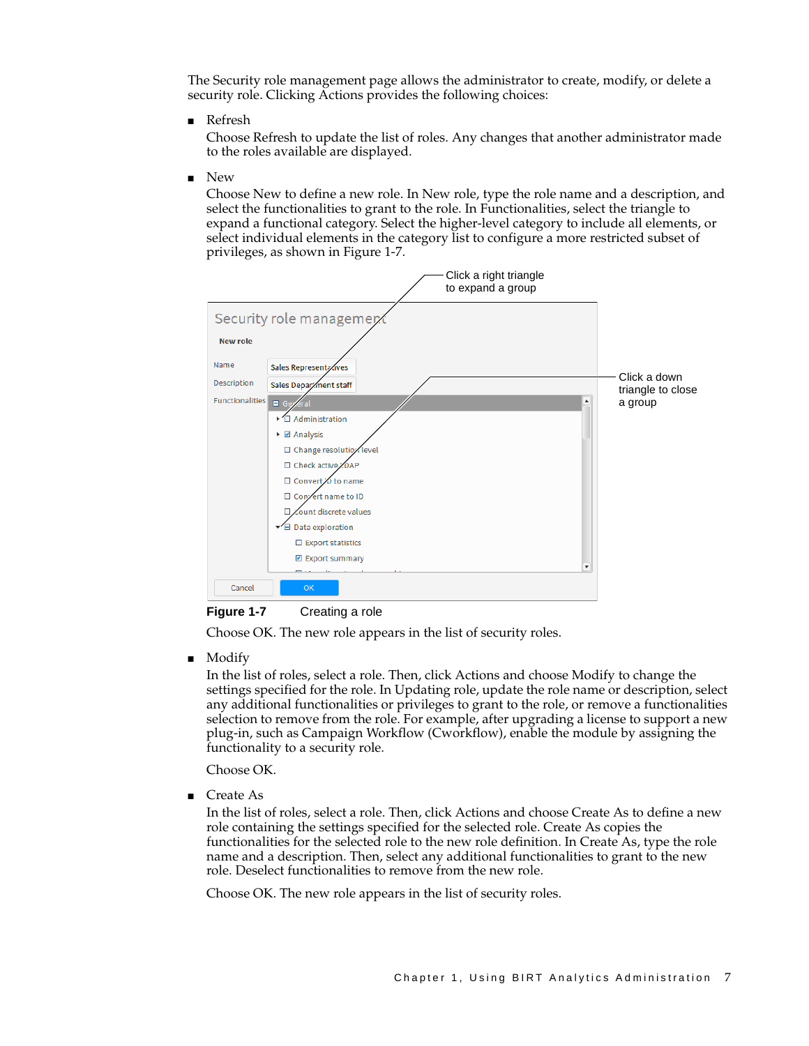The Security role management page allows the administrator to create, modify, or delete a security role. Clicking Actions provides the following choices:

- Refresh

  Choose Refresh to update the list of roles. Any changes that another administrator made to the roles available are displayed.

- New

  Choose New to define a new role. In New role, type the role name and a description, and select the functionalities to grant to the role. In Functionalities, select the triangle to expand a functional category. Select the higher-level category to include all elements, or select individual elements in the category list to configure a more restricted subset of privileges, as shown in Figure 1-7.

  **Figure 1-7** Creating a role

  Choose OK. The new role appears in the list of security roles.

- Modify

  In the list of roles, select a role. Then, click Actions and choose Modify to change the settings specified for the role. In Updating role, update the role name or description, select any additional functionalities or privileges to grant to the role, or remove a functionalities selection to remove from the role. For example, after upgrading a license to support a new plug-in, such as Campaign Workflow (Cworkflow), enable the module by assigning the functionality to a security role.

  Choose OK.

- Create As

  In the list of roles, select a role. Then, click Actions and choose Create As to define a new role containing the settings specified for the selected role. Create As copies the functionalities for the selected role to the new role definition. In Create As, type the role name and a description. Then, select any additional functionalities to grant to the new role. Deselect functionalities to remove from the new role.

  Choose OK. The new role appears in the list of security roles.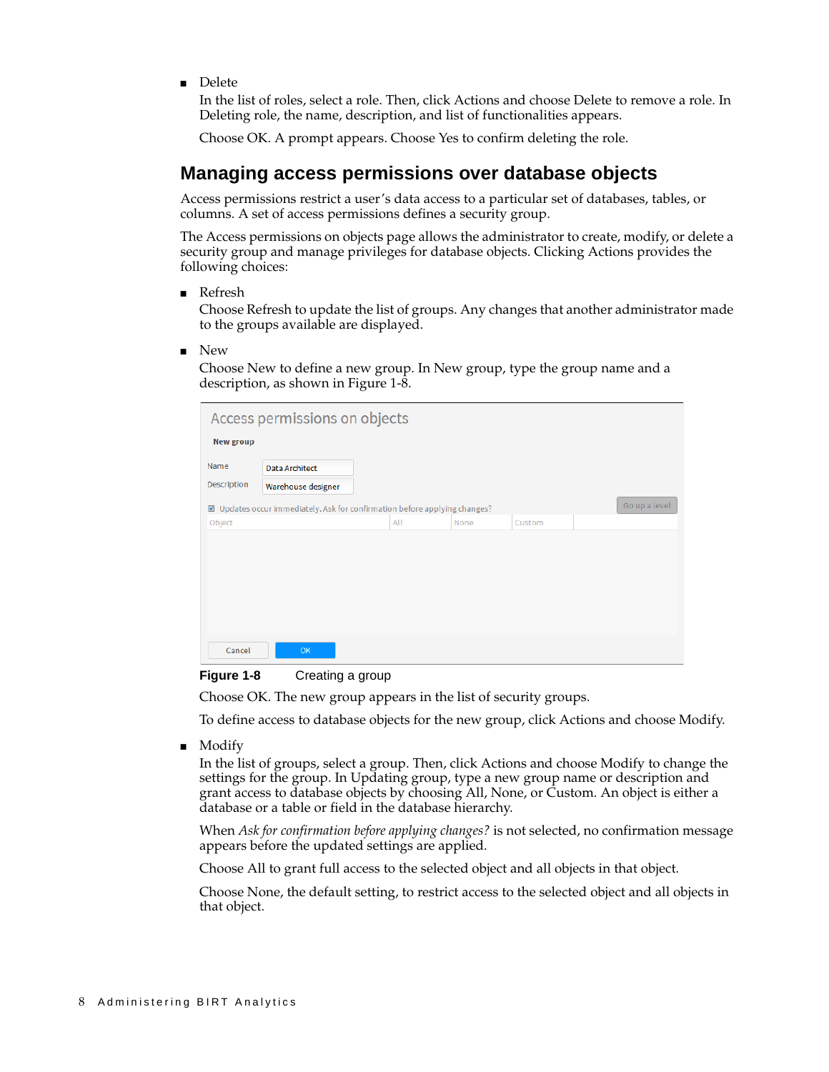- Delete

  In the list of roles, select a role. Then, click Actions and choose Delete to remove a role. In Deleting role, the name, description, and list of functionalities appears.

  Choose OK. A prompt appears. Choose Yes to confirm deleting the role.

## Managing access permissions over database objects

Access permissions restrict a user's data access to a particular set of databases, tables, or columns. A set of access permissions defines a security group.

The Access permissions on objects page allows the administrator to create, modify, or delete a security group and manage privileges for database objects. Clicking Actions provides the following choices:

- Refresh

  Choose Refresh to update the list of groups. Any changes that another administrator made to the groups available are displayed.

- New

  Choose New to define a new group. In New group, type the group name and a description, as shown in Figure 1-8.

  **Figure 1-8** Creating a group

  Choose OK. The new group appears in the list of security groups.

  To define access to database objects for the new group, click Actions and choose Modify.

- Modify

  In the list of groups, select a group. Then, click Actions and choose Modify to change the settings for the group. In Updating group, type a new group name or description and grant access to database objects by choosing All, None, or Custom. An object is either a database or a table or field in the database hierarchy.

  When *Ask for confirmation before applying changes?* is not selected, no confirmation message appears before the updated settings are applied.

  Choose All to grant full access to the selected object and all objects in that object.

  Choose None, the default setting, to restrict access to the selected object and all objects in that object.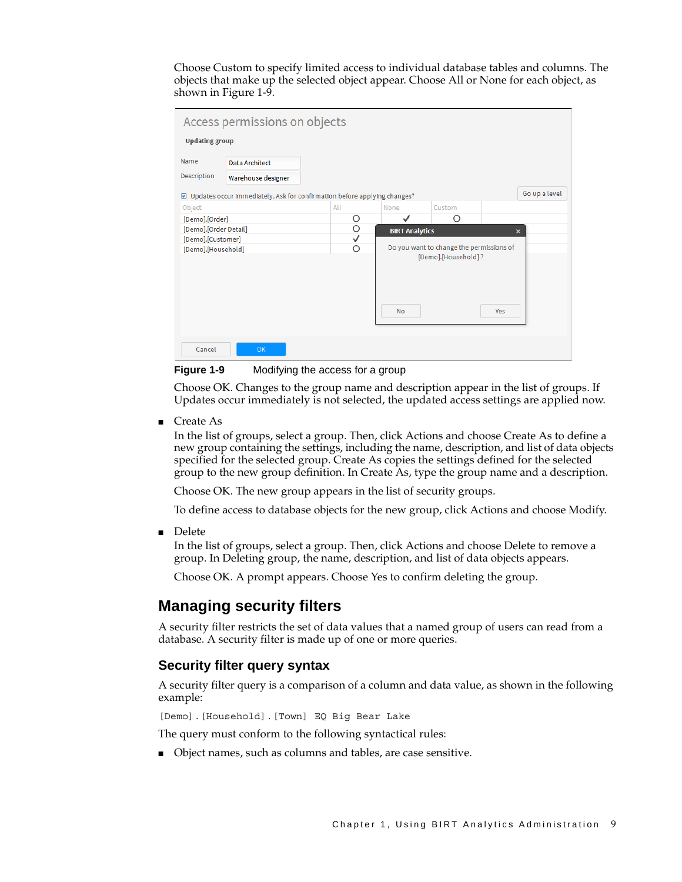Choose Custom to specify limited access to individual database tables and columns. The objects that make up the selected object appear. Choose All or None for each object, as shown in Figure 1-9.

**Figure 1-9** Modifying the access for a group

Choose OK. Changes to the group name and description appear in the list of groups. If Updates occur immediately is not selected, the updated access settings are applied now.

- Create As

  In the list of groups, select a group. Then, click Actions and choose Create As to define a new group containing the settings, including the name, description, and list of data objects specified for the selected group. Create As copies the settings defined for the selected group to the new group definition. In Create As, type the group name and a description.

  Choose OK. The new group appears in the list of security groups.

  To define access to database objects for the new group, click Actions and choose Modify.

- Delete

  In the list of groups, select a group. Then, click Actions and choose Delete to remove a group. In Deleting group, the name, description, and list of data objects appears.

  Choose OK. A prompt appears. Choose Yes to confirm deleting the group.

## Managing security filters

A security filter restricts the set of data values that a named group of users can read from a database. A security filter is made up of one or more queries.

### Security filter query syntax

A security filter query is a comparison of a column and data value, as shown in the following example:

```
[Demo].[Household].[Town] EQ Big Bear Lake
```

The query must conform to the following syntactical rules:

- Object names, such as columns and tables, are case sensitive.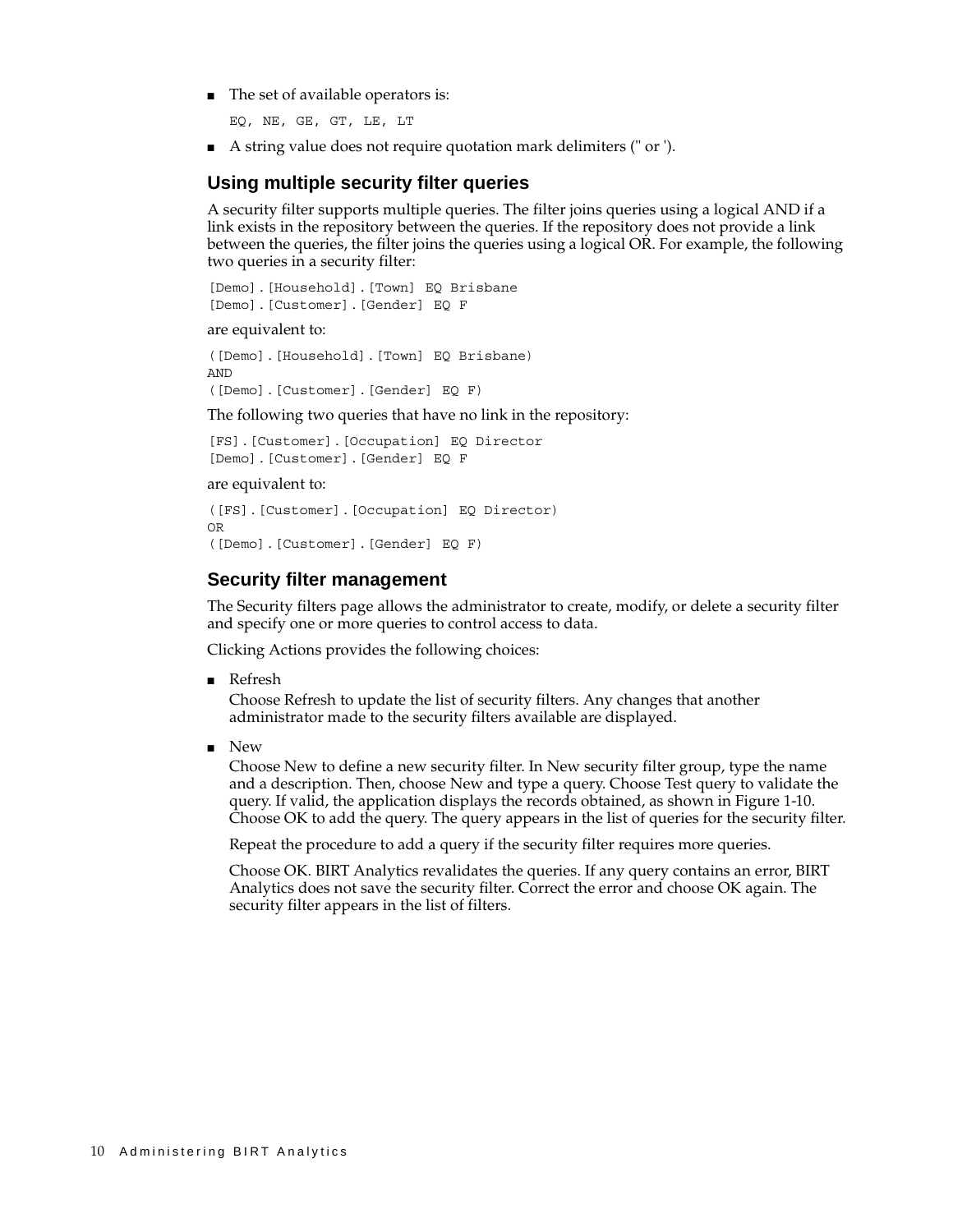- The set of available operators is:

  ```
  EQ, NE, GE, GT, LE, LT
  ```

- A string value does not require quotation mark delimiters (" or ').

## Using multiple security filter queries

A security filter supports multiple queries. The filter joins queries using a logical AND if a link exists in the repository between the queries. If the repository does not provide a link between the queries, the filter joins the queries using a logical OR. For example, the following two queries in a security filter:

```
[Demo].[Household].[Town] EQ Brisbane
[Demo].[Customer].[Gender] EQ F
```

are equivalent to:

```
([Demo].[Household].[Town] EQ Brisbane)
AND
([Demo].[Customer].[Gender] EQ F)
```

The following two queries that have no link in the repository:

```
[FS].[Customer].[Occupation] EQ Director
[Demo].[Customer].[Gender] EQ F
```

are equivalent to:

```
([FS].[Customer].[Occupation] EQ Director)
OR
([Demo].[Customer].[Gender] EQ F)
```

## Security filter management

The Security filters page allows the administrator to create, modify, or delete a security filter and specify one or more queries to control access to data.

Clicking Actions provides the following choices:

- Refresh

  Choose Refresh to update the list of security filters. Any changes that another administrator made to the security filters available are displayed.

- New

  Choose New to define a new security filter. In New security filter group, type the name and a description. Then, choose New and type a query. Choose Test query to validate the query. If valid, the application displays the records obtained, as shown in Figure 1-10. Choose OK to add the query. The query appears in the list of queries for the security filter.

  Repeat the procedure to add a query if the security filter requires more queries.

  Choose OK. BIRT Analytics revalidates the queries. If any query contains an error, BIRT Analytics does not save the security filter. Correct the error and choose OK again. The security filter appears in the list of filters.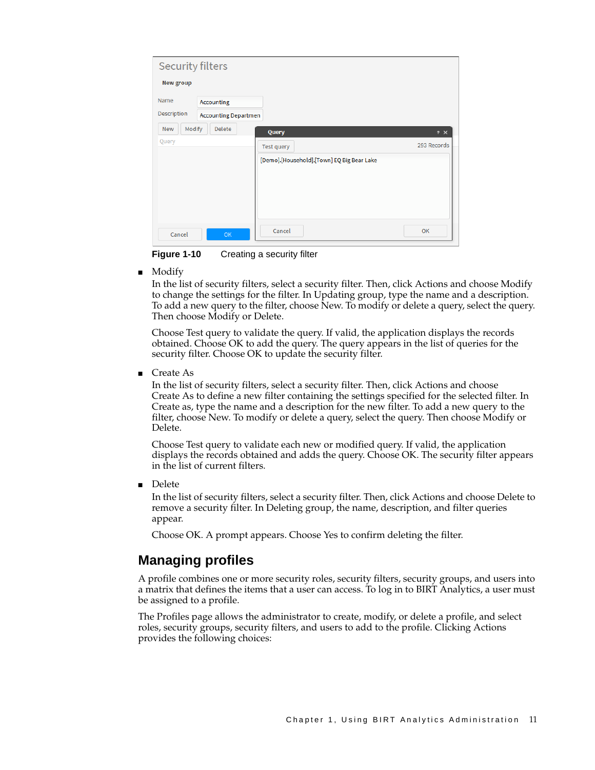**Figure 1-10** Creating a security filter

- Modify

  In the list of security filters, select a security filter. Then, click Actions and choose Modify to change the settings for the filter. In Updating group, type the name and a description. To add a new query to the filter, choose New. To modify or delete a query, select the query. Then choose Modify or Delete.

  Choose Test query to validate the query. If valid, the application displays the records obtained. Choose OK to add the query. The query appears in the list of queries for the security filter. Choose OK to update the security filter.

- Create As

  In the list of security filters, select a security filter. Then, click Actions and choose Create As to define a new filter containing the settings specified for the selected filter. In Create as, type the name and a description for the new filter. To add a new query to the filter, choose New. To modify or delete a query, select the query. Then choose Modify or Delete.

  Choose Test query to validate each new or modified query. If valid, the application displays the records obtained and adds the query. Choose OK. The security filter appears in the list of current filters.

- Delete

  In the list of security filters, select a security filter. Then, click Actions and choose Delete to remove a security filter. In Deleting group, the name, description, and filter queries appear.

  Choose OK. A prompt appears. Choose Yes to confirm deleting the filter.

## Managing profiles

A profile combines one or more security roles, security filters, security groups, and users into a matrix that defines the items that a user can access. To log in to BIRT Analytics, a user must be assigned to a profile.

The Profiles page allows the administrator to create, modify, or delete a profile, and select roles, security groups, security filters, and users to add to the profile. Clicking Actions provides the following choices: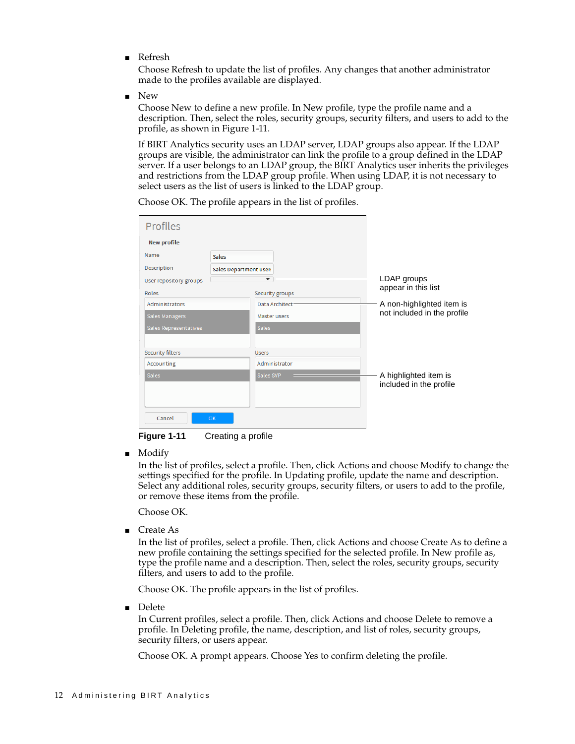- Refresh
  Choose Refresh to update the list of profiles. Any changes that another administrator made to the profiles available are displayed.

- New
  Choose New to define a new profile. In New profile, type the profile name and a description. Then, select the roles, security groups, security filters, and users to add to the profile, as shown in Figure 1-11.

  If BIRT Analytics security uses an LDAP server, LDAP groups also appear. If the LDAP groups are visible, the administrator can link the profile to a group defined in the LDAP server. If a user belongs to an LDAP group, the BIRT Analytics user inherits the privileges and restrictions from the LDAP group profile. When using LDAP, it is not necessary to select users as the list of users is linked to the LDAP group.

  Choose OK. The profile appears in the list of profiles.

**Figure 1-11** Creating a profile

- Modify
  In the list of profiles, select a profile. Then, click Actions and choose Modify to change the settings specified for the profile. In Updating profile, update the name and description. Select any additional roles, security groups, security filters, or users to add to the profile, or remove these items from the profile.

  Choose OK.

- Create As
  In the list of profiles, select a profile. Then, click Actions and choose Create As to define a new profile containing the settings specified for the selected profile. In New profile as, type the profile name and a description. Then, select the roles, security groups, security filters, and users to add to the profile.

  Choose OK. The profile appears in the list of profiles.

- Delete
  In Current profiles, select a profile. Then, click Actions and choose Delete to remove a profile. In Deleting profile, the name, description, and list of roles, security groups, security filters, or users appear.

  Choose OK. A prompt appears. Choose Yes to confirm deleting the profile.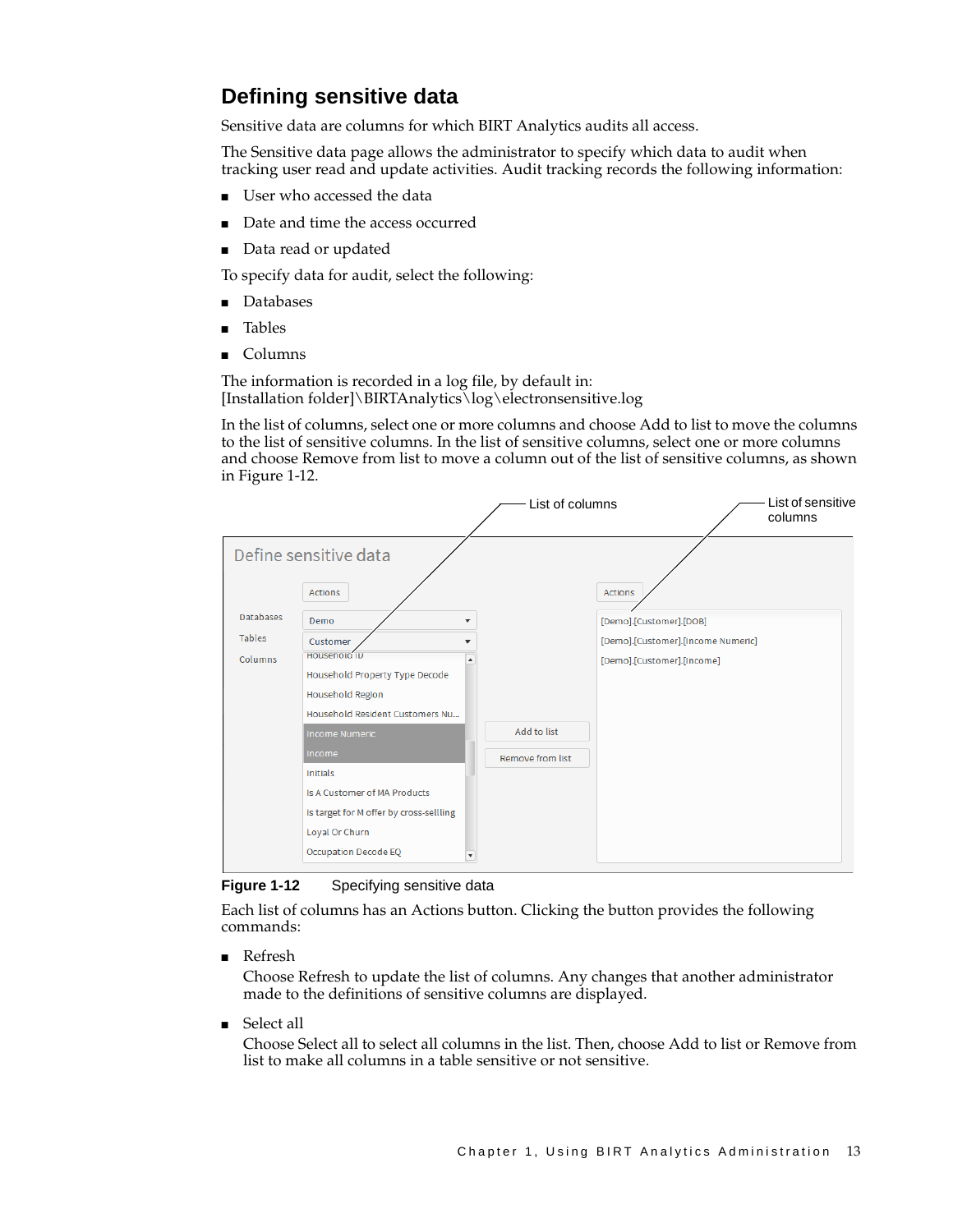## Defining sensitive data

Sensitive data are columns for which BIRT Analytics audits all access.

The Sensitive data page allows the administrator to specify which data to audit when tracking user read and update activities. Audit tracking records the following information:

- User who accessed the data
- Date and time the access occurred
- Data read or updated

To specify data for audit, select the following:

- Databases
- Tables
- Columns

The information is recorded in a log file, by default in:
[Installation folder]\BIRTAnalytics\log\electronsensitive.log

In the list of columns, select one or more columns and choose Add to list to move the columns to the list of sensitive columns. In the list of sensitive columns, select one or more columns and choose Remove from list to move a column out of the list of sensitive columns, as shown in Figure 1-12.

**Figure 1-12** Specifying sensitive data

Each list of columns has an Actions button. Clicking the button provides the following commands:

- Refresh

  Choose Refresh to update the list of columns. Any changes that another administrator made to the definitions of sensitive columns are displayed.

- Select all

  Choose Select all to select all columns in the list. Then, choose Add to list or Remove from list to make all columns in a table sensitive or not sensitive.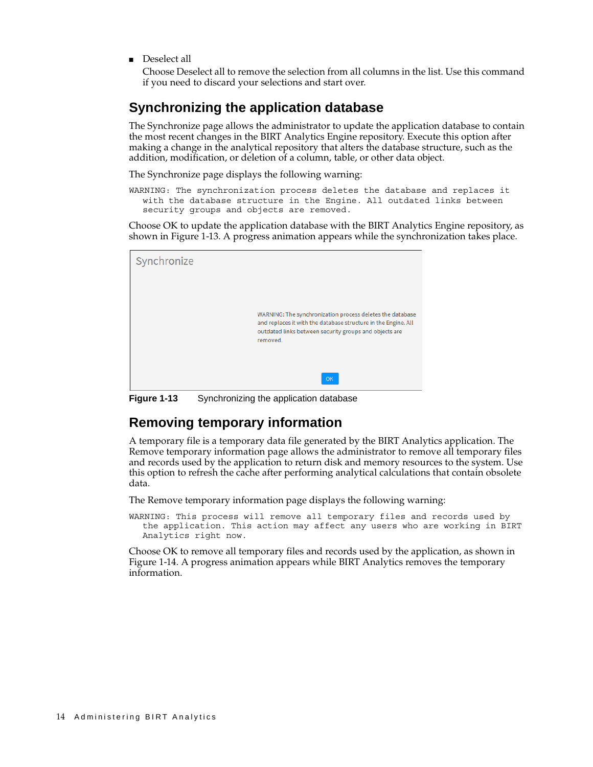- Deselect all

  Choose Deselect all to remove the selection from all columns in the list. Use this command if you need to discard your selections and start over.

## Synchronizing the application database

The Synchronize page allows the administrator to update the application database to contain the most recent changes in the BIRT Analytics Engine repository. Execute this option after making a change in the analytical repository that alters the database structure, such as the addition, modification, or deletion of a column, table, or other data object.

The Synchronize page displays the following warning:

```
WARNING: The synchronization process deletes the database and replaces it
   with the database structure in the Engine. All outdated links between
   security groups and objects are removed.
```

Choose OK to update the application database with the BIRT Analytics Engine repository, as shown in Figure 1-13. A progress animation appears while the synchronization takes place.

**Figure 1-13** Synchronizing the application database

## Removing temporary information

A temporary file is a temporary data file generated by the BIRT Analytics application. The Remove temporary information page allows the administrator to remove all temporary files and records used by the application to return disk and memory resources to the system. Use this option to refresh the cache after performing analytical calculations that contain obsolete data.

The Remove temporary information page displays the following warning:

```
WARNING: This process will remove all temporary files and records used by
   the application. This action may affect any users who are working in BIRT
   Analytics right now.
```

Choose OK to remove all temporary files and records used by the application, as shown in Figure 1-14. A progress animation appears while BIRT Analytics removes the temporary information.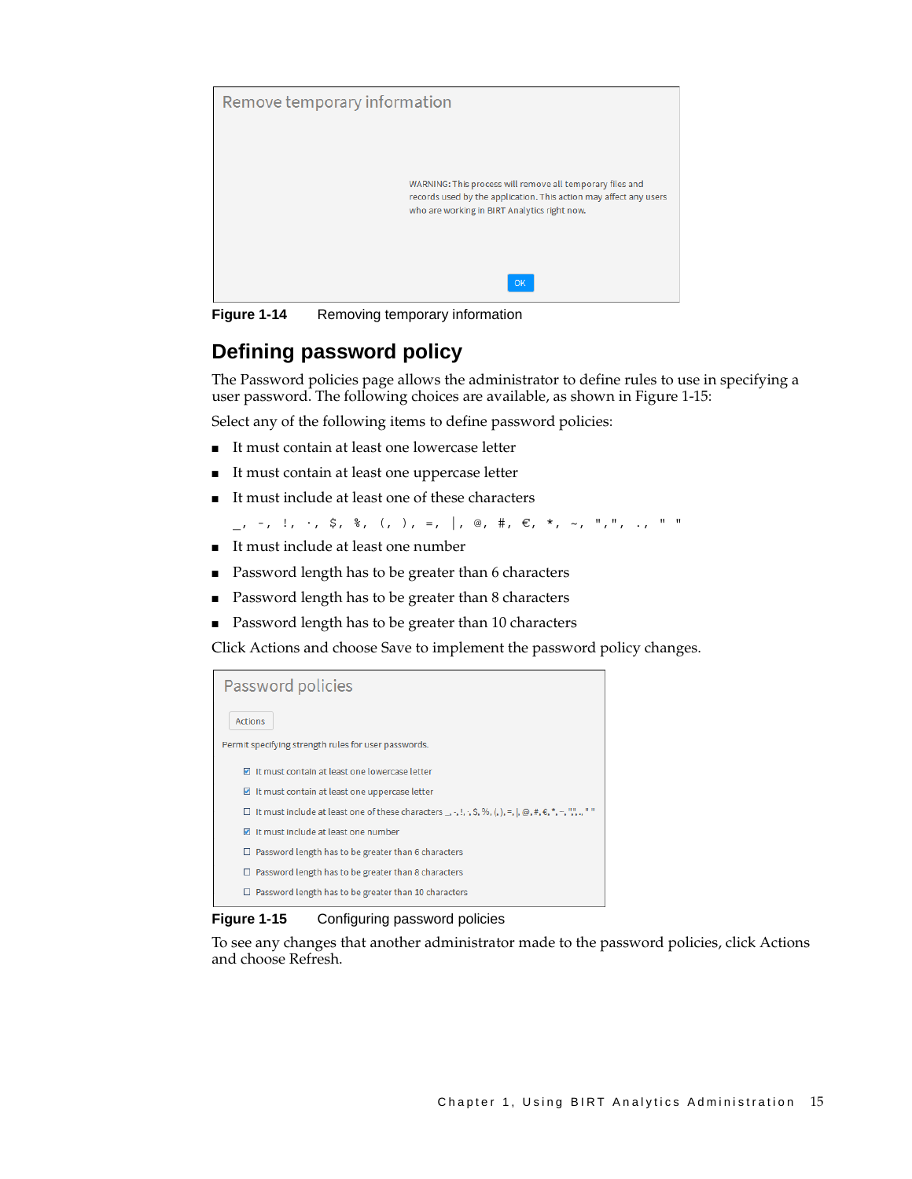Figure 1-14 Removing temporary information

## Defining password policy

The Password policies page allows the administrator to define rules to use in specifying a user password. The following choices are available, as shown in Figure 1-15:

Select any of the following items to define password policies:

- It must contain at least one lowercase letter
- It must contain at least one uppercase letter
- It must include at least one of these characters

  _, -, !, ·, $, %, (, ), =, |, @, #, €, *, ~, ",", ., " "

- It must include at least one number
- Password length has to be greater than 6 characters
- Password length has to be greater than 8 characters
- Password length has to be greater than 10 characters

Click Actions and choose Save to implement the password policy changes.

Figure 1-15 Configuring password policies

To see any changes that another administrator made to the password policies, click Actions and choose Refresh.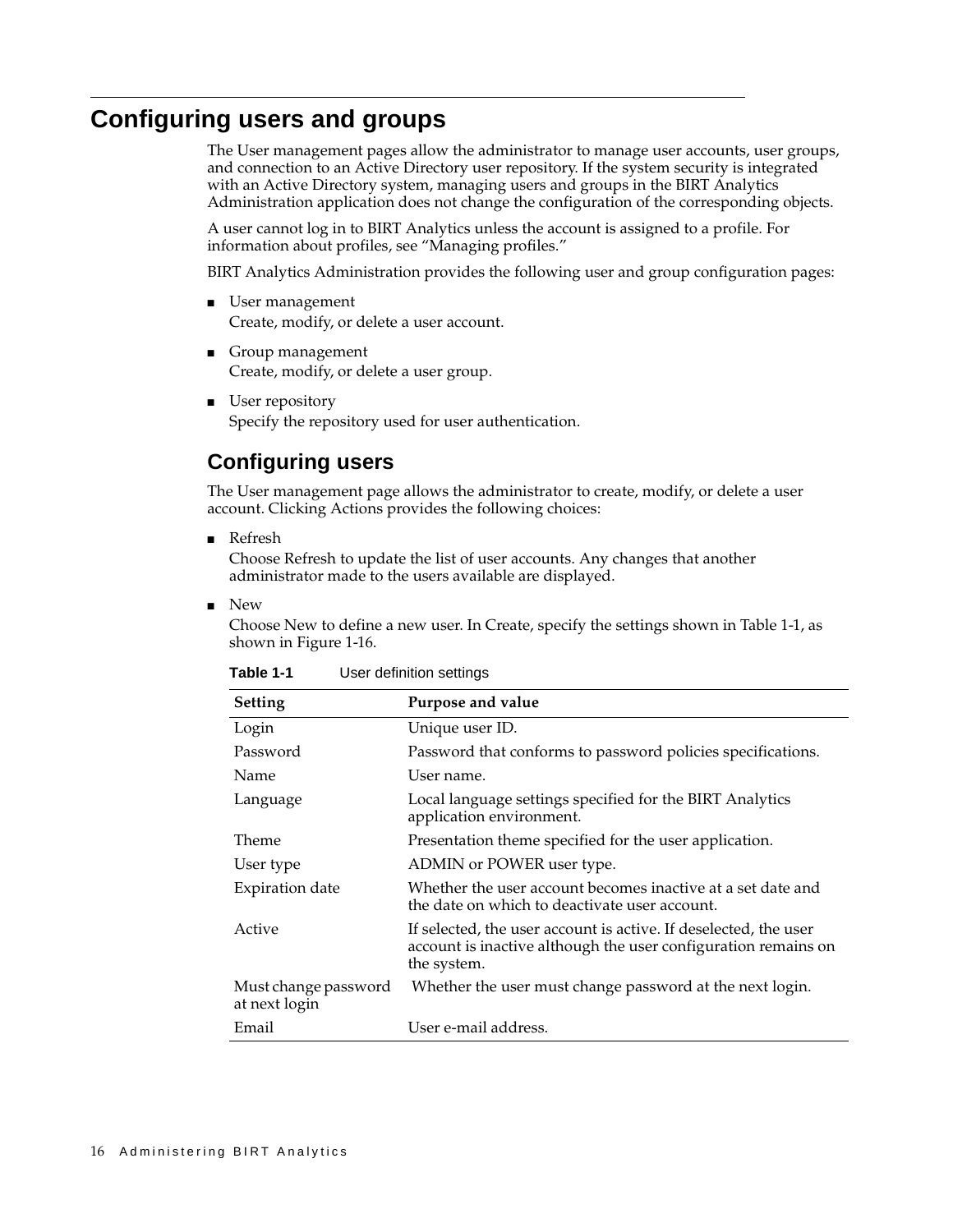# Configuring users and groups

The User management pages allow the administrator to manage user accounts, user groups, and connection to an Active Directory user repository. If the system security is integrated with an Active Directory system, managing users and groups in the BIRT Analytics Administration application does not change the configuration of the corresponding objects.

A user cannot log in to BIRT Analytics unless the account is assigned to a profile. For information about profiles, see "Managing profiles."

BIRT Analytics Administration provides the following user and group configuration pages:

- User management
  Create, modify, or delete a user account.
- Group management
  Create, modify, or delete a user group.
- User repository
  Specify the repository used for user authentication.

## Configuring users

The User management page allows the administrator to create, modify, or delete a user account. Clicking Actions provides the following choices:

- Refresh
  Choose Refresh to update the list of user accounts. Any changes that another administrator made to the users available are displayed.
- New
  Choose New to define a new user. In Create, specify the settings shown in Table 1-1, as shown in Figure 1-16.

**Table 1-1** User definition settings

| Setting | Purpose and value |
|---|---|
| Login | Unique user ID. |
| Password | Password that conforms to password policies specifications. |
| Name | User name. |
| Language | Local language settings specified for the BIRT Analytics application environment. |
| Theme | Presentation theme specified for the user application. |
| User type | ADMIN or POWER user type. |
| Expiration date | Whether the user account becomes inactive at a set date and the date on which to deactivate user account. |
| Active | If selected, the user account is active. If deselected, the user account is inactive although the user configuration remains on the system. |
| Must change password at next login | Whether the user must change password at the next login. |
| Email | User e-mail address. |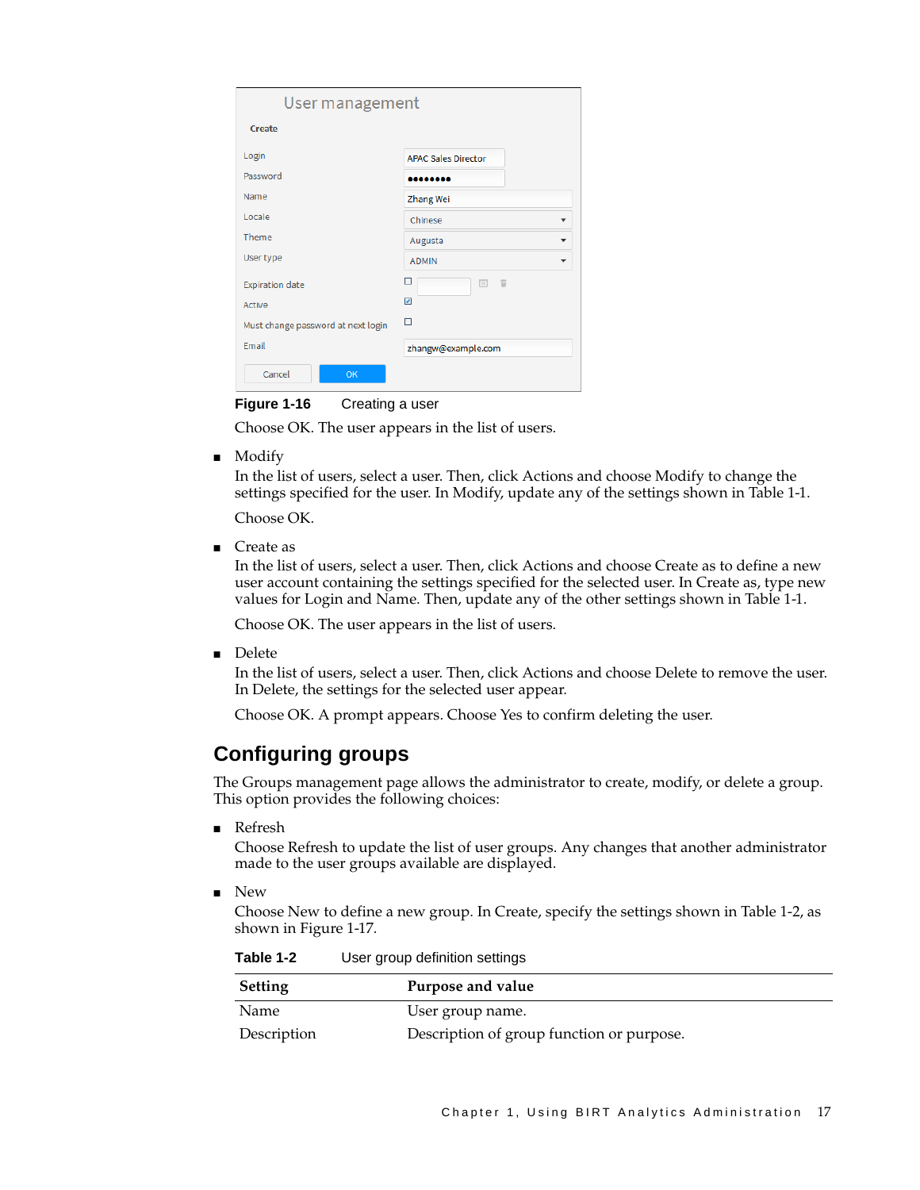**Figure 1-16** Creating a user

Choose OK. The user appears in the list of users.

- Modify

  In the list of users, select a user. Then, click Actions and choose Modify to change the settings specified for the user. In Modify, update any of the settings shown in Table 1-1.

  Choose OK.

- Create as

  In the list of users, select a user. Then, click Actions and choose Create as to define a new user account containing the settings specified for the selected user. In Create as, type new values for Login and Name. Then, update any of the other settings shown in Table 1-1.

  Choose OK. The user appears in the list of users.

- Delete

  In the list of users, select a user. Then, click Actions and choose Delete to remove the user. In Delete, the settings for the selected user appear.

  Choose OK. A prompt appears. Choose Yes to confirm deleting the user.

## Configuring groups

The Groups management page allows the administrator to create, modify, or delete a group. This option provides the following choices:

- Refresh

  Choose Refresh to update the list of user groups. Any changes that another administrator made to the user groups available are displayed.

- New

  Choose New to define a new group. In Create, specify the settings shown in Table 1-2, as shown in Figure 1-17.

**Table 1-2** User group definition settings

| Setting | Purpose and value |
|---|---|
| Name | User group name. |
| Description | Description of group function or purpose. |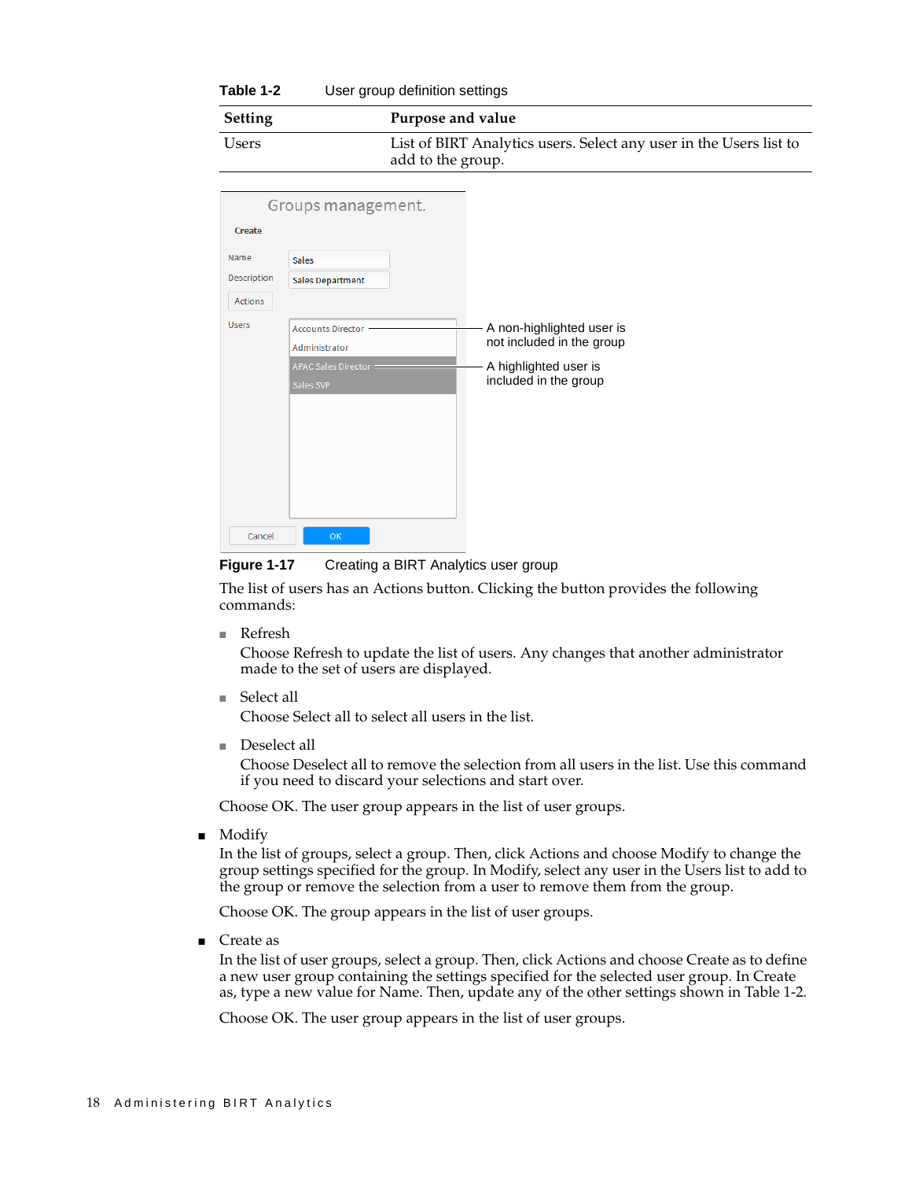**Table 1-2** User group definition settings

| Setting | Purpose and value |
|---|---|
| Users | List of BIRT Analytics users. Select any user in the Users list to add to the group. |

**Figure 1-17** Creating a BIRT Analytics user group

The list of users has an Actions button. Clicking the button provides the following commands:

- Refresh
  Choose Refresh to update the list of users. Any changes that another administrator made to the set of users are displayed.
- Select all
  Choose Select all to select all users in the list.
- Deselect all
  Choose Deselect all to remove the selection from all users in the list. Use this command if you need to discard your selections and start over.

Choose OK. The user group appears in the list of user groups.

- Modify
  In the list of groups, select a group. Then, click Actions and choose Modify to change the group settings specified for the group. In Modify, select any user in the Users list to add to the group or remove the selection from a user to remove them from the group.

  Choose OK. The group appears in the list of user groups.
- Create as
  In the list of user groups, select a group. Then, click Actions and choose Create as to define a new user group containing the settings specified for the selected user group. In Create as, type a new value for Name. Then, update any of the other settings shown in Table 1-2.

  Choose OK. The user group appears in the list of user groups.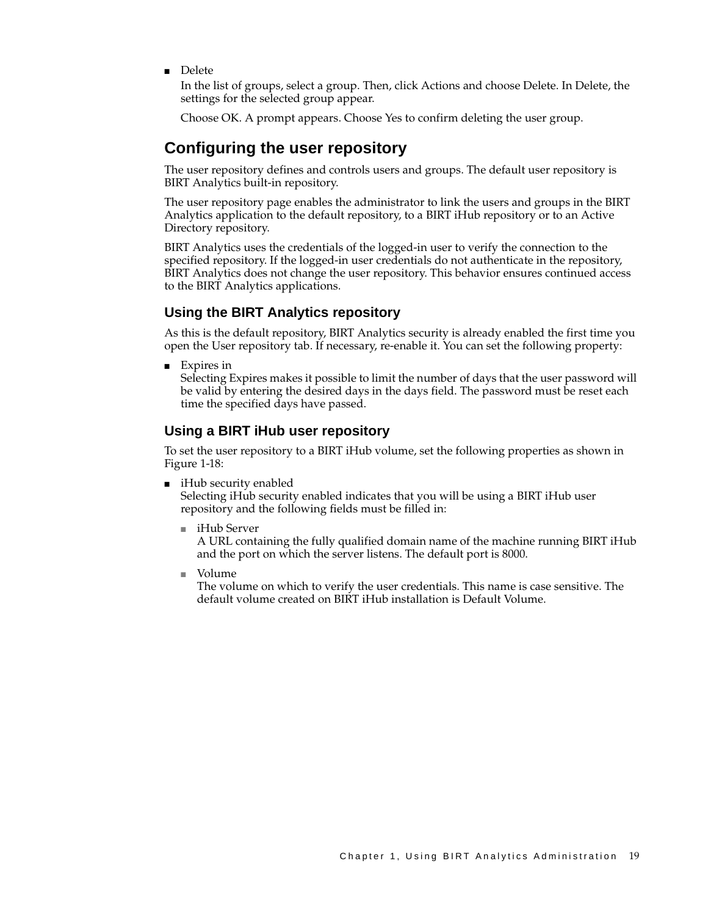- Delete

  In the list of groups, select a group. Then, click Actions and choose Delete. In Delete, the settings for the selected group appear.

  Choose OK. A prompt appears. Choose Yes to confirm deleting the user group.

## Configuring the user repository

The user repository defines and controls users and groups. The default user repository is BIRT Analytics built-in repository.

The user repository page enables the administrator to link the users and groups in the BIRT Analytics application to the default repository, to a BIRT iHub repository or to an Active Directory repository.

BIRT Analytics uses the credentials of the logged-in user to verify the connection to the specified repository. If the logged-in user credentials do not authenticate in the repository, BIRT Analytics does not change the user repository. This behavior ensures continued access to the BIRT Analytics applications.

### Using the BIRT Analytics repository

As this is the default repository, BIRT Analytics security is already enabled the first time you open the User repository tab. If necessary, re-enable it. You can set the following property:

- Expires in
  Selecting Expires makes it possible to limit the number of days that the user password will be valid by entering the desired days in the days field. The password must be reset each time the specified days have passed.

### Using a BIRT iHub user repository

To set the user repository to a BIRT iHub volume, set the following properties as shown in Figure 1-18:

- iHub security enabled
  Selecting iHub security enabled indicates that you will be using a BIRT iHub user repository and the following fields must be filled in:
  - iHub Server
    A URL containing the fully qualified domain name of the machine running BIRT iHub and the port on which the server listens. The default port is 8000.
  - Volume
    The volume on which to verify the user credentials. This name is case sensitive. The default volume created on BIRT iHub installation is Default Volume.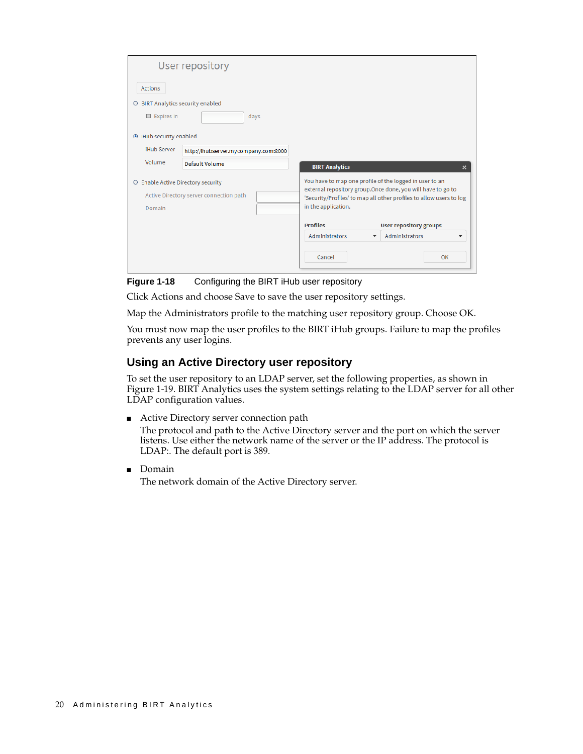Figure 1-18 Configuring the BIRT iHub user repository

Click Actions and choose Save to save the user repository settings.

Map the Administrators profile to the matching user repository group. Choose OK.

You must now map the user profiles to the BIRT iHub groups. Failure to map the profiles prevents any user logins.

## Using an Active Directory user repository

To set the user repository to an LDAP server, set the following properties, as shown in Figure 1-19. BIRT Analytics uses the system settings relating to the LDAP server for all other LDAP configuration values.

- Active Directory server connection path
  The protocol and path to the Active Directory server and the port on which the server listens. Use either the network name of the server or the IP address. The protocol is LDAP:. The default port is 389.
- Domain
  The network domain of the Active Directory server.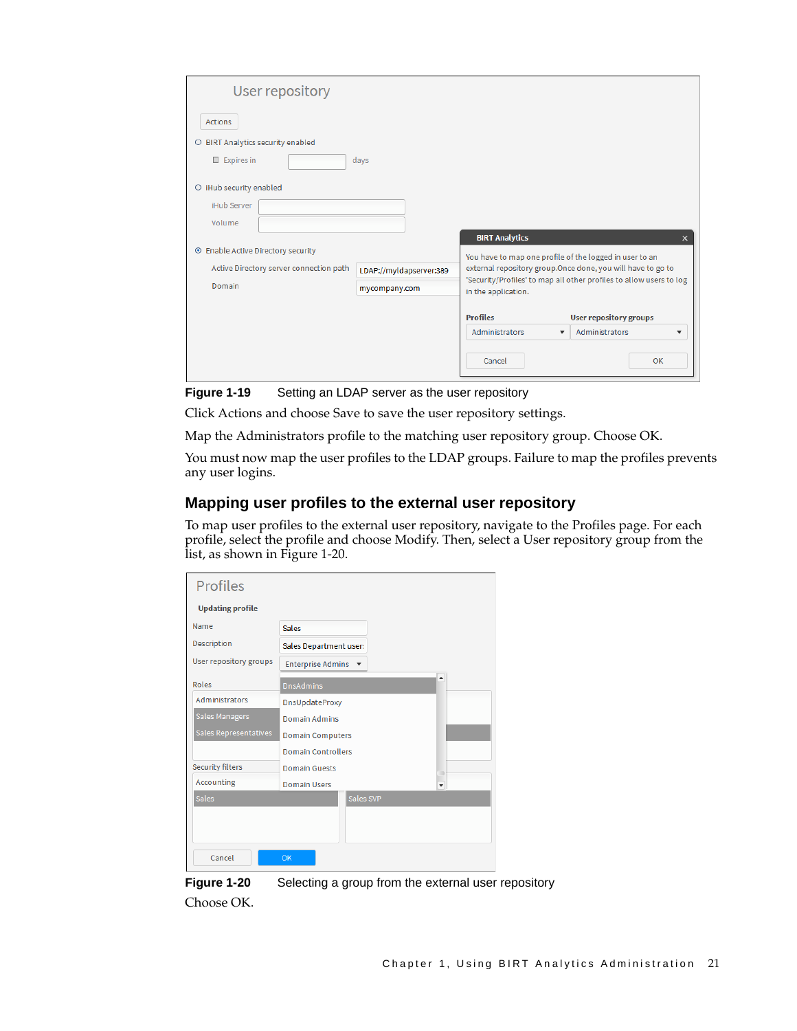Figure 1-19 Setting an LDAP server as the user repository

Click Actions and choose Save to save the user repository settings.

Map the Administrators profile to the matching user repository group. Choose OK.

You must now map the user profiles to the LDAP groups. Failure to map the profiles prevents any user logins.

## Mapping user profiles to the external user repository

To map user profiles to the external user repository, navigate to the Profiles page. For each profile, select the profile and choose Modify. Then, select a User repository group from the list, as shown in Figure 1-20.

Figure 1-20 Selecting a group from the external user repository

Choose OK.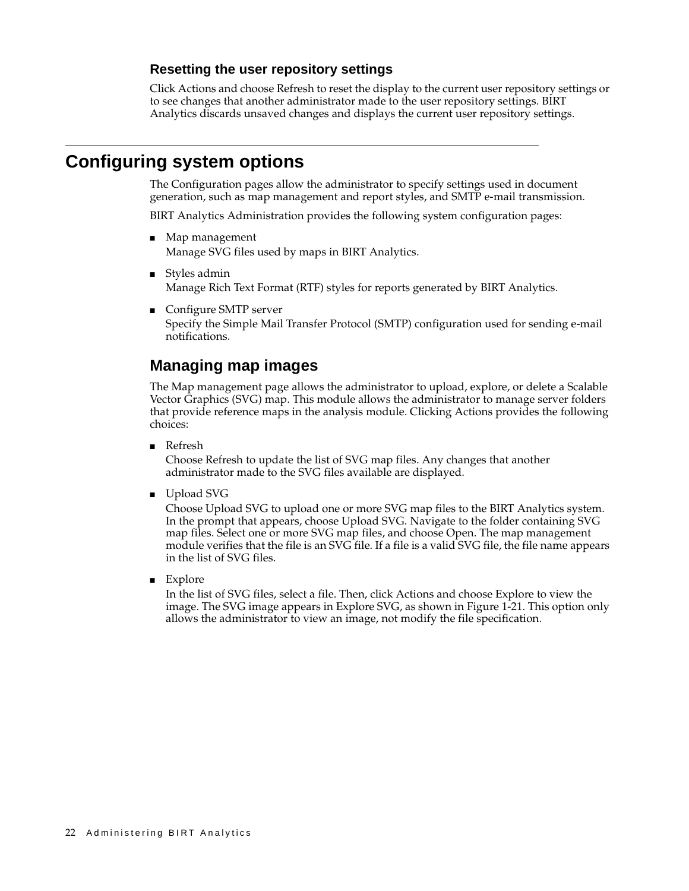### Resetting the user repository settings

Click Actions and choose Refresh to reset the display to the current user repository settings or to see changes that another administrator made to the user repository settings. BIRT Analytics discards unsaved changes and displays the current user repository settings.

## Configuring system options

The Configuration pages allow the administrator to specify settings used in document generation, such as map management and report styles, and SMTP e-mail transmission.

BIRT Analytics Administration provides the following system configuration pages:

- Map management
  Manage SVG files used by maps in BIRT Analytics.

- Styles admin
  Manage Rich Text Format (RTF) styles for reports generated by BIRT Analytics.

- Configure SMTP server
  Specify the Simple Mail Transfer Protocol (SMTP) configuration used for sending e-mail notifications.

### Managing map images

The Map management page allows the administrator to upload, explore, or delete a Scalable Vector Graphics (SVG) map. This module allows the administrator to manage server folders that provide reference maps in the analysis module. Clicking Actions provides the following choices:

- Refresh
  Choose Refresh to update the list of SVG map files. Any changes that another administrator made to the SVG files available are displayed.

- Upload SVG
  Choose Upload SVG to upload one or more SVG map files to the BIRT Analytics system. In the prompt that appears, choose Upload SVG. Navigate to the folder containing SVG map files. Select one or more SVG map files, and choose Open. The map management module verifies that the file is an SVG file. If a file is a valid SVG file, the file name appears in the list of SVG files.

- Explore
  In the list of SVG files, select a file. Then, click Actions and choose Explore to view the image. The SVG image appears in Explore SVG, as shown in Figure 1-21. This option only allows the administrator to view an image, not modify the file specification.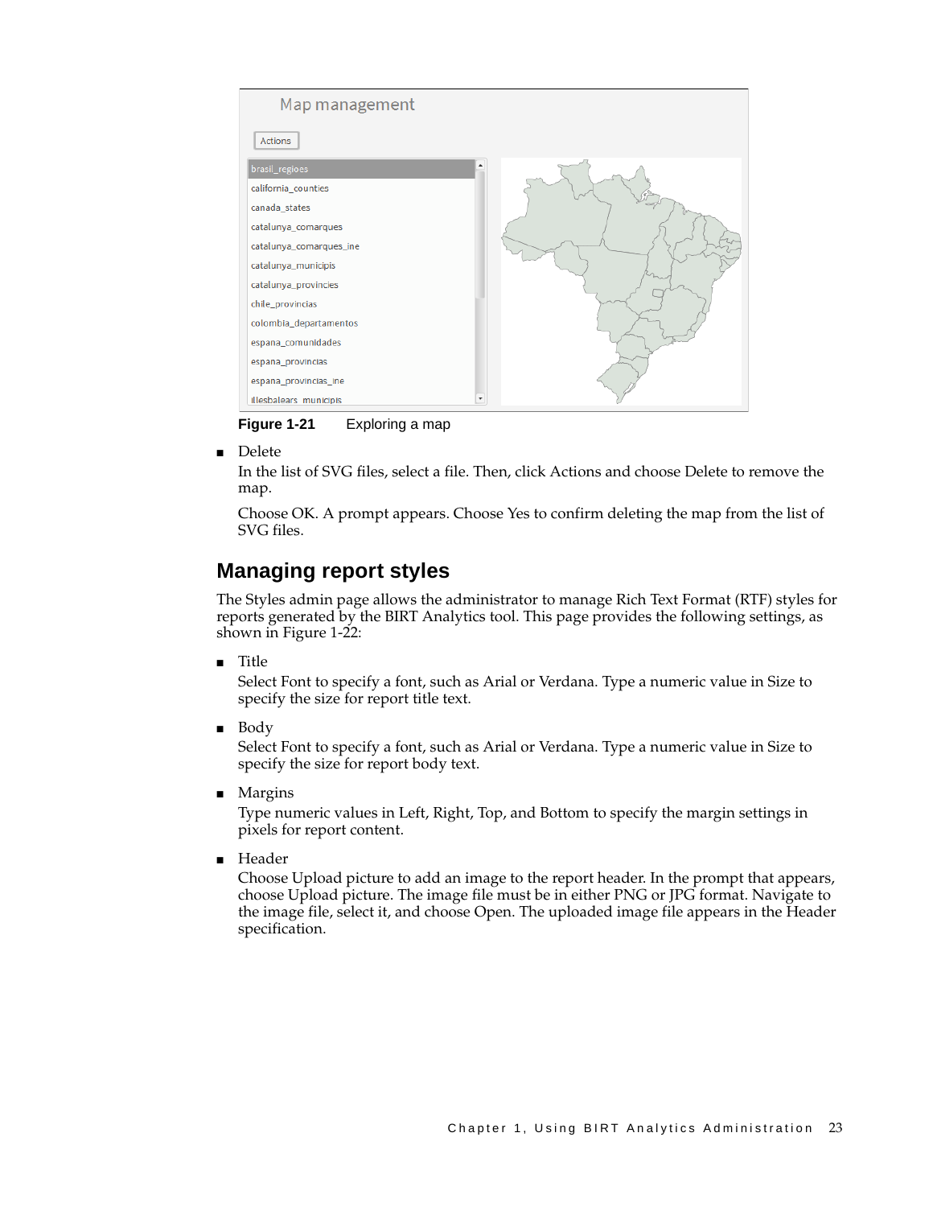Figure 1-21 Exploring a map

- Delete

  In the list of SVG files, select a file. Then, click Actions and choose Delete to remove the map.

  Choose OK. A prompt appears. Choose Yes to confirm deleting the map from the list of SVG files.

## Managing report styles

The Styles admin page allows the administrator to manage Rich Text Format (RTF) styles for reports generated by the BIRT Analytics tool. This page provides the following settings, as shown in Figure 1-22:

- Title

  Select Font to specify a font, such as Arial or Verdana. Type a numeric value in Size to specify the size for report title text.

- Body

  Select Font to specify a font, such as Arial or Verdana. Type a numeric value in Size to specify the size for report body text.

- Margins

  Type numeric values in Left, Right, Top, and Bottom to specify the margin settings in pixels for report content.

- Header

  Choose Upload picture to add an image to the report header. In the prompt that appears, choose Upload picture. The image file must be in either PNG or JPG format. Navigate to the image file, select it, and choose Open. The uploaded image file appears in the Header specification.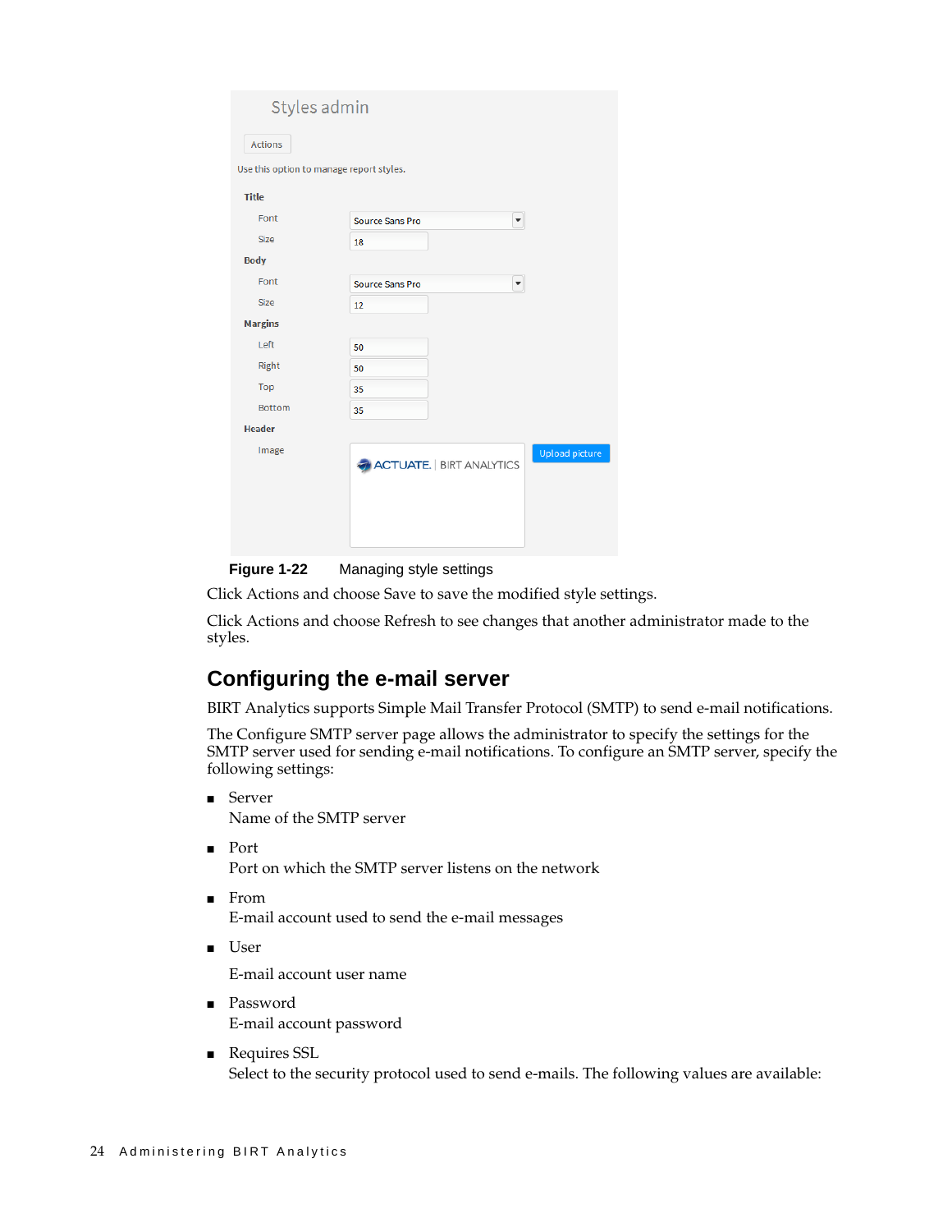Figure 1-22 Managing style settings

Click Actions and choose Save to save the modified style settings.

Click Actions and choose Refresh to see changes that another administrator made to the styles.

## Configuring the e-mail server

BIRT Analytics supports Simple Mail Transfer Protocol (SMTP) to send e-mail notifications.

The Configure SMTP server page allows the administrator to specify the settings for the SMTP server used for sending e-mail notifications. To configure an SMTP server, specify the following settings:

- Server  
  Name of the SMTP server
- Port  
  Port on which the SMTP server listens on the network
- From  
  E-mail account used to send the e-mail messages
- User  
  E-mail account user name
- Password  
  E-mail account password
- Requires SSL  
  Select to the security protocol used to send e-mails. The following values are available: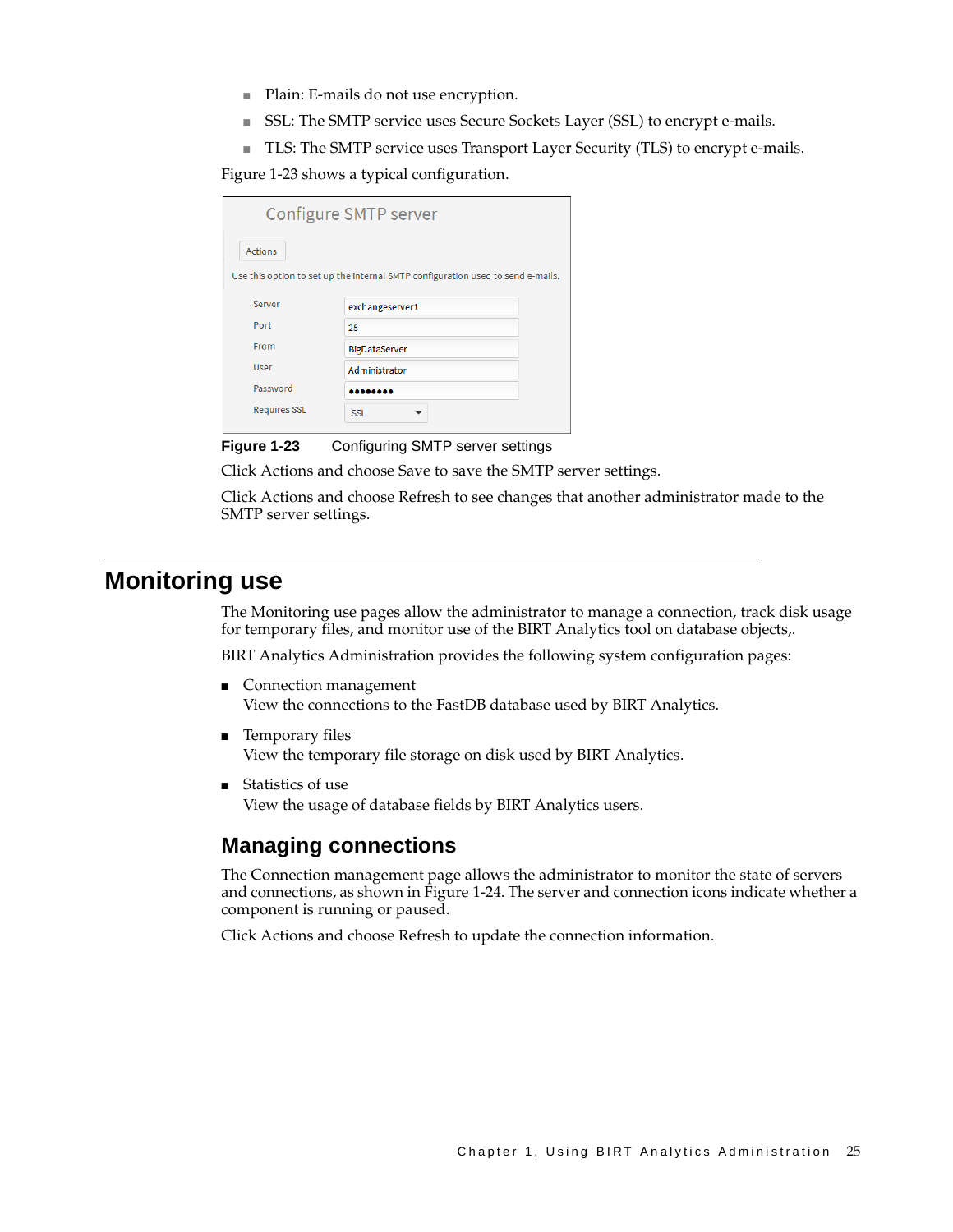- Plain: E-mails do not use encryption.
- SSL: The SMTP service uses Secure Sockets Layer (SSL) to encrypt e-mails.
- TLS: The SMTP service uses Transport Layer Security (TLS) to encrypt e-mails.

Figure 1-23 shows a typical configuration.

**Figure 1-23** Configuring SMTP server settings

Click Actions and choose Save to save the SMTP server settings.

Click Actions and choose Refresh to see changes that another administrator made to the SMTP server settings.

# Monitoring use

The Monitoring use pages allow the administrator to manage a connection, track disk usage for temporary files, and monitor use of the BIRT Analytics tool on database objects,.

BIRT Analytics Administration provides the following system configuration pages:

- Connection management  
  View the connections to the FastDB database used by BIRT Analytics.
- Temporary files  
  View the temporary file storage on disk used by BIRT Analytics.
- Statistics of use  
  View the usage of database fields by BIRT Analytics users.

## Managing connections

The Connection management page allows the administrator to monitor the state of servers and connections, as shown in Figure 1-24. The server and connection icons indicate whether a component is running or paused.

Click Actions and choose Refresh to update the connection information.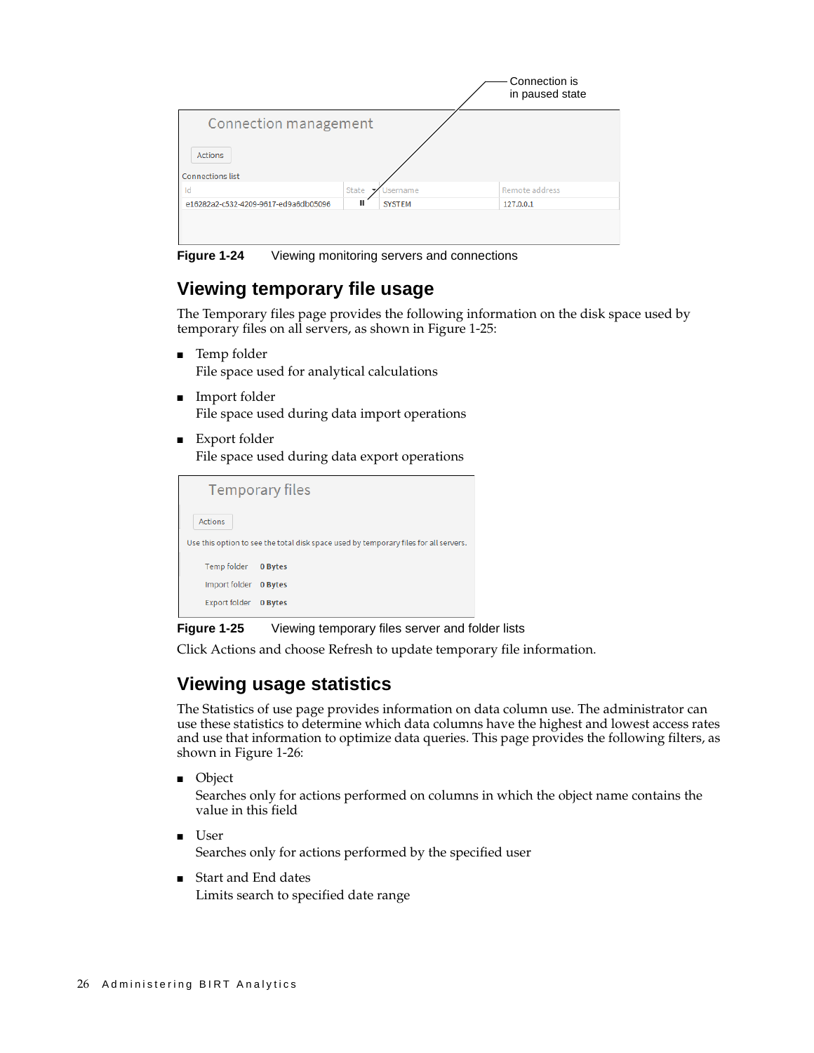Figure 1-24 Viewing monitoring servers and connections

## Viewing temporary file usage

The Temporary files page provides the following information on the disk space used by temporary files on all servers, as shown in Figure 1-25:

- Temp folder
  File space used for analytical calculations
- Import folder
  File space used during data import operations
- Export folder
  File space used during data export operations

Figure 1-25 Viewing temporary files server and folder lists

Click Actions and choose Refresh to update temporary file information.

## Viewing usage statistics

The Statistics of use page provides information on data column use. The administrator can use these statistics to determine which data columns have the highest and lowest access rates and use that information to optimize data queries. This page provides the following filters, as shown in Figure 1-26:

- Object
  Searches only for actions performed on columns in which the object name contains the value in this field
- User
  Searches only for actions performed by the specified user
- Start and End dates
  Limits search to specified date range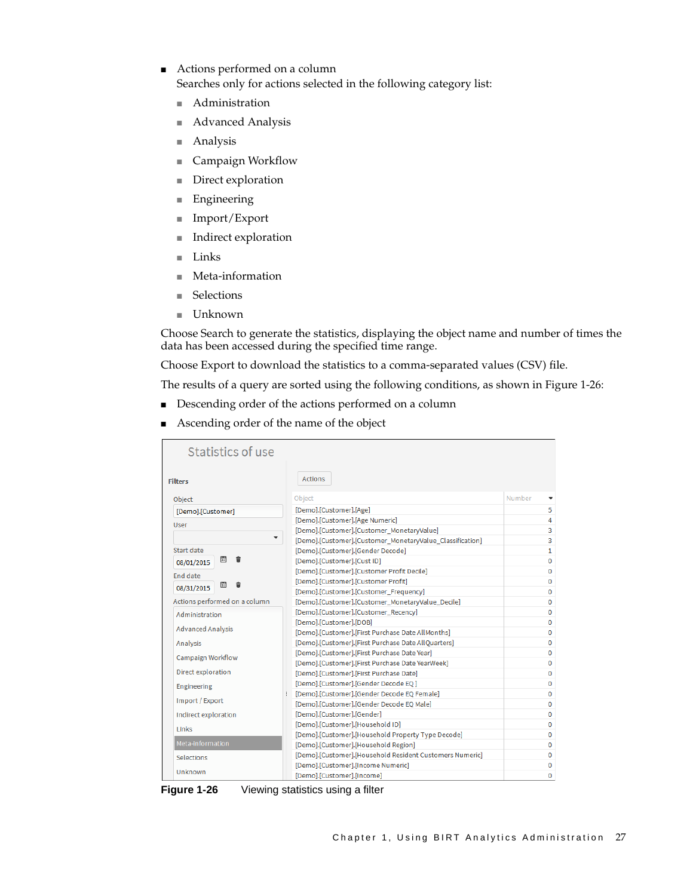- Actions performed on a column
  Searches only for actions selected in the following category list:
  - Administration
  - Advanced Analysis
  - Analysis
  - Campaign Workflow
  - Direct exploration
  - Engineering
  - Import/Export
  - Indirect exploration
  - Links
  - Meta-information
  - Selections
  - Unknown

Choose Search to generate the statistics, displaying the object name and number of times the data has been accessed during the specified time range.

Choose Export to download the statistics to a comma-separated values (CSV) file.

The results of a query are sorted using the following conditions, as shown in Figure 1-26:

- Descending order of the actions performed on a column
- Ascending order of the name of the object

**Figure 1-26** Viewing statistics using a filter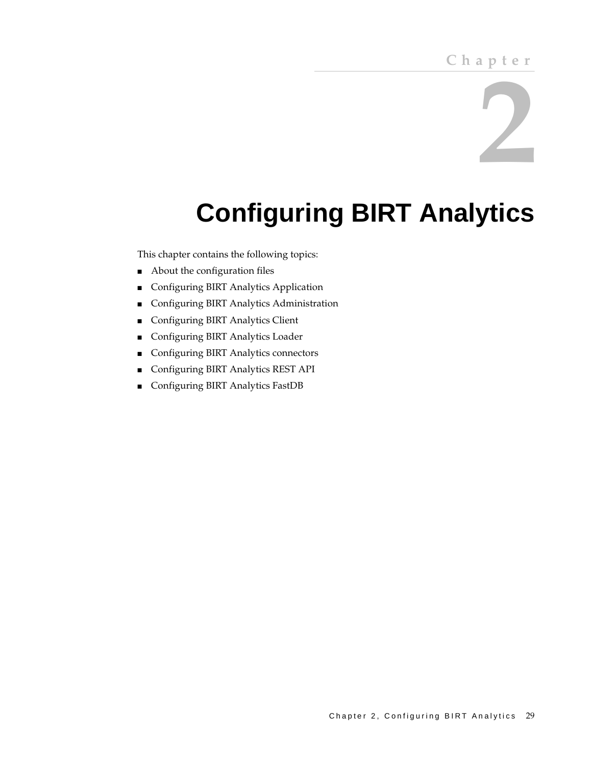# Chapter 2

# Configuring BIRT Analytics

This chapter contains the following topics:

- About the configuration files
- Configuring BIRT Analytics Application
- Configuring BIRT Analytics Administration
- Configuring BIRT Analytics Client
- Configuring BIRT Analytics Loader
- Configuring BIRT Analytics connectors
- Configuring BIRT Analytics REST API
- Configuring BIRT Analytics FastDB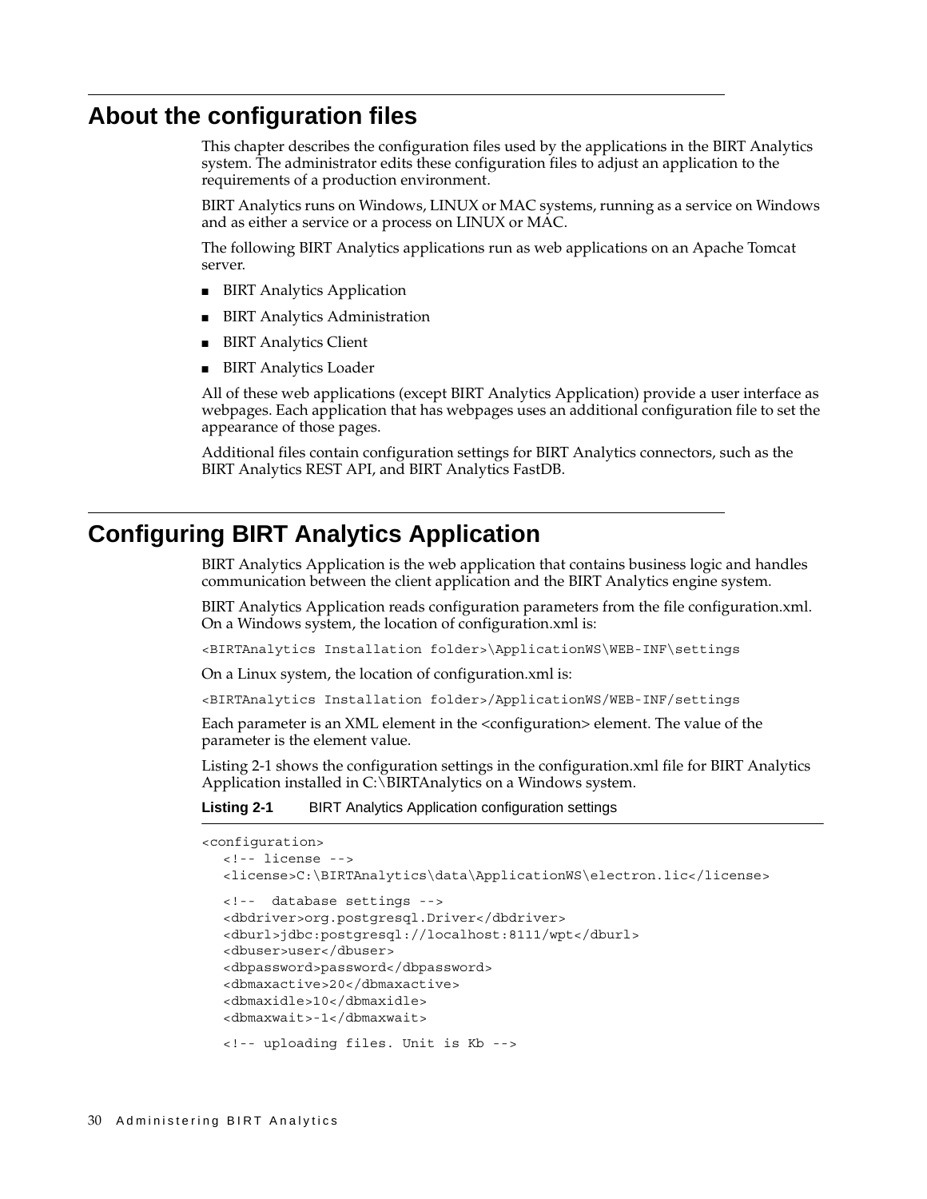## About the configuration files

This chapter describes the configuration files used by the applications in the BIRT Analytics system. The administrator edits these configuration files to adjust an application to the requirements of a production environment.

BIRT Analytics runs on Windows, LINUX or MAC systems, running as a service on Windows and as either a service or a process on LINUX or MAC.

The following BIRT Analytics applications run as web applications on an Apache Tomcat server.

- BIRT Analytics Application
- BIRT Analytics Administration
- BIRT Analytics Client
- BIRT Analytics Loader

All of these web applications (except BIRT Analytics Application) provide a user interface as webpages. Each application that has webpages uses an additional configuration file to set the appearance of those pages.

Additional files contain configuration settings for BIRT Analytics connectors, such as the BIRT Analytics REST API, and BIRT Analytics FastDB.

## Configuring BIRT Analytics Application

BIRT Analytics Application is the web application that contains business logic and handles communication between the client application and the BIRT Analytics engine system.

BIRT Analytics Application reads configuration parameters from the file configuration.xml. On a Windows system, the location of configuration.xml is:

```
<BIRTAnalytics Installation folder>\ApplicationWS\WEB-INF\settings
```

On a Linux system, the location of configuration.xml is:

```
<BIRTAnalytics Installation folder>/ApplicationWS/WEB-INF/settings
```

Each parameter is an XML element in the <configuration> element. The value of the parameter is the element value.

Listing 2-1 shows the configuration settings in the configuration.xml file for BIRT Analytics Application installed in C:\BIRTAnalytics on a Windows system.

**Listing 2-1** BIRT Analytics Application configuration settings

```
<configuration>
  <!-- license -->
  <license>C:\BIRTAnalytics\data\ApplicationWS\electron.lic</license>

  <!--  database settings -->
  <dbdriver>org.postgresql.Driver</dbdriver>
  <dburl>jdbc:postgresql://localhost:8111/wpt</dburl>
  <dbuser>user</dbuser>
  <dbpassword>password</dbpassword>
  <dbmaxactive>20</dbmaxactive>
  <dbmaxidle>10</dbmaxidle>
  <dbmaxwait>-1</dbmaxwait>

  <!-- uploading files. Unit is Kb -->
```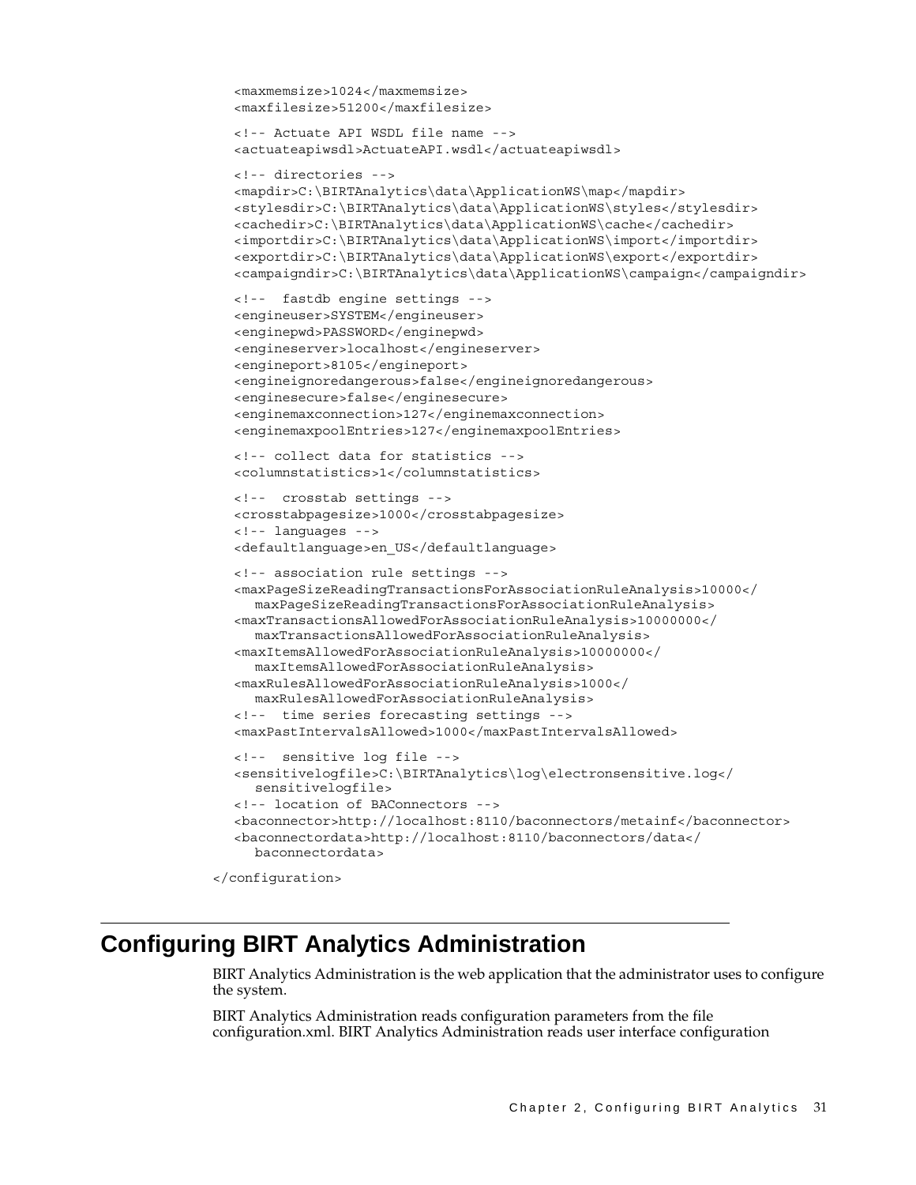```
   <maxmemsize>1024</maxmemsize>
   <maxfilesize>51200</maxfilesize>

   <!-- Actuate API WSDL file name -->
   <actuateapiwsdl>ActuateAPI.wsdl</actuateapiwsdl>

   <!-- directories -->
   <mapdir>C:\BIRTAnalytics\data\ApplicationWS\map</mapdir>
   <stylesdir>C:\BIRTAnalytics\data\ApplicationWS\styles</stylesdir>
   <cachedir>C:\BIRTAnalytics\data\ApplicationWS\cache</cachedir>
   <importdir>C:\BIRTAnalytics\data\ApplicationWS\import</importdir>
   <exportdir>C:\BIRTAnalytics\data\ApplicationWS\export</exportdir>
   <campaigndir>C:\BIRTAnalytics\data\ApplicationWS\campaign</campaigndir>

   <!--  fastdb engine settings -->
   <engineuser>SYSTEM</engineuser>
   <enginepwd>PASSWORD</enginepwd>
   <engineserver>localhost</engineserver>
   <engineport>8105</engineport>
   <engineignoredangerous>false</engineignoredangerous>
   <enginesecure>false</enginesecure>
   <enginemaxconnection>127</enginemaxconnection>
   <enginemaxpoolEntries>127</enginemaxpoolEntries>

   <!-- collect data for statistics -->
   <columnstatistics>1</columnstatistics>

   <!--  crosstab settings -->
   <crosstabpagesize>1000</crosstabpagesize>
   <!-- languages -->
   <defaultlanguage>en_US</defaultlanguage>

   <!-- association rule settings -->
   <maxPageSizeReadingTransactionsForAssociationRuleAnalysis>10000</
      maxPageSizeReadingTransactionsForAssociationRuleAnalysis>
   <maxTransactionsAllowedForAssociationRuleAnalysis>10000000</
      maxTransactionsAllowedForAssociationRuleAnalysis>
   <maxItemsAllowedForAssociationRuleAnalysis>10000000</
      maxItemsAllowedForAssociationRuleAnalysis>
   <maxRulesAllowedForAssociationRuleAnalysis>1000</
      maxRulesAllowedForAssociationRuleAnalysis>
   <!--  time series forecasting settings -->
   <maxPastIntervalsAllowed>1000</maxPastIntervalsAllowed>

   <!--  sensitive log file -->
   <sensitivelogfile>C:\BIRTAnalytics\log\electronsensitive.log</
      sensitivelogfile>
   <!-- location of BAConnectors -->
   <baconnector>http://localhost:8110/baconnectors/metainf</baconnector>
   <baconnectordata>http://localhost:8110/baconnectors/data</
      baconnectordata>

</configuration>
```

## Configuring BIRT Analytics Administration

BIRT Analytics Administration is the web application that the administrator uses to configure the system.

BIRT Analytics Administration reads configuration parameters from the file configuration.xml. BIRT Analytics Administration reads user interface configuration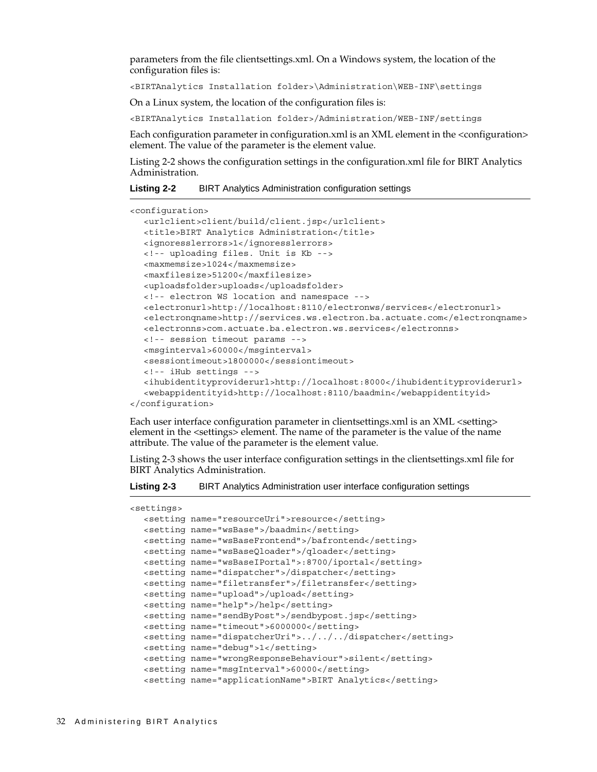parameters from the file clientsettings.xml. On a Windows system, the location of the configuration files is:

```
<BIRTAnalytics Installation folder>\Administration\WEB-INF\settings
```

On a Linux system, the location of the configuration files is:

```
<BIRTAnalytics Installation folder>/Administration/WEB-INF/settings
```

Each configuration parameter in configuration.xml is an XML element in the <configuration> element. The value of the parameter is the element value.

Listing 2-2 shows the configuration settings in the configuration.xml file for BIRT Analytics Administration.

**Listing 2-2** BIRT Analytics Administration configuration settings

```
<configuration>
   <urlclient>client/build/client.jsp</urlclient>
   <title>BIRT Analytics Administration</title>
   <ignoresslerrors>1</ignoresslerrors>
   <!-- uploading files. Unit is Kb -->
   <maxmemsize>1024</maxmemsize>
   <maxfilesize>51200</maxfilesize>
   <uploadsfolder>uploads</uploadsfolder>
   <!-- electron WS location and namespace -->
   <electronurl>http://localhost:8110/electronws/services</electronurl>
   <electronqname>http://services.ws.electron.ba.actuate.com</electronqname>
   <electronns>com.actuate.ba.electron.ws.services</electronns>
   <!-- session timeout params -->
   <msginterval>60000</msginterval>
   <sessiontimeout>1800000</sessiontimeout>
   <!-- iHub settings -->
   <ihubidentityproviderurl>http://localhost:8000</ihubidentityproviderurl>
   <webappidentityid>http://localhost:8110/baadmin</webappidentityid>
</configuration>
```

Each user interface configuration parameter in clientsettings.xml is an XML <setting> element in the <settings> element. The name of the parameter is the value of the name attribute. The value of the parameter is the element value.

Listing 2-3 shows the user interface configuration settings in the clientsettings.xml file for BIRT Analytics Administration.

**Listing 2-3** BIRT Analytics Administration user interface configuration settings

```
<settings>
   <setting name="resourceUri">resource</setting>
   <setting name="wsBase">/baadmin</setting>
   <setting name="wsBaseFrontend">/bafrontend</setting>
   <setting name="wsBaseQloader">/qloader</setting>
   <setting name="wsBaseIPortal">:8700/iportal</setting>
   <setting name="dispatcher">/dispatcher</setting>
   <setting name="filetransfer">/filetransfer</setting>
   <setting name="upload">/upload</setting>
   <setting name="help">/help</setting>
   <setting name="sendByPost">/sendbypost.jsp</setting>
   <setting name="timeout">6000000</setting>
   <setting name="dispatcherUri">../../../dispatcher</setting>
   <setting name="debug">1</setting>
   <setting name="wrongResponseBehaviour">silent</setting>
   <setting name="msgInterval">60000</setting>
   <setting name="applicationName">BIRT Analytics</setting>
```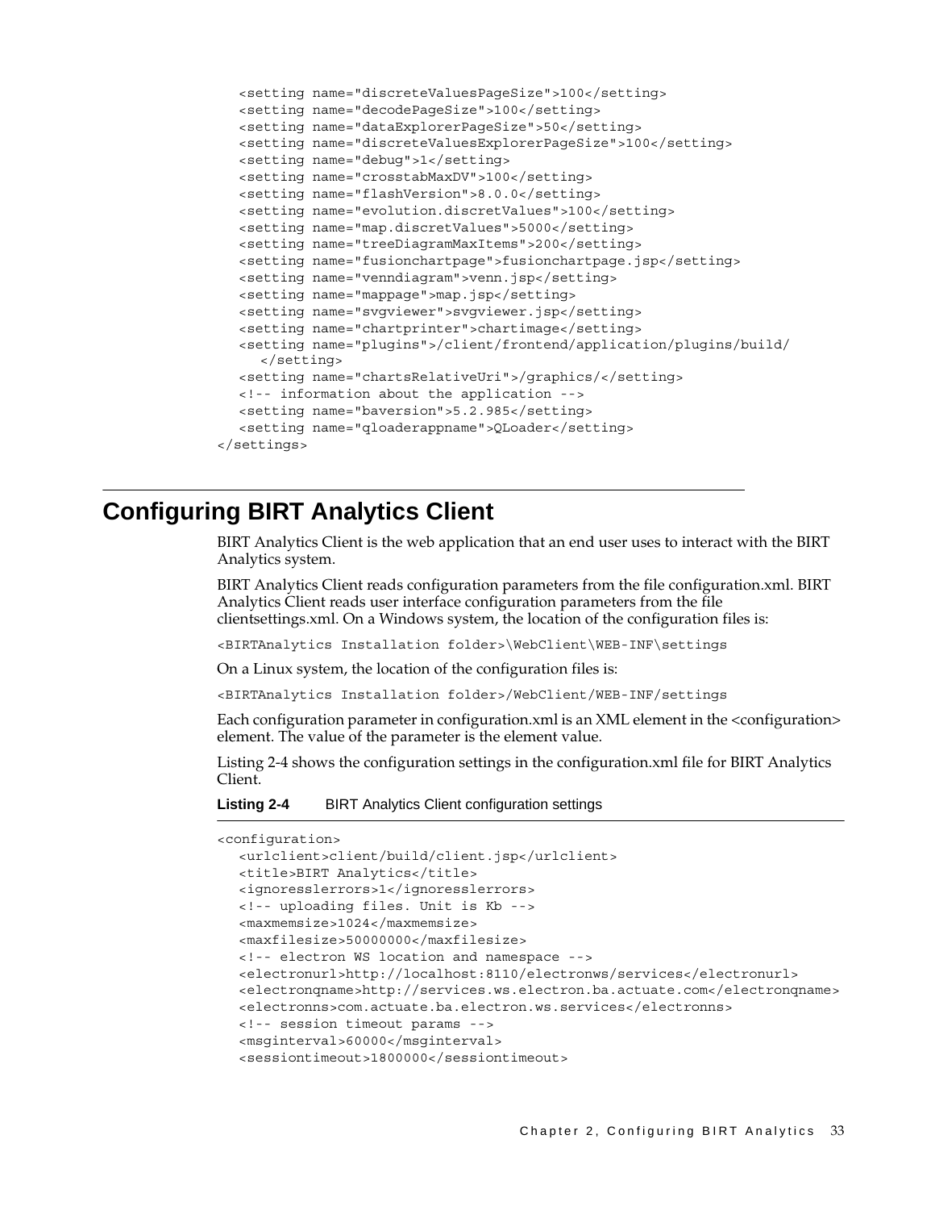```
<setting name="discreteValuesPageSize">100</setting>
<setting name="decodePageSize">100</setting>
<setting name="dataExplorerPageSize">50</setting>
<setting name="discreteValuesExplorerPageSize">100</setting>
<setting name="debug">1</setting>
<setting name="crosstabMaxDV">100</setting>
<setting name="flashVersion">8.0.0</setting>
<setting name="evolution.discretValues">100</setting>
<setting name="map.discretValues">5000</setting>
<setting name="treeDiagramMaxItems">200</setting>
<setting name="fusionchartpage">fusionchartpage.jsp</setting>
<setting name="venndiagram">venn.jsp</setting>
<setting name="mappage">map.jsp</setting>
<setting name="svgviewer">svgviewer.jsp</setting>
<setting name="chartprinter">chartimage</setting>
<setting name="plugins">/client/frontend/application/plugins/build/
  </setting>
<setting name="chartsRelativeUri">/graphics/</setting>
<!-- information about the application -->
<setting name="baversion">5.2.985</setting>
<setting name="qloaderappname">QLoader</setting>
</settings>
```

## Configuring BIRT Analytics Client

BIRT Analytics Client is the web application that an end user uses to interact with the BIRT Analytics system.

BIRT Analytics Client reads configuration parameters from the file configuration.xml. BIRT Analytics Client reads user interface configuration parameters from the file clientsettings.xml. On a Windows system, the location of the configuration files is:

```
<BIRTAnalytics Installation folder>\WebClient\WEB-INF\settings
```

On a Linux system, the location of the configuration files is:

```
<BIRTAnalytics Installation folder>/WebClient/WEB-INF/settings
```

Each configuration parameter in configuration.xml is an XML element in the <configuration> element. The value of the parameter is the element value.

Listing 2-4 shows the configuration settings in the configuration.xml file for BIRT Analytics Client.

**Listing 2-4** BIRT Analytics Client configuration settings

```
<configuration>
  <urlclient>client/build/client.jsp</urlclient>
  <title>BIRT Analytics</title>
  <ignoresslerrors>1</ignoresslerrors>
  <!-- uploading files. Unit is Kb -->
  <maxmemsize>1024</maxmemsize>
  <maxfilesize>50000000</maxfilesize>
  <!-- electron WS location and namespace -->
  <electronurl>http://localhost:8110/electronws/services</electronurl>
  <electronqname>http://services.ws.electron.ba.actuate.com</electronqname>
  <electronns>com.actuate.ba.electron.ws.services</electronns>
  <!-- session timeout params -->
  <msginterval>60000</msginterval>
  <sessiontimeout>1800000</sessiontimeout>
```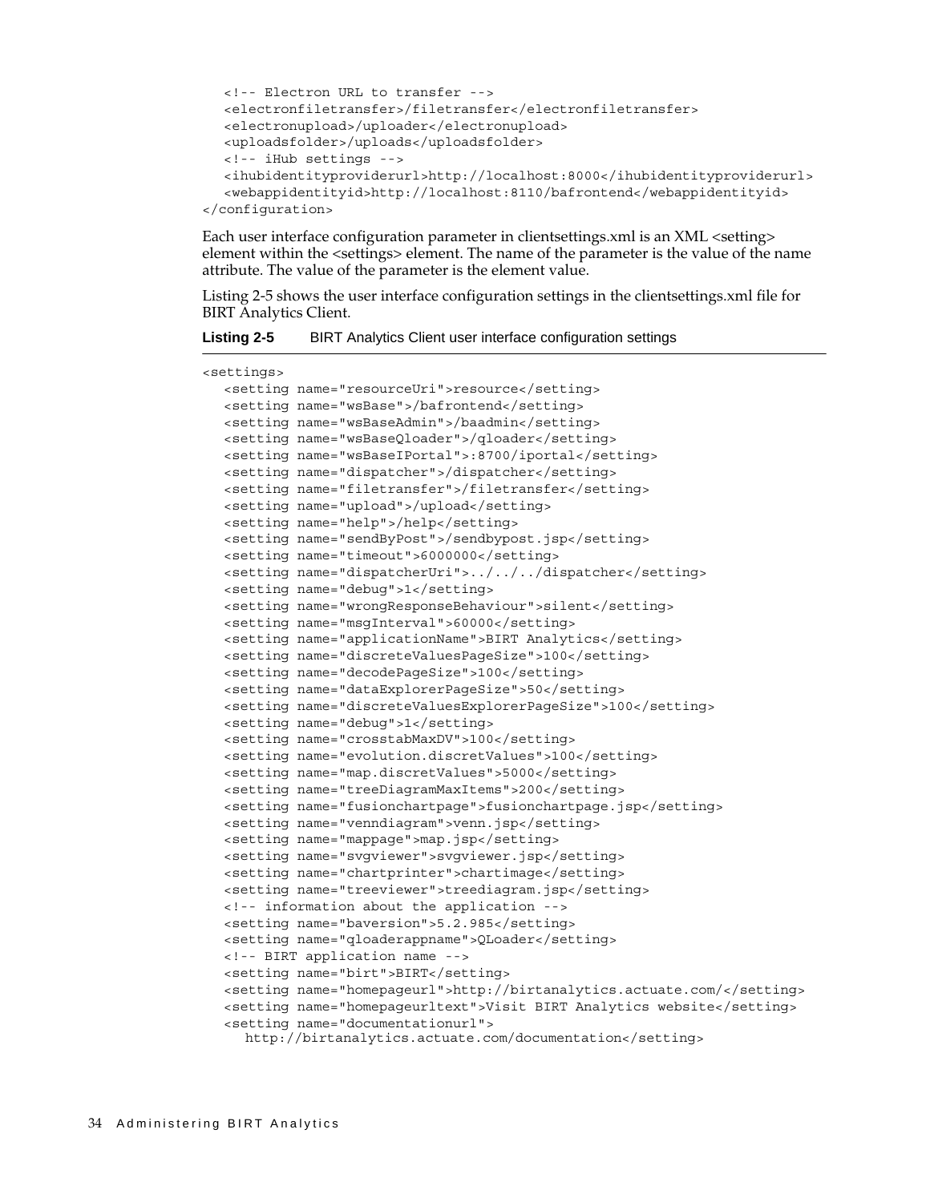```
   <!-- Electron URL to transfer -->
   <electronfiletransfer>/filetransfer</electronfiletransfer>
   <electronupload>/uploader</electronupload>
   <uploadsfolder>/uploads</uploadsfolder>
   <!-- iHub settings -->
   <ihubidentityproviderurl>http://localhost:8000</ihubidentityproviderurl>
   <webappidentityid>http://localhost:8110/bafrontend</webappidentityid>
</configuration>
```

Each user interface configuration parameter in clientsettings.xml is an XML <setting> element within the <settings> element. The name of the parameter is the value of the name attribute. The value of the parameter is the element value.

Listing 2-5 shows the user interface configuration settings in the clientsettings.xml file for BIRT Analytics Client.

**Listing 2-5** BIRT Analytics Client user interface configuration settings

```
<settings>
   <setting name="resourceUri">resource</setting>
   <setting name="wsBase">/bafrontend</setting>
   <setting name="wsBaseAdmin">/baadmin</setting>
   <setting name="wsBaseQloader">/qloader</setting>
   <setting name="wsBaseIPortal">:8700/iportal</setting>
   <setting name="dispatcher">/dispatcher</setting>
   <setting name="filetransfer">/filetransfer</setting>
   <setting name="upload">/upload</setting>
   <setting name="help">/help</setting>
   <setting name="sendByPost">/sendbypost.jsp</setting>
   <setting name="timeout">6000000</setting>
   <setting name="dispatcherUri">../../../dispatcher</setting>
   <setting name="debug">1</setting>
   <setting name="wrongResponseBehaviour">silent</setting>
   <setting name="msgInterval">60000</setting>
   <setting name="applicationName">BIRT Analytics</setting>
   <setting name="discreteValuesPageSize">100</setting>
   <setting name="decodePageSize">100</setting>
   <setting name="dataExplorerPageSize">50</setting>
   <setting name="discreteValuesExplorerPageSize">100</setting>
   <setting name="debug">1</setting>
   <setting name="crosstabMaxDV">100</setting>
   <setting name="evolution.discretValues">100</setting>
   <setting name="map.discretValues">5000</setting>
   <setting name="treeDiagramMaxItems">200</setting>
   <setting name="fusionchartpage">fusionchartpage.jsp</setting>
   <setting name="venndiagram">venn.jsp</setting>
   <setting name="mappage">map.jsp</setting>
   <setting name="svgviewer">svgviewer.jsp</setting>
   <setting name="chartprinter">chartimage</setting>
   <setting name="treeviewer">treediagram.jsp</setting>
   <!-- information about the application -->
   <setting name="baversion">5.2.985</setting>
   <setting name="qloaderappname">QLoader</setting>
   <!-- BIRT application name -->
   <setting name="birt">BIRT</setting>
   <setting name="homepageurl">http://birtanalytics.actuate.com/</setting>
   <setting name="homepageurltext">Visit BIRT Analytics website</setting>
   <setting name="documentationurl">
      http://birtanalytics.actuate.com/documentation</setting>
```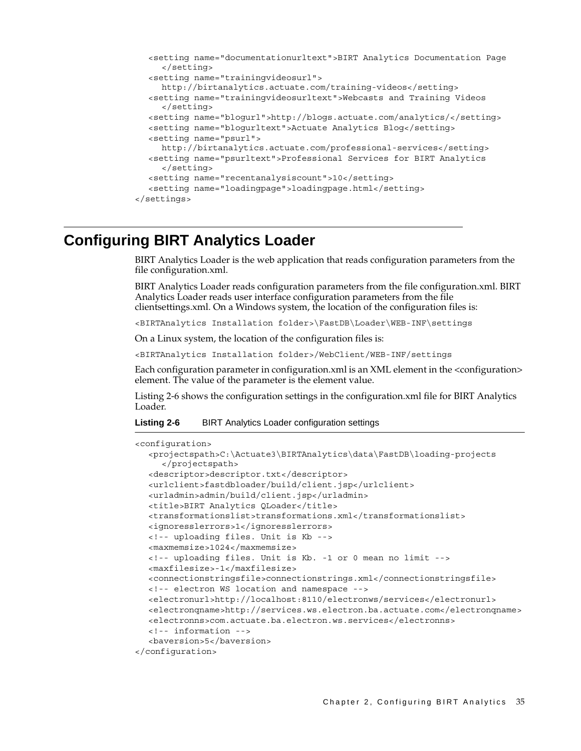```
  <setting name="documentationurltext">BIRT Analytics Documentation Page
    </setting>
  <setting name="trainingvideosurl">
    http://birtanalytics.actuate.com/training-videos</setting>
  <setting name="trainingvideosurltext">Webcasts and Training Videos
    </setting>
  <setting name="blogurl">http://blogs.actuate.com/analytics/</setting>
  <setting name="blogurltext">Actuate Analytics Blog</setting>
  <setting name="psurl">
    http://birtanalytics.actuate.com/professional-services</setting>
  <setting name="psurltext">Professional Services for BIRT Analytics
    </setting>
  <setting name="recentanalysiscount">10</setting>
  <setting name="loadingpage">loadingpage.html</setting>
</settings>
```

# Configuring BIRT Analytics Loader

BIRT Analytics Loader is the web application that reads configuration parameters from the file configuration.xml.

BIRT Analytics Loader reads configuration parameters from the file configuration.xml. BIRT Analytics Loader reads user interface configuration parameters from the file clientsettings.xml. On a Windows system, the location of the configuration files is:

```
<BIRTAnalytics Installation folder>\FastDB\Loader\WEB-INF\settings
```

On a Linux system, the location of the configuration files is:

```
<BIRTAnalytics Installation folder>/WebClient/WEB-INF/settings
```

Each configuration parameter in configuration.xml is an XML element in the <configuration> element. The value of the parameter is the element value.

Listing 2-6 shows the configuration settings in the configuration.xml file for BIRT Analytics Loader.

**Listing 2-6** BIRT Analytics Loader configuration settings

```
<configuration>
  <projectspath>C:\Actuate3\BIRTAnalytics\data\FastDB\loading-projects
    </projectspath>
  <descriptor>descriptor.txt</descriptor>
  <urlclient>fastdbloader/build/client.jsp</urlclient>
  <urladmin>admin/build/client.jsp</urladmin>
  <title>BIRT Analytics QLoader</title>
  <transformationslist>transformations.xml</transformationslist>
  <ignoresslerrors>1</ignoresslerrors>
  <!-- uploading files. Unit is Kb -->
  <maxmemsize>1024</maxmemsize>
  <!-- uploading files. Unit is Kb. -1 or 0 mean no limit -->
  <maxfilesize>-1</maxfilesize>
  <connectionstringsfile>connectionstrings.xml</connectionstringsfile>
  <!-- electron WS location and namespace -->
  <electronurl>http://localhost:8110/electronws/services</electronurl>
  <electronqname>http://services.ws.electron.ba.actuate.com</electronqname>
  <electronns>com.actuate.ba.electron.ws.services</electronns>
  <!-- information -->
  <baversion>5</baversion>
</configuration>
```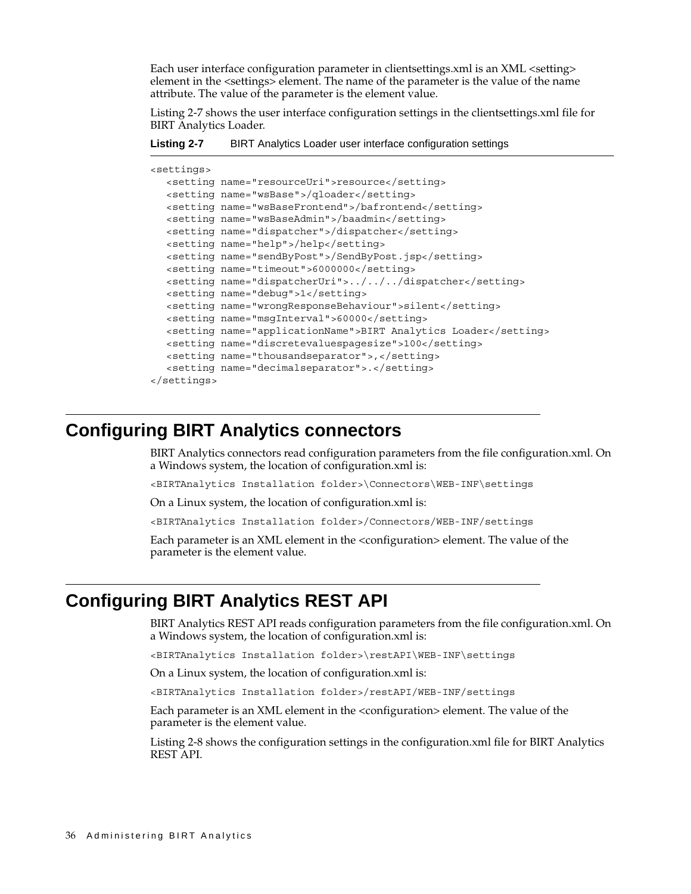Each user interface configuration parameter in clientsettings.xml is an XML <setting> element in the <settings> element. The name of the parameter is the value of the name attribute. The value of the parameter is the element value.

Listing 2-7 shows the user interface configuration settings in the clientsettings.xml file for BIRT Analytics Loader.

**Listing 2-7** BIRT Analytics Loader user interface configuration settings

```
<settings>
   <setting name="resourceUri">resource</setting>
   <setting name="wsBase">/qloader</setting>
   <setting name="wsBaseFrontend">/bafrontend</setting>
   <setting name="wsBaseAdmin">/baadmin</setting>
   <setting name="dispatcher">/dispatcher</setting>
   <setting name="help">/help</setting>
   <setting name="sendByPost">/SendByPost.jsp</setting>
   <setting name="timeout">6000000</setting>
   <setting name="dispatcherUri">../../../dispatcher</setting>
   <setting name="debug">1</setting>
   <setting name="wrongResponseBehaviour">silent</setting>
   <setting name="msgInterval">60000</setting>
   <setting name="applicationName">BIRT Analytics Loader</setting>
   <setting name="discretevaluespagesize">100</setting>
   <setting name="thousandseparator">,</setting>
   <setting name="decimalseparator">.</setting>
</settings>
```

## Configuring BIRT Analytics connectors

BIRT Analytics connectors read configuration parameters from the file configuration.xml. On a Windows system, the location of configuration.xml is:

```
<BIRTAnalytics Installation folder>\Connectors\WEB-INF\settings
```

On a Linux system, the location of configuration.xml is:

```
<BIRTAnalytics Installation folder>/Connectors/WEB-INF/settings
```

Each parameter is an XML element in the <configuration> element. The value of the parameter is the element value.

## Configuring BIRT Analytics REST API

BIRT Analytics REST API reads configuration parameters from the file configuration.xml. On a Windows system, the location of configuration.xml is:

```
<BIRTAnalytics Installation folder>\restAPI\WEB-INF\settings
```

On a Linux system, the location of configuration.xml is:

```
<BIRTAnalytics Installation folder>/restAPI/WEB-INF/settings
```

Each parameter is an XML element in the <configuration> element. The value of the parameter is the element value.

Listing 2-8 shows the configuration settings in the configuration.xml file for BIRT Analytics REST API.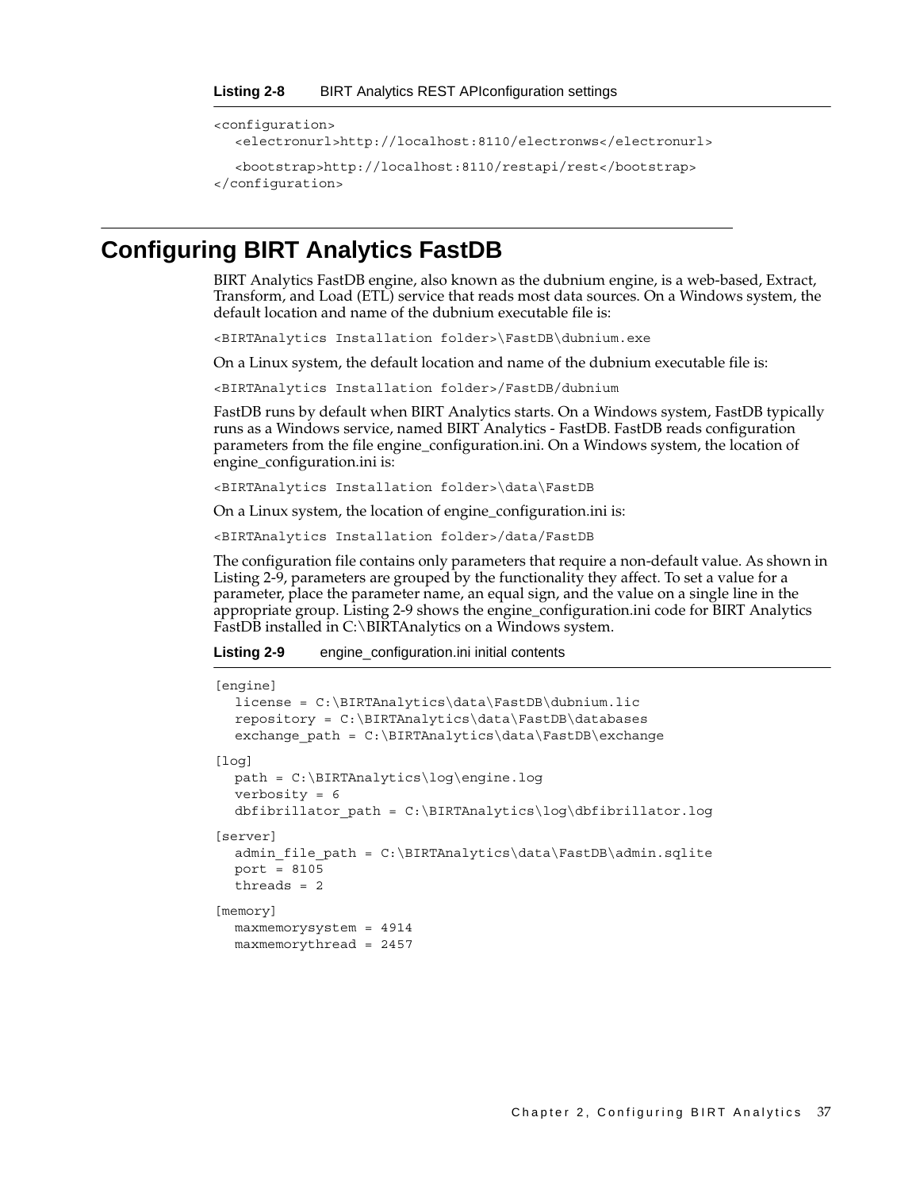**Listing 2-8** BIRT Analytics REST APIconfiguration settings

```
<configuration>
   <electronurl>http://localhost:8110/electronws</electronurl>

   <bootstrap>http://localhost:8110/restapi/rest</bootstrap>
</configuration>
```

## Configuring BIRT Analytics FastDB

BIRT Analytics FastDB engine, also known as the dubnium engine, is a web-based, Extract, Transform, and Load (ETL) service that reads most data sources. On a Windows system, the default location and name of the dubnium executable file is:

```
<BIRTAnalytics Installation folder>\FastDB\dubnium.exe
```

On a Linux system, the default location and name of the dubnium executable file is:

```
<BIRTAnalytics Installation folder>/FastDB/dubnium
```

FastDB runs by default when BIRT Analytics starts. On a Windows system, FastDB typically runs as a Windows service, named BIRT Analytics - FastDB. FastDB reads configuration parameters from the file engine_configuration.ini. On a Windows system, the location of engine_configuration.ini is:

```
<BIRTAnalytics Installation folder>\data\FastDB
```

On a Linux system, the location of engine_configuration.ini is:

```
<BIRTAnalytics Installation folder>/data/FastDB
```

The configuration file contains only parameters that require a non-default value. As shown in Listing 2-9, parameters are grouped by the functionality they affect. To set a value for a parameter, place the parameter name, an equal sign, and the value on a single line in the appropriate group. Listing 2-9 shows the engine_configuration.ini code for BIRT Analytics FastDB installed in C:\BIRTAnalytics on a Windows system.

**Listing 2-9** engine_configuration.ini initial contents

```
[engine]
   license = C:\BIRTAnalytics\data\FastDB\dubnium.lic
   repository = C:\BIRTAnalytics\data\FastDB\databases
   exchange_path = C:\BIRTAnalytics\data\FastDB\exchange

[log]
   path = C:\BIRTAnalytics\log\engine.log
   verbosity = 6
   dbfibrillator_path = C:\BIRTAnalytics\log\dbfibrillator.log

[server]
   admin_file_path = C:\BIRTAnalytics\data\FastDB\admin.sqlite
   port = 8105
   threads = 2

[memory]
   maxmemorysystem = 4914
   maxmemorythread = 2457
```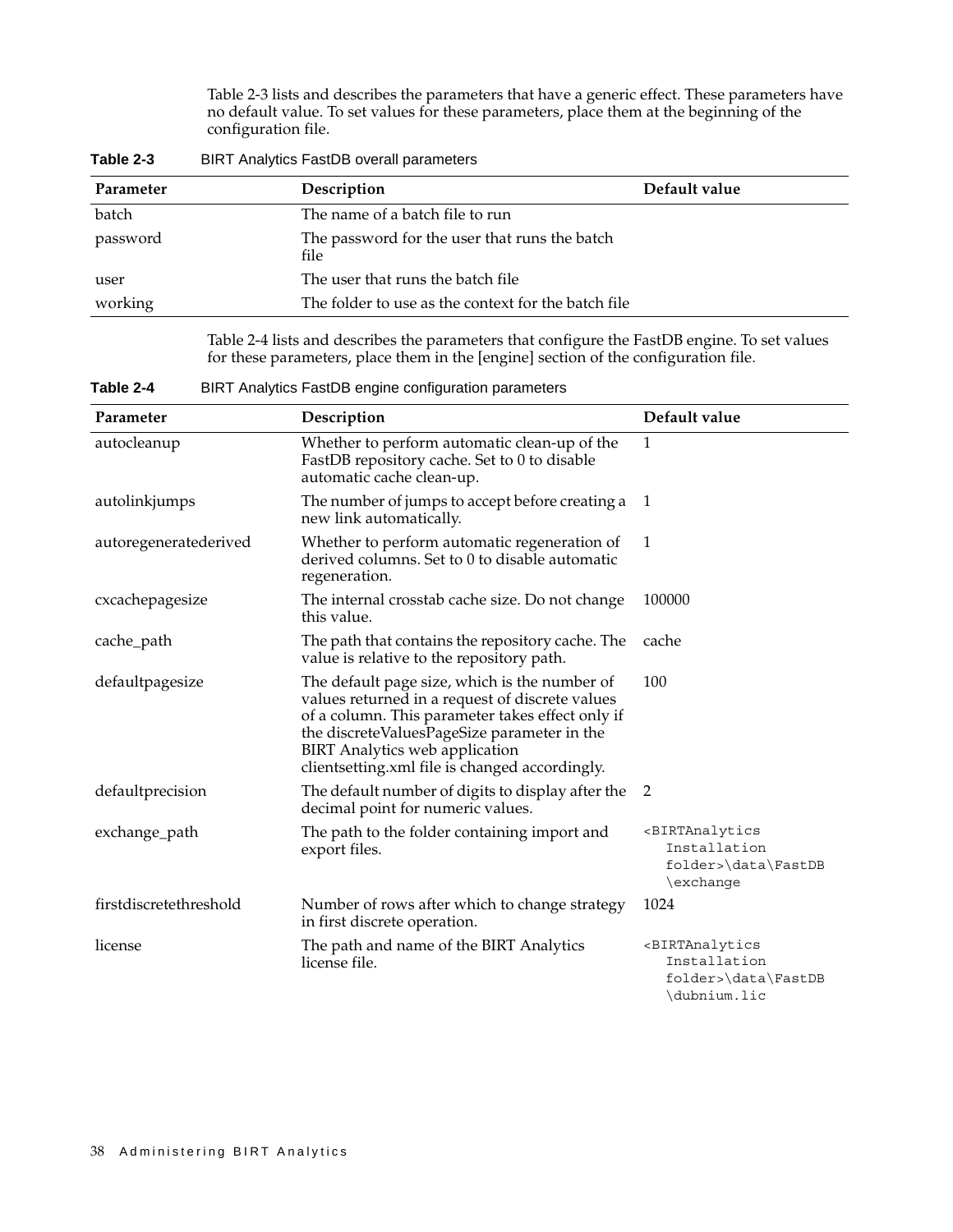Table 2-3 lists and describes the parameters that have a generic effect. These parameters have no default value. To set values for these parameters, place them at the beginning of the configuration file.

**Table 2-3** BIRT Analytics FastDB overall parameters

| Parameter | Description | Default value |
|---|---|---|
| batch | The name of a batch file to run | |
| password | The password for the user that runs the batch file | |
| user | The user that runs the batch file | |
| working | The folder to use as the context for the batch file | |

Table 2-4 lists and describes the parameters that configure the FastDB engine. To set values for these parameters, place them in the [engine] section of the configuration file.

**Table 2-4** BIRT Analytics FastDB engine configuration parameters

| Parameter | Description | Default value |
|---|---|---|
| autocleanup | Whether to perform automatic clean-up of the FastDB repository cache. Set to 0 to disable automatic cache clean-up. | 1 |
| autolinkjumps | The number of jumps to accept before creating a new link automatically. | 1 |
| autoregeneratederived | Whether to perform automatic regeneration of derived columns. Set to 0 to disable automatic regeneration. | 1 |
| cxcachepagesize | The internal crosstab cache size. Do not change this value. | 100000 |
| cache_path | The path that contains the repository cache. The value is relative to the repository path. | cache |
| defaultpagesize | The default page size, which is the number of values returned in a request of discrete values of a column. This parameter takes effect only if the discreteValuesPageSize parameter in the BIRT Analytics web application clientsetting.xml file is changed accordingly. | 100 |
| defaultprecision | The default number of digits to display after the decimal point for numeric values. | 2 |
| exchange_path | The path to the folder containing import and export files. | `<BIRTAnalytics Installation folder>\data\FastDB\exchange` |
| firstdiscretethreshold | Number of rows after which to change strategy in first discrete operation. | 1024 |
| license | The path and name of the BIRT Analytics license file. | `<BIRTAnalytics Installation folder>\data\FastDB\dubnium.lic` |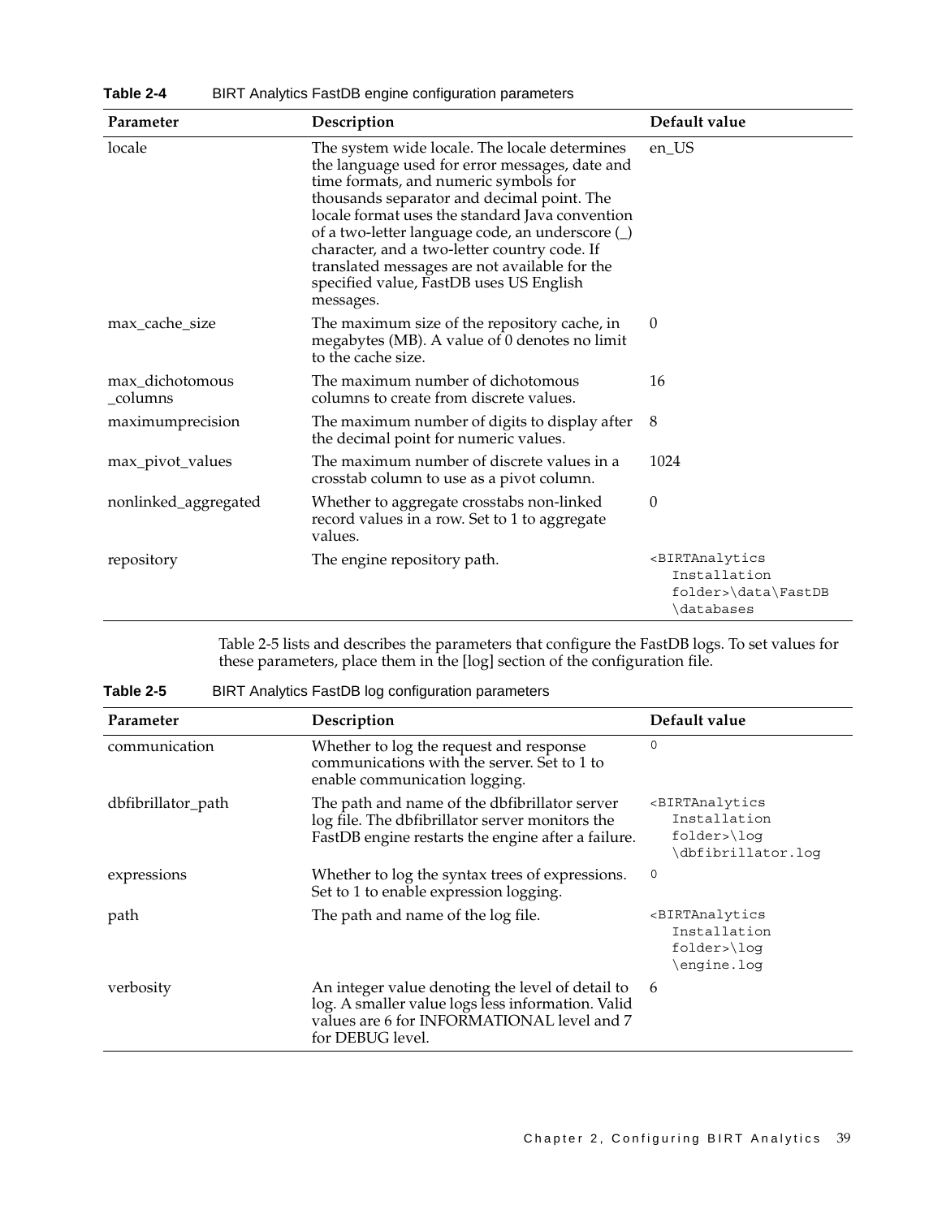**Table 2-4** BIRT Analytics FastDB engine configuration parameters

| Parameter | Description | Default value |
|---|---|---|
| locale | The system wide locale. The locale determines the language used for error messages, date and time formats, and numeric symbols for thousands separator and decimal point. The locale format uses the standard Java convention of a two-letter language code, an underscore (_) character, and a two-letter country code. If translated messages are not available for the specified value, FastDB uses US English messages. | en_US |
| max_cache_size | The maximum size of the repository cache, in megabytes (MB). A value of 0 denotes no limit to the cache size. | 0 |
| max_dichotomous_columns | The maximum number of dichotomous columns to create from discrete values. | 16 |
| maximumprecision | The maximum number of digits to display after the decimal point for numeric values. | 8 |
| max_pivot_values | The maximum number of discrete values in a crosstab column to use as a pivot column. | 1024 |
| nonlinked_aggregated | Whether to aggregate crosstabs non-linked record values in a row. Set to 1 to aggregate values. | 0 |
| repository | The engine repository path. | `<BIRTAnalytics Installation folder>\data\FastDB\databases` |

Table 2-5 lists and describes the parameters that configure the FastDB logs. To set values for these parameters, place them in the [log] section of the configuration file.

**Table 2-5** BIRT Analytics FastDB log configuration parameters

| Parameter | Description | Default value |
|---|---|---|
| communication | Whether to log the request and response communications with the server. Set to 1 to enable communication logging. | 0 |
| dbfibrillator_path | The path and name of the dbfibrillator server log file. The dbfibrillator server monitors the FastDB engine restarts the engine after a failure. | `<BIRTAnalytics Installation folder>\log\dbfibrillator.log` |
| expressions | Whether to log the syntax trees of expressions. Set to 1 to enable expression logging. | 0 |
| path | The path and name of the log file. | `<BIRTAnalytics Installation folder>\log\engine.log` |
| verbosity | An integer value denoting the level of detail to log. A smaller value logs less information. Valid values are 6 for INFORMATIONAL level and 7 for DEBUG level. | 6 |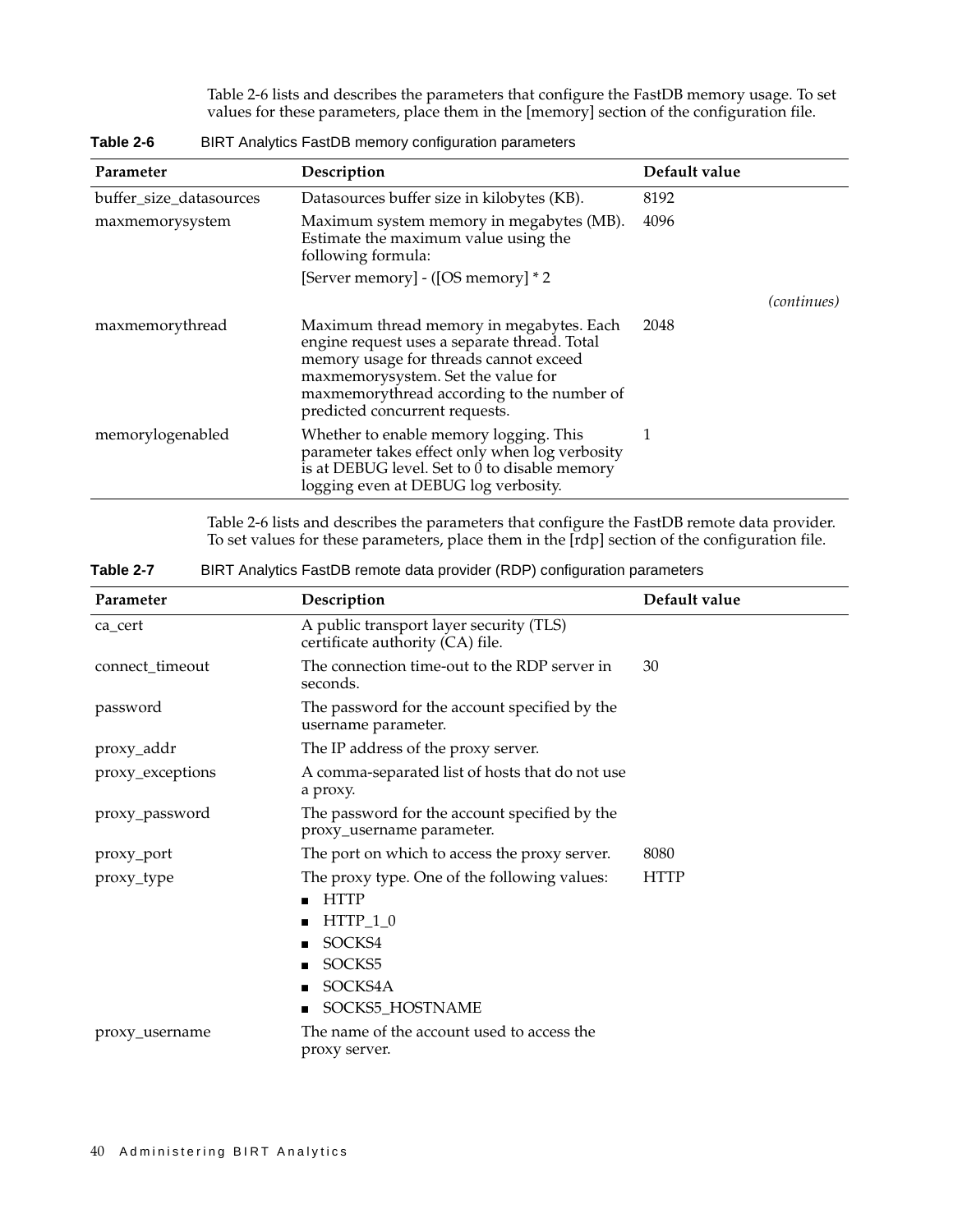Table 2-6 lists and describes the parameters that configure the FastDB memory usage. To set values for these parameters, place them in the [memory] section of the configuration file.

**Table 2-6** BIRT Analytics FastDB memory configuration parameters

| Parameter | Description | Default value |
|---|---|---|
| buffer_size_datasources | Datasources buffer size in kilobytes (KB). | 8192 |
| maxmemorysystem | Maximum system memory in megabytes (MB). Estimate the maximum value using the following formula:<br>[Server memory] - ([OS memory] * 2 | 4096 |
| maxmemorythread | Maximum thread memory in megabytes. Each engine request uses a separate thread. Total memory usage for threads cannot exceed maxmemorysystem. Set the value for maxmemorythread according to the number of predicted concurrent requests. | 2048 |
| memorylogenabled | Whether to enable memory logging. This parameter takes effect only when log verbosity is at DEBUG level. Set to 0 to disable memory logging even at DEBUG log verbosity. | 1 |

Table 2-6 lists and describes the parameters that configure the FastDB remote data provider. To set values for these parameters, place them in the [rdp] section of the configuration file.

**Table 2-7** BIRT Analytics FastDB remote data provider (RDP) configuration parameters

| Parameter | Description | Default value |
|---|---|---|
| ca_cert | A public transport layer security (TLS) certificate authority (CA) file. | |
| connect_timeout | The connection time-out to the RDP server in seconds. | 30 |
| password | The password for the account specified by the username parameter. | |
| proxy_addr | The IP address of the proxy server. | |
| proxy_exceptions | A comma-separated list of hosts that do not use a proxy. | |
| proxy_password | The password for the account specified by the proxy_username parameter. | |
| proxy_port | The port on which to access the proxy server. | 8080 |
| proxy_type | The proxy type. One of the following values:<br>■ HTTP<br>■ HTTP_1_0<br>■ SOCKS4<br>■ SOCKS5<br>■ SOCKS4A<br>■ SOCKS5_HOSTNAME | HTTP |
| proxy_username | The name of the account used to access the proxy server. | |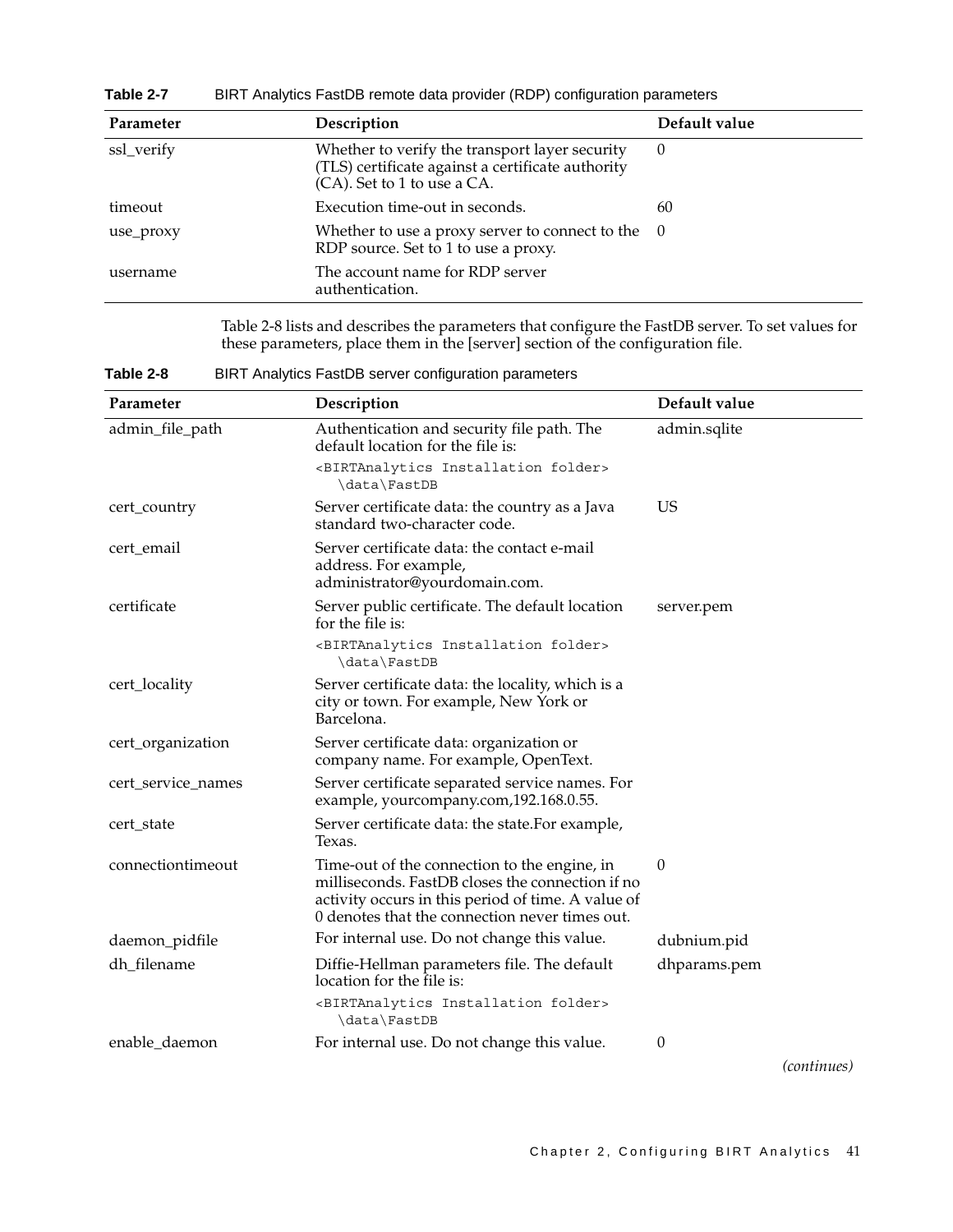**Table 2-7** BIRT Analytics FastDB remote data provider (RDP) configuration parameters

| Parameter | Description | Default value |
|---|---|---|
| ssl_verify | Whether to verify the transport layer security (TLS) certificate against a certificate authority (CA). Set to 1 to use a CA. | 0 |
| timeout | Execution time-out in seconds. | 60 |
| use_proxy | Whether to use a proxy server to connect to the RDP source. Set to 1 to use a proxy. | 0 |
| username | The account name for RDP server authentication. | |

Table 2-8 lists and describes the parameters that configure the FastDB server. To set values for these parameters, place them in the [server] section of the configuration file.

**Table 2-8** BIRT Analytics FastDB server configuration parameters

| Parameter | Description | Default value |
|---|---|---|
| admin_file_path | Authentication and security file path. The default location for the file is: `<BIRTAnalytics Installation folder>\data\FastDB` | admin.sqlite |
| cert_country | Server certificate data: the country as a Java standard two-character code. | US |
| cert_email | Server certificate data: the contact e-mail address. For example, administrator@yourdomain.com. | |
| certificate | Server public certificate. The default location for the file is: `<BIRTAnalytics Installation folder>\data\FastDB` | server.pem |
| cert_locality | Server certificate data: the locality, which is a city or town. For example, New York or Barcelona. | |
| cert_organization | Server certificate data: organization or company name. For example, OpenText. | |
| cert_service_names | Server certificate separated service names. For example, yourcompany.com,192.168.0.55. | |
| cert_state | Server certificate data: the state.For example, Texas. | |
| connectiontimeout | Time-out of the connection to the engine, in milliseconds. FastDB closes the connection if no activity occurs in this period of time. A value of 0 denotes that the connection never times out. | 0 |
| daemon_pidfile | For internal use. Do not change this value. | dubnium.pid |
| dh_filename | Diffie-Hellman parameters file. The default location for the file is: `<BIRTAnalytics Installation folder>\data\FastDB` | dhparams.pem |
| enable_daemon | For internal use. Do not change this value. | 0 |

*(continues)*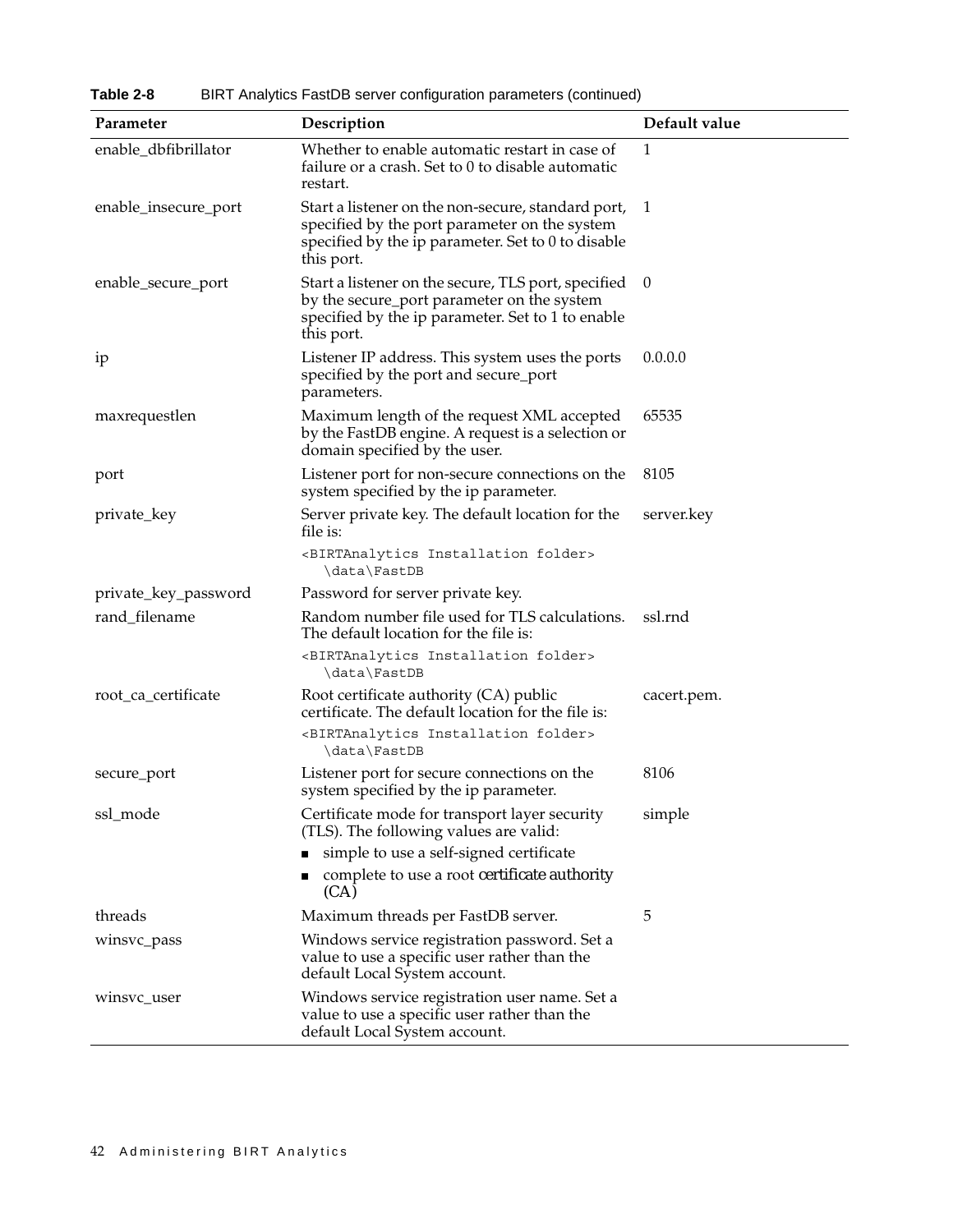**Table 2-8** BIRT Analytics FastDB server configuration parameters (continued)

| Parameter | Description | Default value |
|---|---|---|
| enable_dbfibrillator | Whether to enable automatic restart in case of failure or a crash. Set to 0 to disable automatic restart. | 1 |
| enable_insecure_port | Start a listener on the non-secure, standard port, specified by the port parameter on the system specified by the ip parameter. Set to 0 to disable this port. | 1 |
| enable_secure_port | Start a listener on the secure, TLS port, specified by the secure_port parameter on the system specified by the ip parameter. Set to 1 to enable this port. | 0 |
| ip | Listener IP address. This system uses the ports specified by the port and secure_port parameters. | 0.0.0.0 |
| maxrequestlen | Maximum length of the request XML accepted by the FastDB engine. A request is a selection or domain specified by the user. | 65535 |
| port | Listener port for non-secure connections on the system specified by the ip parameter. | 8105 |
| private_key | Server private key. The default location for the file is: `<BIRTAnalytics Installation folder>\data\FastDB` | server.key |
| private_key_password | Password for server private key. | |
| rand_filename | Random number file used for TLS calculations. The default location for the file is: `<BIRTAnalytics Installation folder>\data\FastDB` | ssl.rnd |
| root_ca_certificate | Root certificate authority (CA) public certificate. The default location for the file is: `<BIRTAnalytics Installation folder>\data\FastDB` | cacert.pem. |
| secure_port | Listener port for secure connections on the system specified by the ip parameter. | 8106 |
| ssl_mode | Certificate mode for transport layer security (TLS). The following values are valid: <br>■ simple to use a self-signed certificate <br>■ complete to use a root certificate authority (CA) | simple |
| threads | Maximum threads per FastDB server. | 5 |
| winsvc_pass | Windows service registration password. Set a value to use a specific user rather than the default Local System account. | |
| winsvc_user | Windows service registration user name. Set a value to use a specific user rather than the default Local System account. | |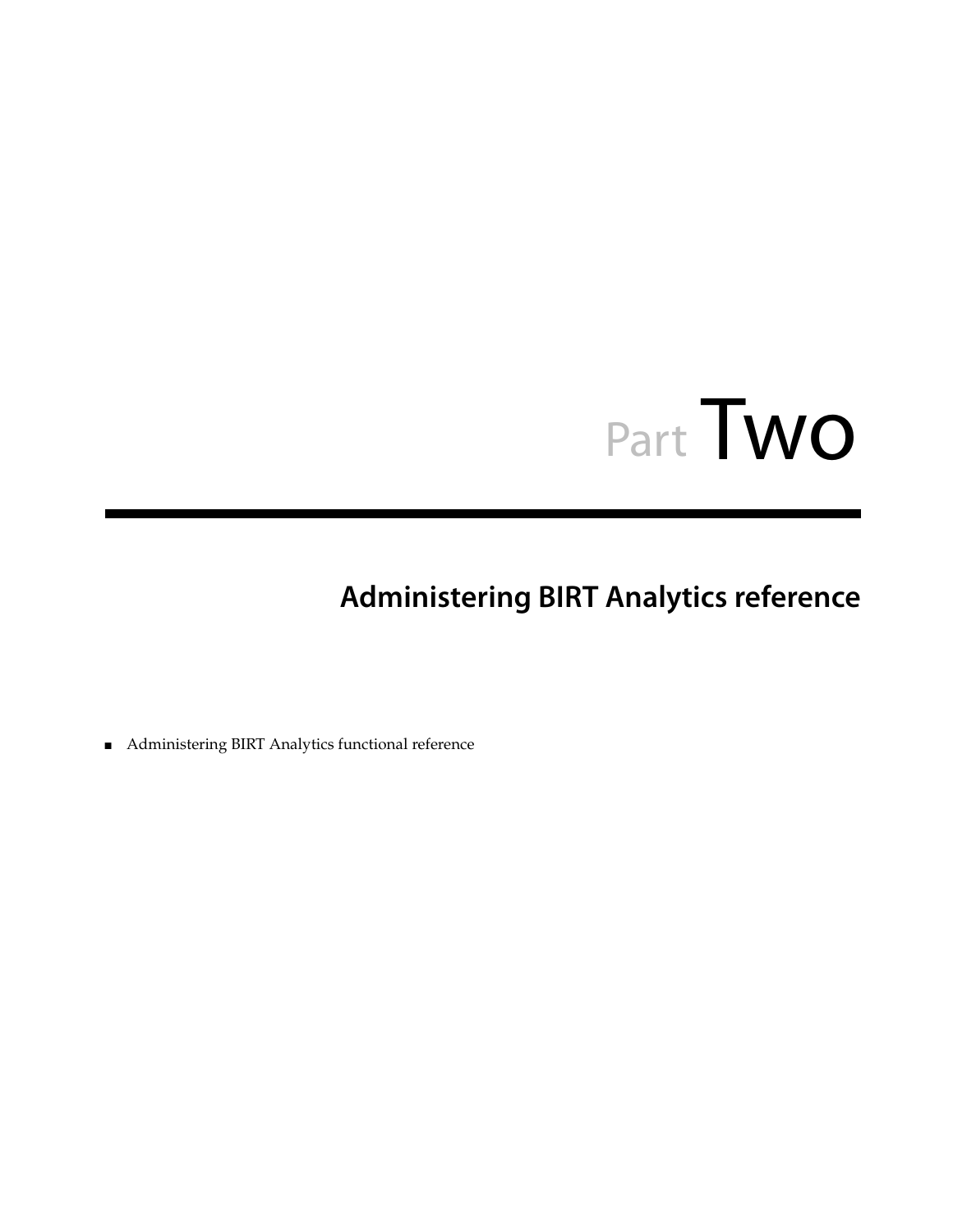# Part Two

## Administering BIRT Analytics reference

- Administering BIRT Analytics functional reference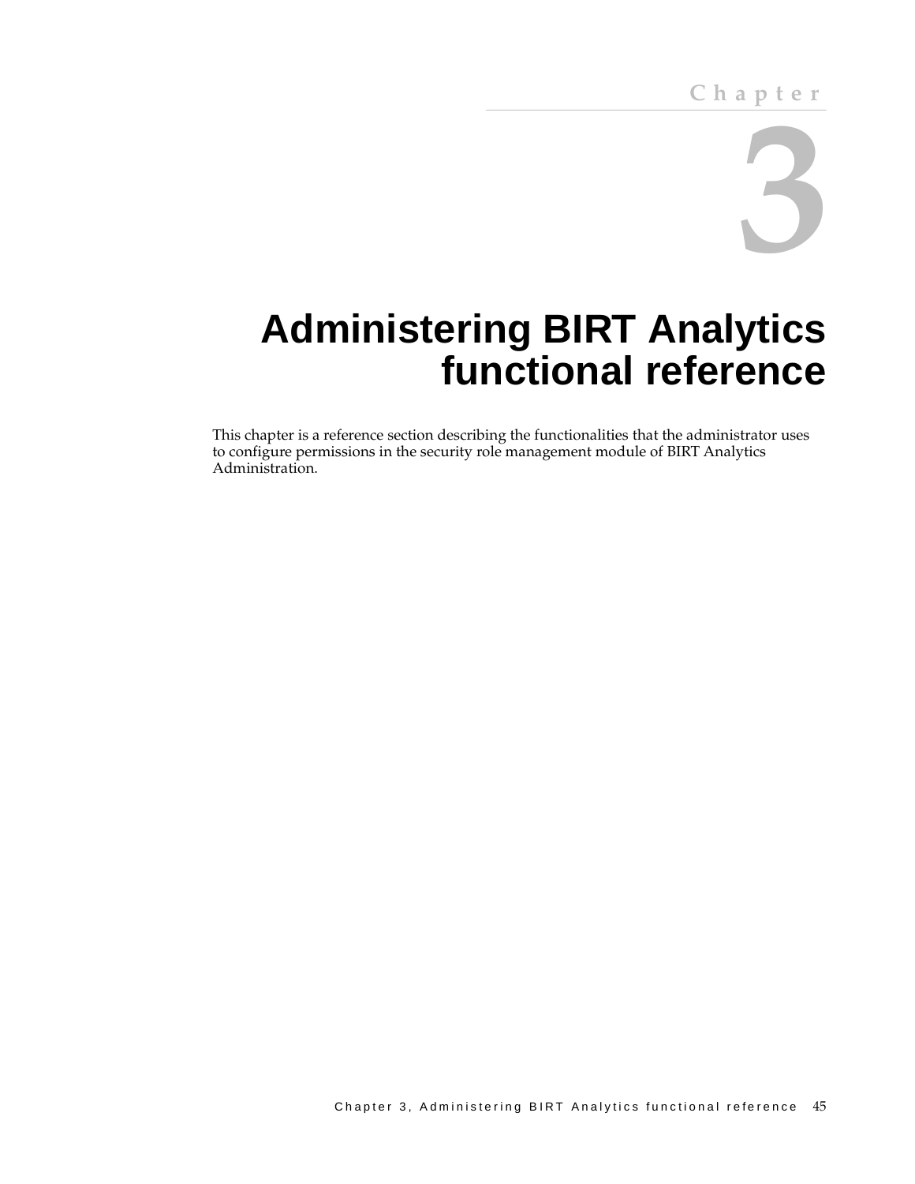# Chapter 3

# Administering BIRT Analytics functional reference

This chapter is a reference section describing the functionalities that the administrator uses to configure permissions in the security role management module of BIRT Analytics Administration.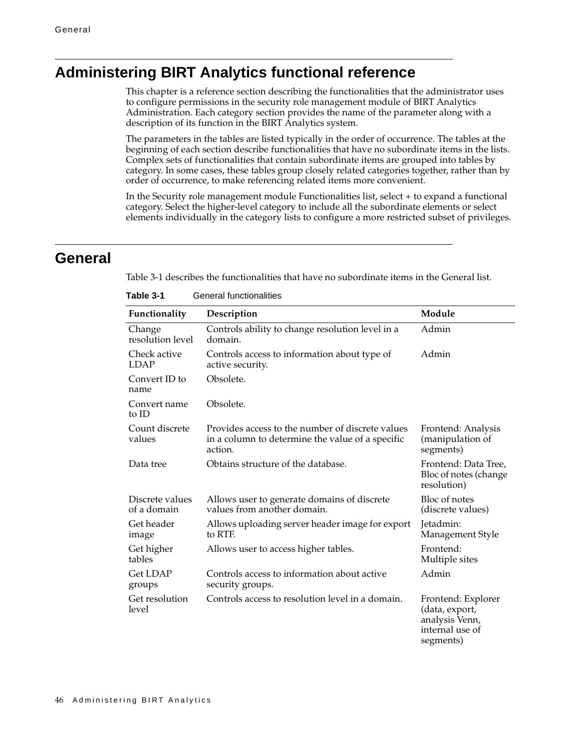# Administering BIRT Analytics functional reference

This chapter is a reference section describing the functionalities that the administrator uses to configure permissions in the security role management module of BIRT Analytics Administration. Each category section provides the name of the parameter along with a description of its function in the BIRT Analytics system.

The parameters in the tables are listed typically in the order of occurrence. The tables at the beginning of each section describe functionalities that have no subordinate items in the lists. Complex sets of functionalities that contain subordinate items are grouped into tables by category. In some cases, these tables group closely related categories together, rather than by order of occurrence, to make referencing related items more convenient.

In the Security role management module Functionalities list, select + to expand a functional category. Select the higher-level category to include all the subordinate elements or select elements individually in the category lists to configure a more restricted subset of privileges.

# General

Table 3-1 describes the functionalities that have no subordinate items in the General list.

**Table 3-1** General functionalities

| Functionality | Description | Module |
|---|---|---|
| Change resolution level | Controls ability to change resolution level in a domain. | Admin |
| Check active LDAP | Controls access to information about type of active security. | Admin |
| Convert ID to name | Obsolete. | |
| Convert name to ID | Obsolete. | |
| Count discrete values | Provides access to the number of discrete values in a column to determine the value of a specific action. | Frontend: Analysis (manipulation of segments) |
| Data tree | Obtains structure of the database. | Frontend: Data Tree, Bloc of notes (change resolution) |
| Discrete values of a domain | Allows user to generate domains of discrete values from another domain. | Bloc of notes (discrete values) |
| Get header image | Allows uploading server header image for export to RTF. | Jetadmin: Management Style |
| Get higher tables | Allows user to access higher tables. | Frontend: Multiple sites |
| Get LDAP groups | Controls access to information about active security groups. | Admin |
| Get resolution level | Controls access to resolution level in a domain. | Frontend: Explorer (data, export, analysis Venn, internal use of segments) |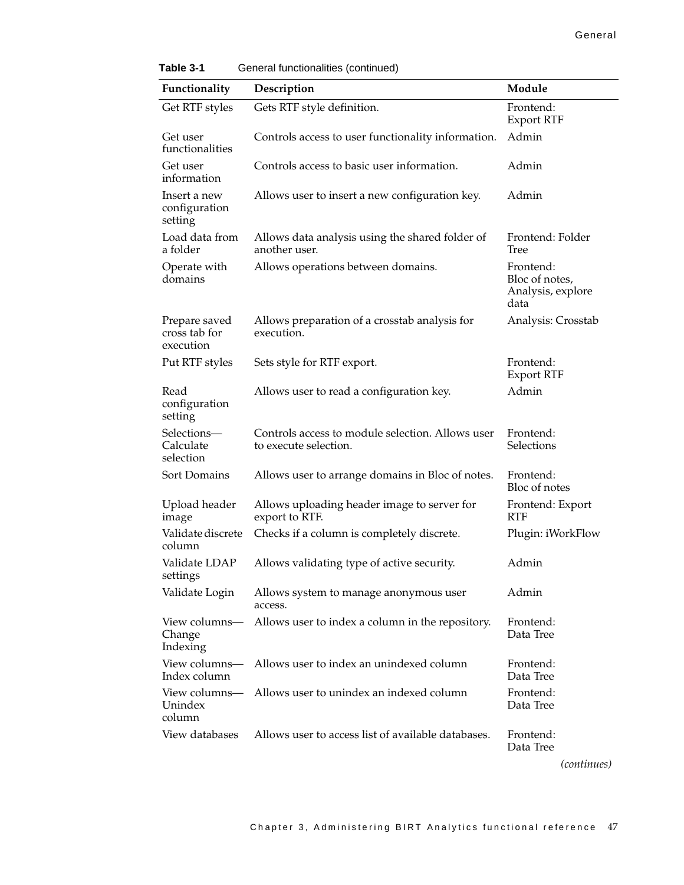**Table 3-1** General functionalities (continued)

| Functionality | Description | Module |
|---|---|---|
| Get RTF styles | Gets RTF style definition. | Frontend: Export RTF |
| Get user functionalities | Controls access to user functionality information. | Admin |
| Get user information | Controls access to basic user information. | Admin |
| Insert a new configuration setting | Allows user to insert a new configuration key. | Admin |
| Load data from a folder | Allows data analysis using the shared folder of another user. | Frontend: Folder Tree |
| Operate with domains | Allows operations between domains. | Frontend: Bloc of notes, Analysis, explore data |
| Prepare saved cross tab for execution | Allows preparation of a crosstab analysis for execution. | Analysis: Crosstab |
| Put RTF styles | Sets style for RTF export. | Frontend: Export RTF |
| Read configuration setting | Allows user to read a configuration key. | Admin |
| Selections—Calculate selection | Controls access to module selection. Allows user to execute selection. | Frontend: Selections |
| Sort Domains | Allows user to arrange domains in Bloc of notes. | Frontend: Bloc of notes |
| Upload header image | Allows uploading header image to server for export to RTF. | Frontend: Export RTF |
| Validate discrete column | Checks if a column is completely discrete. | Plugin: iWorkFlow |
| Validate LDAP settings | Allows validating type of active security. | Admin |
| Validate Login | Allows system to manage anonymous user access. | Admin |
| View columns—Change Indexing | Allows user to index a column in the repository. | Frontend: Data Tree |
| View columns—Index column | Allows user to index an unindexed column | Frontend: Data Tree |
| View columns—Unindex column | Allows user to unindex an indexed column | Frontend: Data Tree |
| View databases | Allows user to access list of available databases. | Frontend: Data Tree |

*(continues)*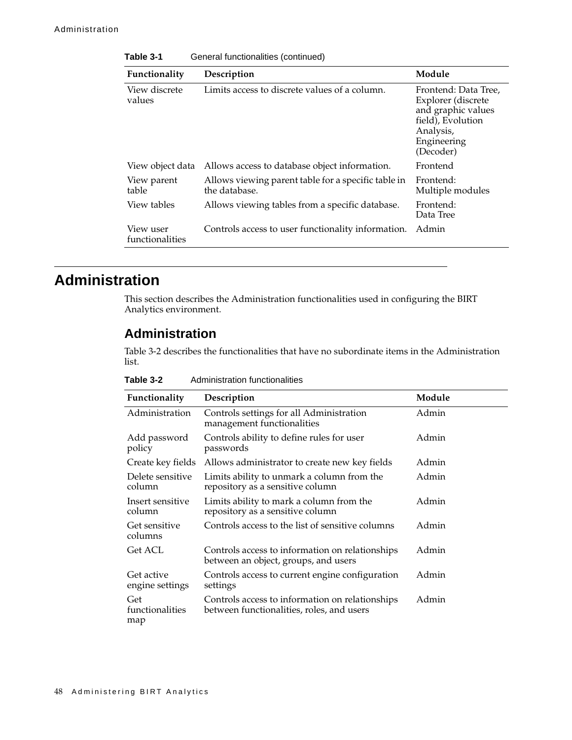**Table 3-1** General functionalities (continued)

| Functionality | Description | Module |
|---|---|---|
| View discrete values | Limits access to discrete values of a column. | Frontend: Data Tree, Explorer (discrete and graphic values field), Evolution Analysis, Engineering (Decoder) |
| View object data | Allows access to database object information. | Frontend |
| View parent table | Allows viewing parent table for a specific table in the database. | Frontend: Multiple modules |
| View tables | Allows viewing tables from a specific database. | Frontend: Data Tree |
| View user functionalities | Controls access to user functionality information. | Admin |

# Administration

This section describes the Administration functionalities used in configuring the BIRT Analytics environment.

## Administration

Table 3-2 describes the functionalities that have no subordinate items in the Administration list.

**Table 3-2** Administration functionalities

| Functionality | Description | Module |
|---|---|---|
| Administration | Controls settings for all Administration management functionalities | Admin |
| Add password policy | Controls ability to define rules for user passwords | Admin |
| Create key fields | Allows administrator to create new key fields | Admin |
| Delete sensitive column | Limits ability to unmark a column from the repository as a sensitive column | Admin |
| Insert sensitive column | Limits ability to mark a column from the repository as a sensitive column | Admin |
| Get sensitive columns | Controls access to the list of sensitive columns | Admin |
| Get ACL | Controls access to information on relationships between an object, groups, and users | Admin |
| Get active engine settings | Controls access to current engine configuration settings | Admin |
| Get functionalities map | Controls access to information on relationships between functionalities, roles, and users | Admin |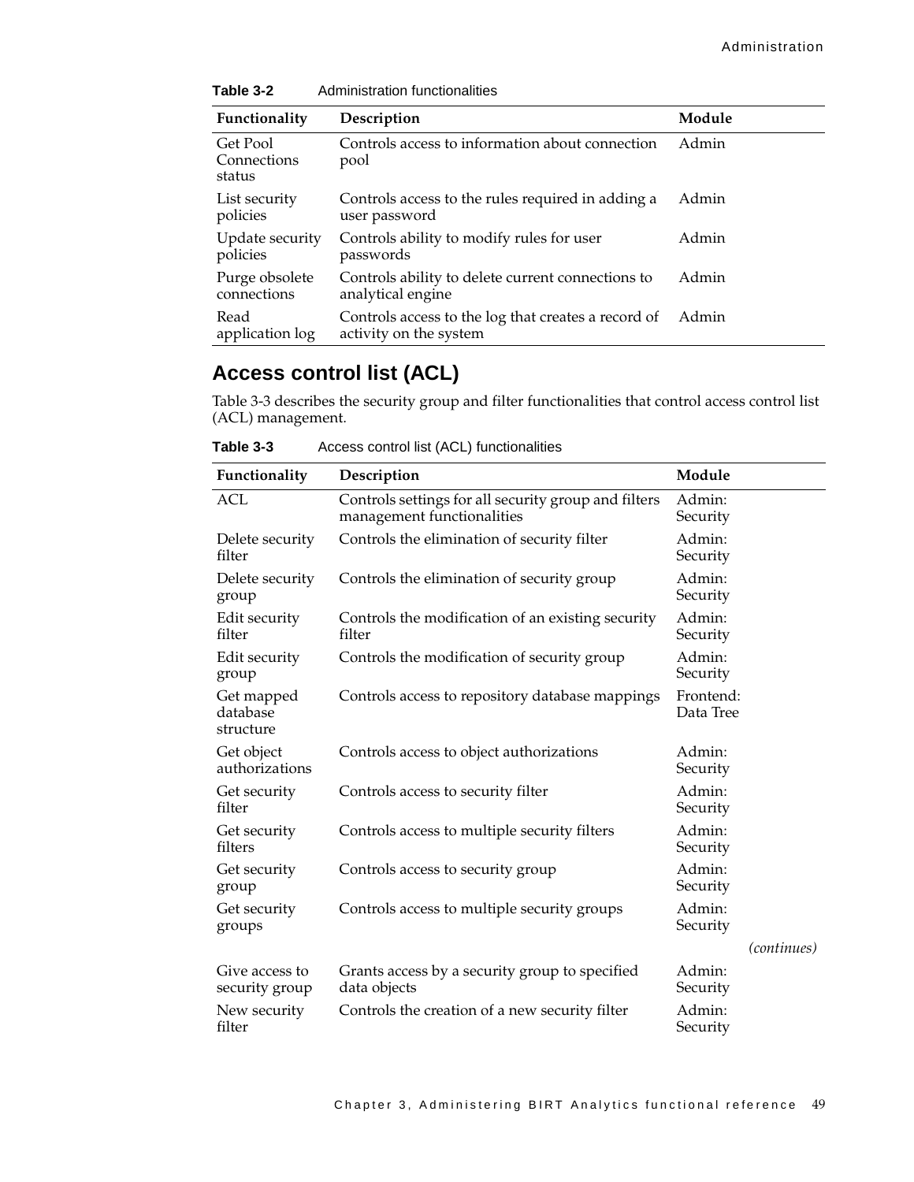**Table 3-2** Administration functionalities

| Functionality | Description | Module |
|---|---|---|
| Get Pool Connections status | Controls access to information about connection pool | Admin |
| List security policies | Controls access to the rules required in adding a user password | Admin |
| Update security policies | Controls ability to modify rules for user passwords | Admin |
| Purge obsolete connections | Controls ability to delete current connections to analytical engine | Admin |
| Read application log | Controls access to the log that creates a record of activity on the system | Admin |

## Access control list (ACL)

Table 3-3 describes the security group and filter functionalities that control access control list (ACL) management.

**Table 3-3** Access control list (ACL) functionalities

| Functionality | Description | Module |
|---|---|---|
| ACL | Controls settings for all security group and filters management functionalities | Admin: Security |
| Delete security filter | Controls the elimination of security filter | Admin: Security |
| Delete security group | Controls the elimination of security group | Admin: Security |
| Edit security filter | Controls the modification of an existing security filter | Admin: Security |
| Edit security group | Controls the modification of security group | Admin: Security |
| Get mapped database structure | Controls access to repository database mappings | Frontend: Data Tree |
| Get object authorizations | Controls access to object authorizations | Admin: Security |
| Get security filter | Controls access to security filter | Admin: Security |
| Get security filters | Controls access to multiple security filters | Admin: Security |
| Get security group | Controls access to security group | Admin: Security |
| Get security groups | Controls access to multiple security groups | Admin: Security |
| Give access to security group | Grants access by a security group to specified data objects | Admin: Security |
| New security filter | Controls the creation of a new security filter | Admin: Security |

*(continues)*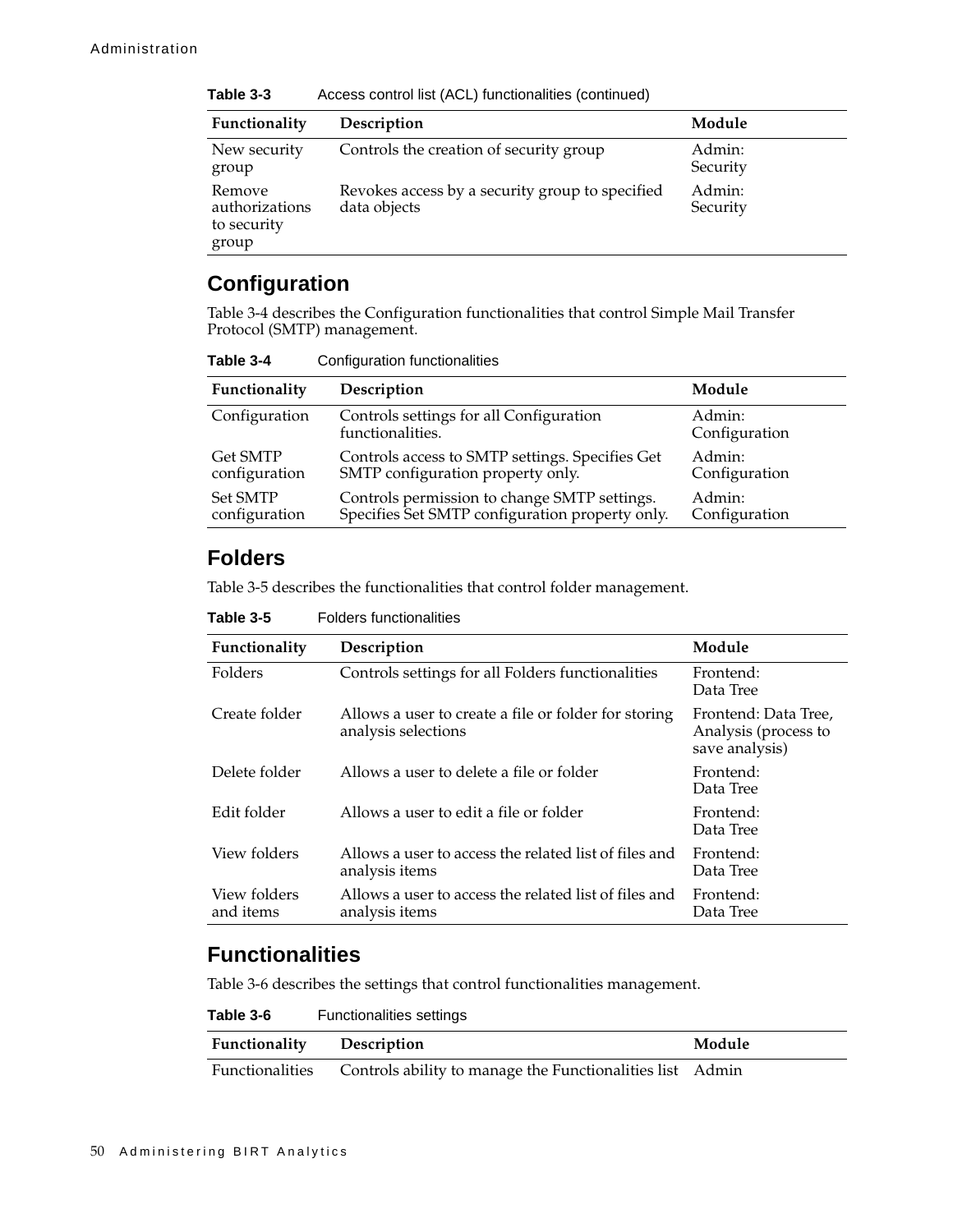**Table 3-3** Access control list (ACL) functionalities (continued)

| Functionality | Description | Module |
|---|---|---|
| New security group | Controls the creation of security group | Admin: Security |
| Remove authorizations to security group | Revokes access by a security group to specified data objects | Admin: Security |

## Configuration

Table 3-4 describes the Configuration functionalities that control Simple Mail Transfer Protocol (SMTP) management.

**Table 3-4** Configuration functionalities

| Functionality | Description | Module |
|---|---|---|
| Configuration | Controls settings for all Configuration functionalities. | Admin: Configuration |
| Get SMTP configuration | Controls access to SMTP settings. Specifies Get SMTP configuration property only. | Admin: Configuration |
| Set SMTP configuration | Controls permission to change SMTP settings. Specifies Set SMTP configuration property only. | Admin: Configuration |

## Folders

Table 3-5 describes the functionalities that control folder management.

**Table 3-5** Folders functionalities

| Functionality | Description | Module |
|---|---|---|
| Folders | Controls settings for all Folders functionalities | Frontend: Data Tree |
| Create folder | Allows a user to create a file or folder for storing analysis selections | Frontend: Data Tree, Analysis (process to save analysis) |
| Delete folder | Allows a user to delete a file or folder | Frontend: Data Tree |
| Edit folder | Allows a user to edit a file or folder | Frontend: Data Tree |
| View folders | Allows a user to access the related list of files and analysis items | Frontend: Data Tree |
| View folders and items | Allows a user to access the related list of files and analysis items | Frontend: Data Tree |

## Functionalities

Table 3-6 describes the settings that control functionalities management.

**Table 3-6** Functionalities settings

| Functionality | Description | Module |
|---|---|---|
| Functionalities | Controls ability to manage the Functionalities list | Admin |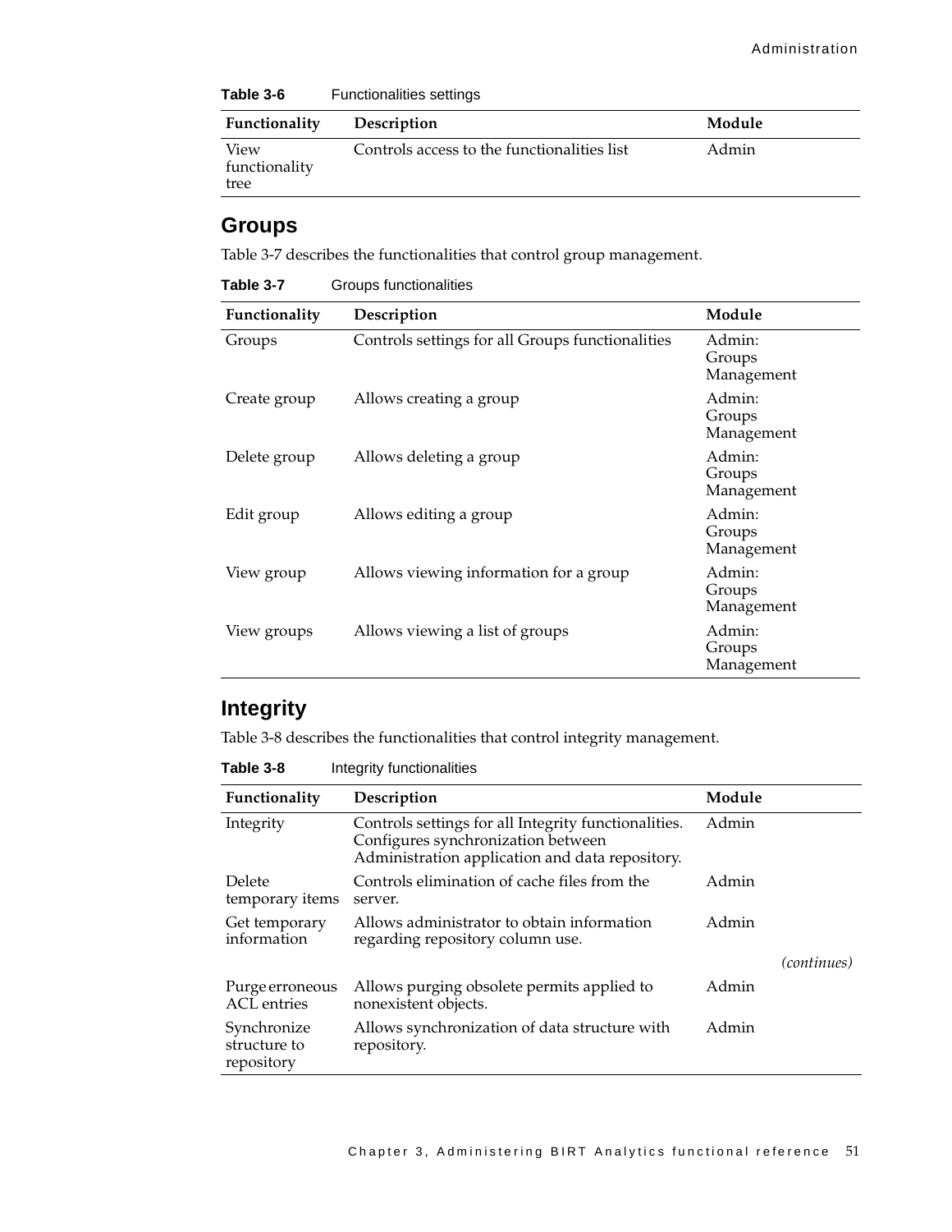**Table 3-6** Functionalities settings

| Functionality | Description | Module |
|---|---|---|
| View functionality tree | Controls access to the functionalities list | Admin |

## Groups

Table 3-7 describes the functionalities that control group management.

**Table 3-7** Groups functionalities

| Functionality | Description | Module |
|---|---|---|
| Groups | Controls settings for all Groups functionalities | Admin: Groups Management |
| Create group | Allows creating a group | Admin: Groups Management |
| Delete group | Allows deleting a group | Admin: Groups Management |
| Edit group | Allows editing a group | Admin: Groups Management |
| View group | Allows viewing information for a group | Admin: Groups Management |
| View groups | Allows viewing a list of groups | Admin: Groups Management |

## Integrity

Table 3-8 describes the functionalities that control integrity management.

**Table 3-8** Integrity functionalities

| Functionality | Description | Module |
|---|---|---|
| Integrity | Controls settings for all Integrity functionalities. Configures synchronization between Administration application and data repository. | Admin |
| Delete temporary items | Controls elimination of cache files from the server. | Admin |
| Get temporary information | Allows administrator to obtain information regarding repository column use. | Admin |
| Purge erroneous ACL entries | Allows purging obsolete permits applied to nonexistent objects. | Admin |
| Synchronize structure to repository | Allows synchronization of data structure with repository. | Admin |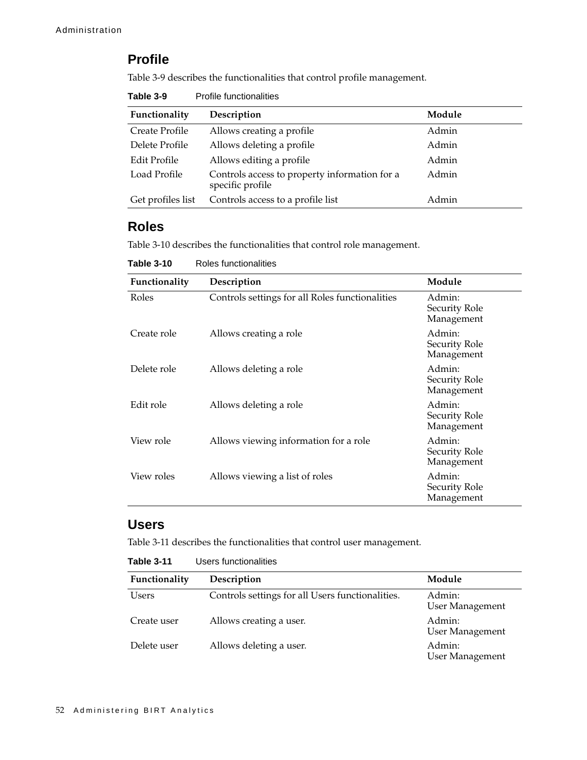## Profile

Table 3-9 describes the functionalities that control profile management.

**Table 3-9** Profile functionalities

| Functionality | Description | Module |
|---|---|---|
| Create Profile | Allows creating a profile | Admin |
| Delete Profile | Allows deleting a profile | Admin |
| Edit Profile | Allows editing a profile | Admin |
| Load Profile | Controls access to property information for a specific profile | Admin |
| Get profiles list | Controls access to a profile list | Admin |

## Roles

Table 3-10 describes the functionalities that control role management.

**Table 3-10** Roles functionalities

| Functionality | Description | Module |
|---|---|---|
| Roles | Controls settings for all Roles functionalities | Admin: Security Role Management |
| Create role | Allows creating a role | Admin: Security Role Management |
| Delete role | Allows deleting a role | Admin: Security Role Management |
| Edit role | Allows deleting a role | Admin: Security Role Management |
| View role | Allows viewing information for a role | Admin: Security Role Management |
| View roles | Allows viewing a list of roles | Admin: Security Role Management |

## Users

Table 3-11 describes the functionalities that control user management.

**Table 3-11** Users functionalities

| Functionality | Description | Module |
|---|---|---|
| Users | Controls settings for all Users functionalities. | Admin: User Management |
| Create user | Allows creating a user. | Admin: User Management |
| Delete user | Allows deleting a user. | Admin: User Management |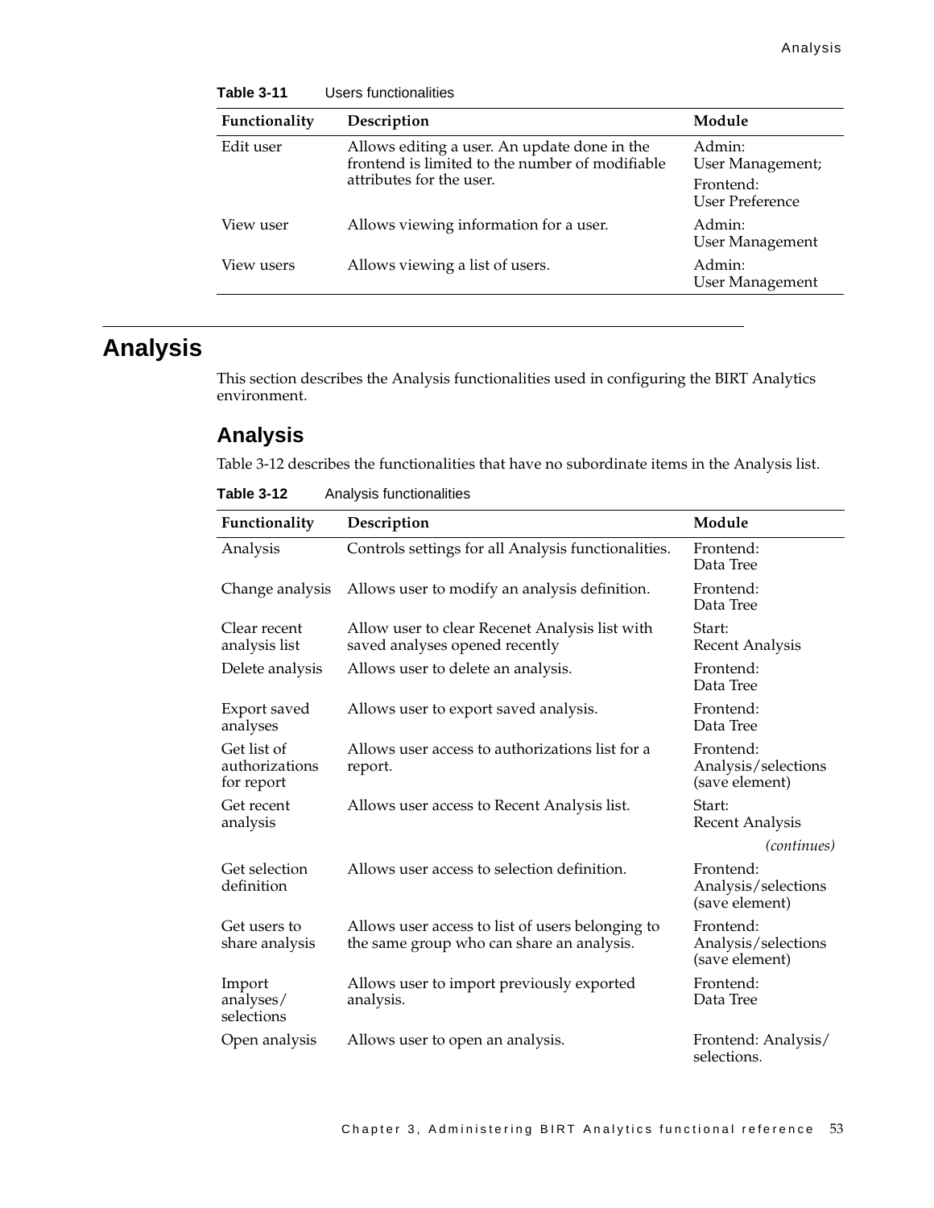**Table 3-11** Users functionalities

| Functionality | Description | Module |
|---|---|---|
| Edit user | Allows editing a user. An update done in the frontend is limited to the number of modifiable attributes for the user. | Admin: User Management; Frontend: User Preference |
| View user | Allows viewing information for a user. | Admin: User Management |
| View users | Allows viewing a list of users. | Admin: User Management |

# Analysis

This section describes the Analysis functionalities used in configuring the BIRT Analytics environment.

## Analysis

Table 3-12 describes the functionalities that have no subordinate items in the Analysis list.

**Table 3-12** Analysis functionalities

| Functionality | Description | Module |
|---|---|---|
| Analysis | Controls settings for all Analysis functionalities. | Frontend: Data Tree |
| Change analysis | Allows user to modify an analysis definition. | Frontend: Data Tree |
| Clear recent analysis list | Allow user to clear Recenet Analysis list with saved analyses opened recently | Start: Recent Analysis |
| Delete analysis | Allows user to delete an analysis. | Frontend: Data Tree |
| Export saved analyses | Allows user to export saved analysis. | Frontend: Data Tree |
| Get list of authorizations for report | Allows user access to authorizations list for a report. | Frontend: Analysis/selections (save element) |
| Get recent analysis | Allows user access to Recent Analysis list. | Start: Recent Analysis |
| Get selection definition | Allows user access to selection definition. | Frontend: Analysis/selections (save element) |
| Get users to share analysis | Allows user access to list of users belonging to the same group who can share an analysis. | Frontend: Analysis/selections (save element) |
| Import analyses/ selections | Allows user to import previously exported analysis. | Frontend: Data Tree |
| Open analysis | Allows user to open an analysis. | Frontend: Analysis/ selections. |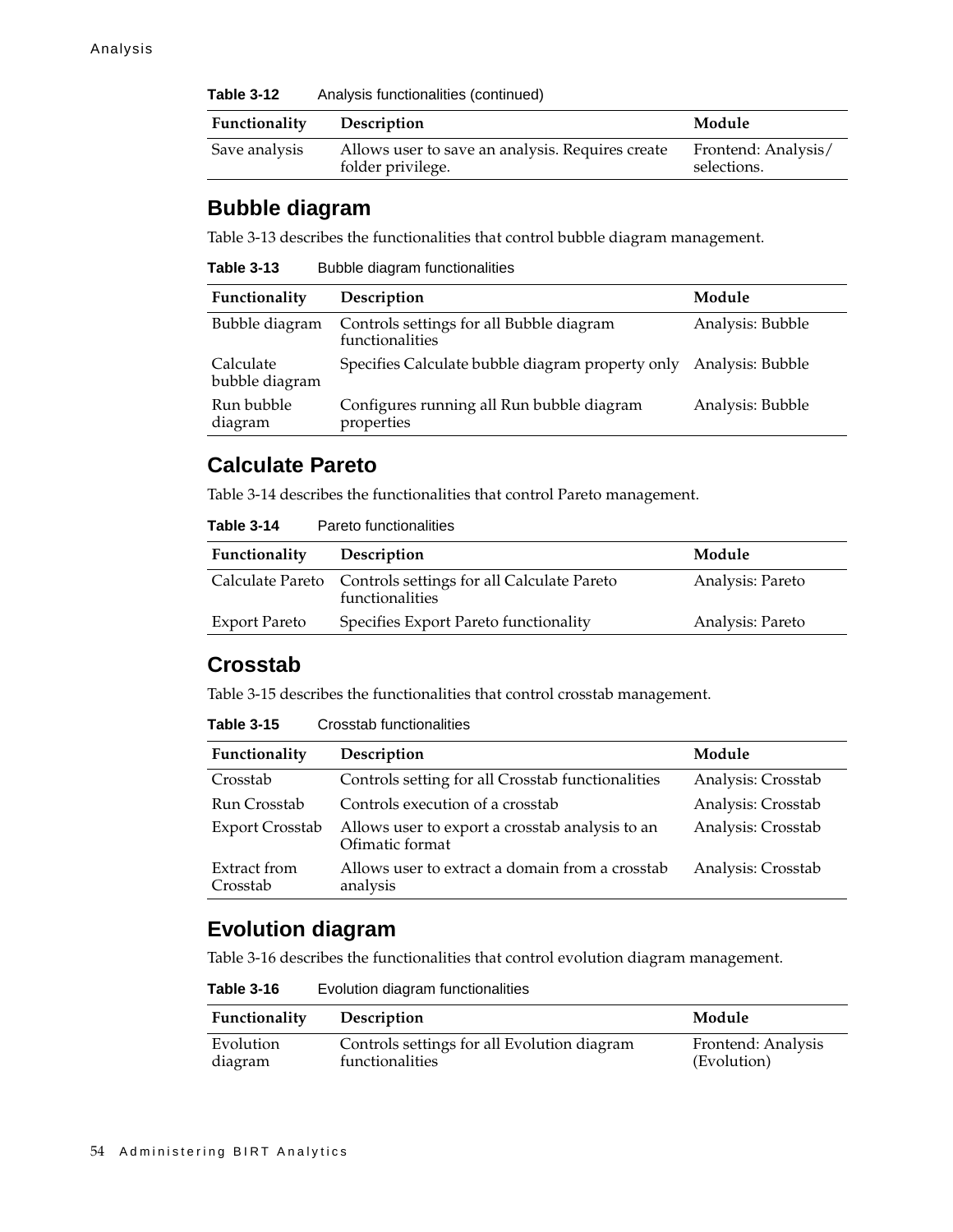**Table 3-12** Analysis functionalities (continued)

| Functionality | Description | Module |
|---|---|---|
| Save analysis | Allows user to save an analysis. Requires create folder privilege. | Frontend: Analysis/ selections. |

## Bubble diagram

Table 3-13 describes the functionalities that control bubble diagram management.

**Table 3-13** Bubble diagram functionalities

| Functionality | Description | Module |
|---|---|---|
| Bubble diagram | Controls settings for all Bubble diagram functionalities | Analysis: Bubble |
| Calculate bubble diagram | Specifies Calculate bubble diagram property only | Analysis: Bubble |
| Run bubble diagram | Configures running all Run bubble diagram properties | Analysis: Bubble |

## Calculate Pareto

Table 3-14 describes the functionalities that control Pareto management.

**Table 3-14** Pareto functionalities

| Functionality | Description | Module |
|---|---|---|
| Calculate Pareto | Controls settings for all Calculate Pareto functionalities | Analysis: Pareto |
| Export Pareto | Specifies Export Pareto functionality | Analysis: Pareto |

## Crosstab

Table 3-15 describes the functionalities that control crosstab management.

**Table 3-15** Crosstab functionalities

| Functionality | Description | Module |
|---|---|---|
| Crosstab | Controls setting for all Crosstab functionalities | Analysis: Crosstab |
| Run Crosstab | Controls execution of a crosstab | Analysis: Crosstab |
| Export Crosstab | Allows user to export a crosstab analysis to an Ofimatic format | Analysis: Crosstab |
| Extract from Crosstab | Allows user to extract a domain from a crosstab analysis | Analysis: Crosstab |

## Evolution diagram

Table 3-16 describes the functionalities that control evolution diagram management.

**Table 3-16** Evolution diagram functionalities

| Functionality | Description | Module |
|---|---|---|
| Evolution diagram | Controls settings for all Evolution diagram functionalities | Frontend: Analysis (Evolution) |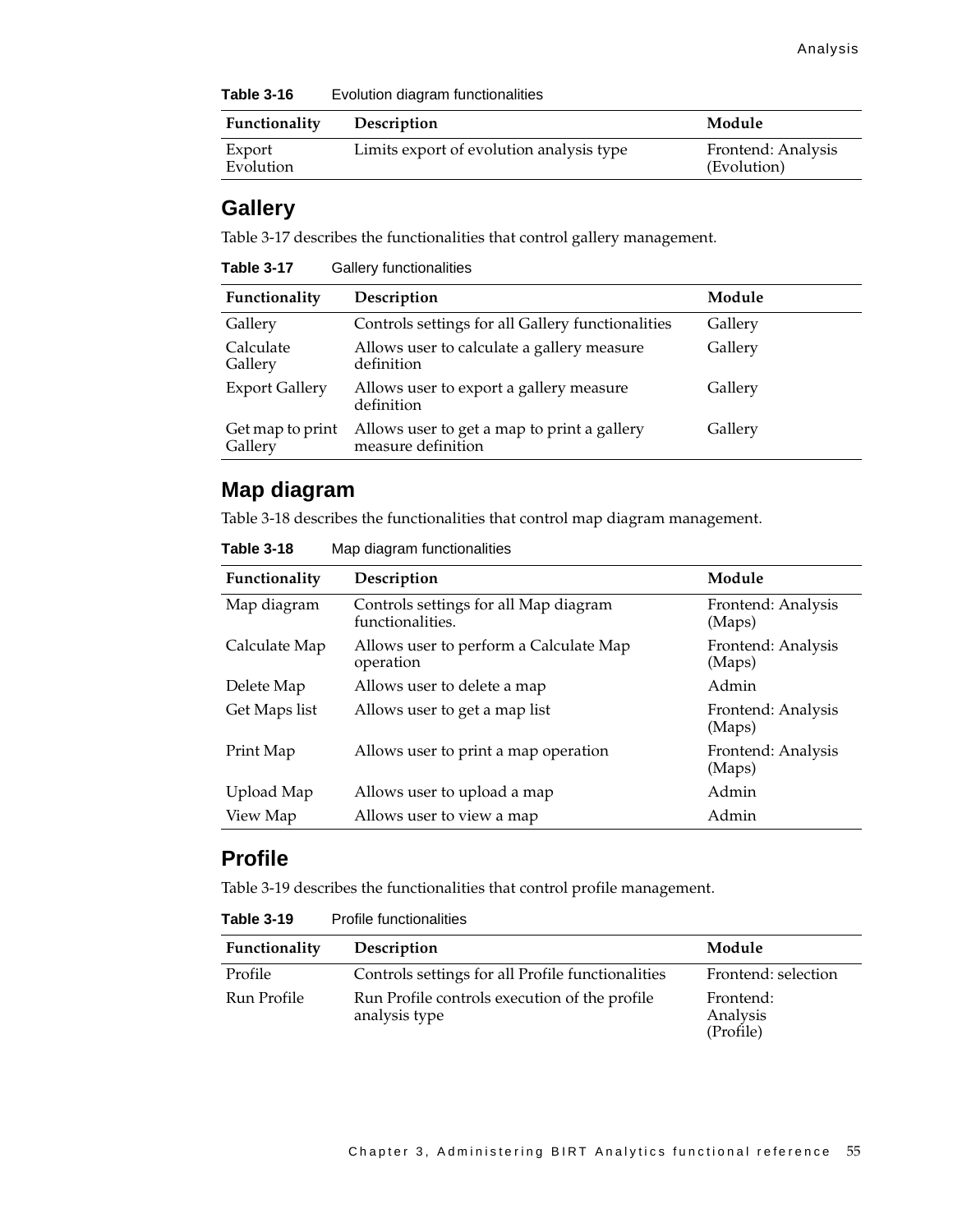**Table 3-16** Evolution diagram functionalities

| Functionality | Description | Module |
|---|---|---|
| Export Evolution | Limits export of evolution analysis type | Frontend: Analysis (Evolution) |

## Gallery

Table 3-17 describes the functionalities that control gallery management.

**Table 3-17** Gallery functionalities

| Functionality | Description | Module |
|---|---|---|
| Gallery | Controls settings for all Gallery functionalities | Gallery |
| Calculate Gallery | Allows user to calculate a gallery measure definition | Gallery |
| Export Gallery | Allows user to export a gallery measure definition | Gallery |
| Get map to print Gallery | Allows user to get a map to print a gallery measure definition | Gallery |

## Map diagram

Table 3-18 describes the functionalities that control map diagram management.

**Table 3-18** Map diagram functionalities

| Functionality | Description | Module |
|---|---|---|
| Map diagram | Controls settings for all Map diagram functionalities. | Frontend: Analysis (Maps) |
| Calculate Map | Allows user to perform a Calculate Map operation | Frontend: Analysis (Maps) |
| Delete Map | Allows user to delete a map | Admin |
| Get Maps list | Allows user to get a map list | Frontend: Analysis (Maps) |
| Print Map | Allows user to print a map operation | Frontend: Analysis (Maps) |
| Upload Map | Allows user to upload a map | Admin |
| View Map | Allows user to view a map | Admin |

## Profile

Table 3-19 describes the functionalities that control profile management.

**Table 3-19** Profile functionalities

| Functionality | Description | Module |
|---|---|---|
| Profile | Controls settings for all Profile functionalities | Frontend: selection |
| Run Profile | Run Profile controls execution of the profile analysis type | Frontend: Analysis (Profile) |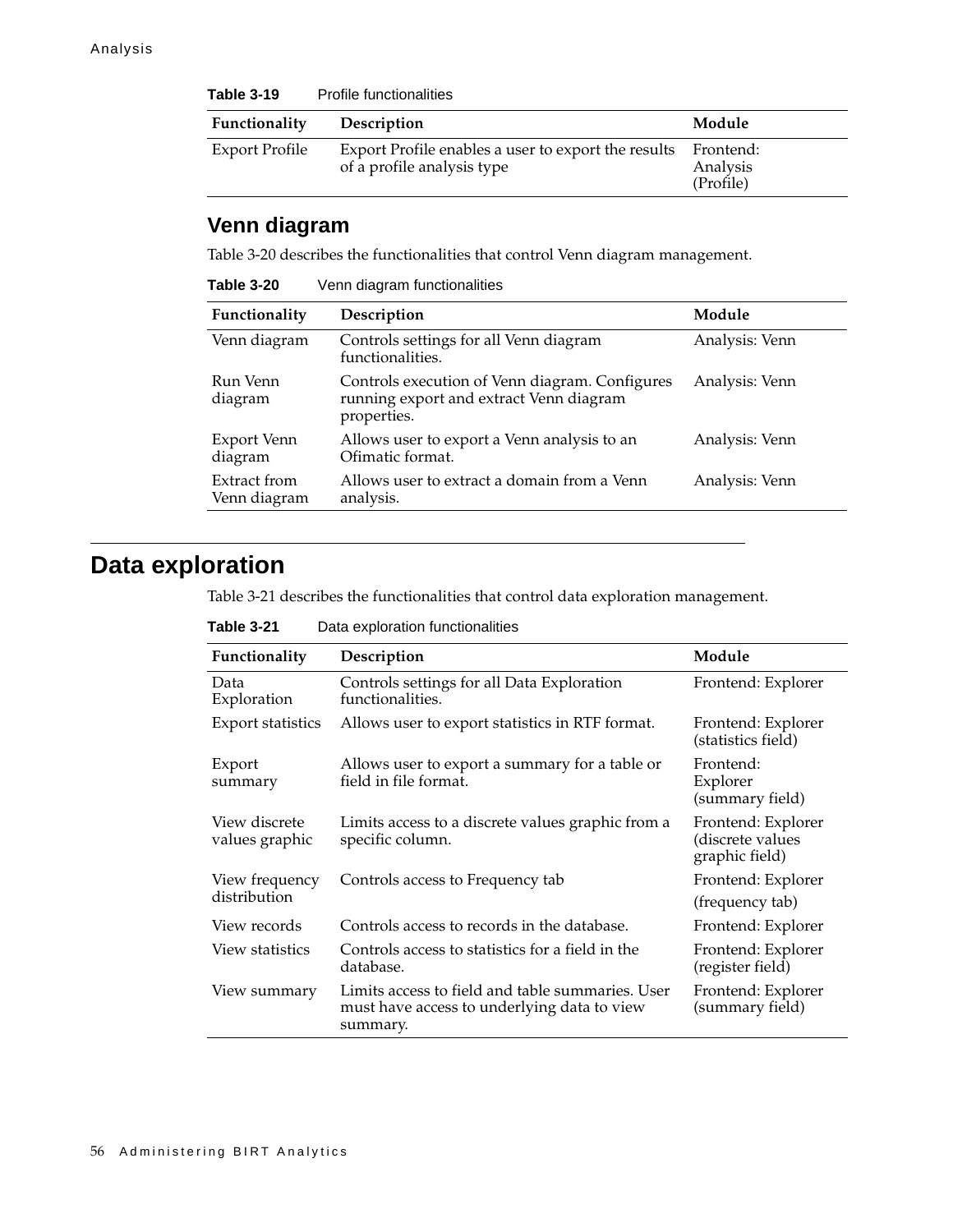**Table 3-19** Profile functionalities

| Functionality | Description | Module |
|---|---|---|
| Export Profile | Export Profile enables a user to export the results of a profile analysis type | Frontend: Analysis (Profile) |

## Venn diagram

Table 3-20 describes the functionalities that control Venn diagram management.

**Table 3-20** Venn diagram functionalities

| Functionality | Description | Module |
|---|---|---|
| Venn diagram | Controls settings for all Venn diagram functionalities. | Analysis: Venn |
| Run Venn diagram | Controls execution of Venn diagram. Configures running export and extract Venn diagram properties. | Analysis: Venn |
| Export Venn diagram | Allows user to export a Venn analysis to an Ofimatic format. | Analysis: Venn |
| Extract from Venn diagram | Allows user to extract a domain from a Venn analysis. | Analysis: Venn |

# Data exploration

Table 3-21 describes the functionalities that control data exploration management.

**Table 3-21** Data exploration functionalities

| Functionality | Description | Module |
|---|---|---|
| Data Exploration | Controls settings for all Data Exploration functionalities. | Frontend: Explorer |
| Export statistics | Allows user to export statistics in RTF format. | Frontend: Explorer (statistics field) |
| Export summary | Allows user to export a summary for a table or field in file format. | Frontend: Explorer (summary field) |
| View discrete values graphic | Limits access to a discrete values graphic from a specific column. | Frontend: Explorer (discrete values graphic field) |
| View frequency distribution | Controls access to Frequency tab | Frontend: Explorer (frequency tab) |
| View records | Controls access to records in the database. | Frontend: Explorer |
| View statistics | Controls access to statistics for a field in the database. | Frontend: Explorer (register field) |
| View summary | Limits access to field and table summaries. User must have access to underlying data to view summary. | Frontend: Explorer (summary field) |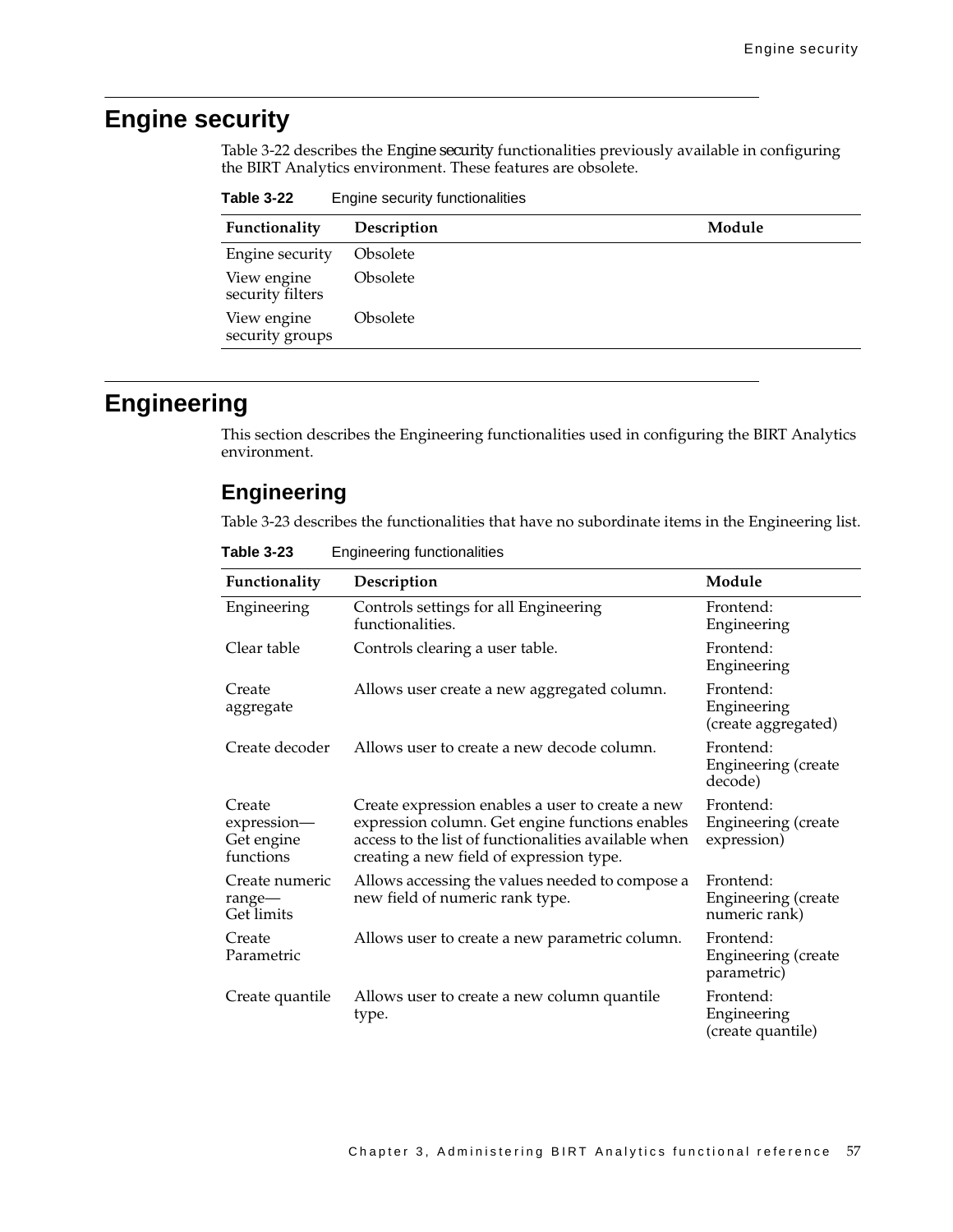# Engine security

Table 3-22 describes the Engine security functionalities previously available in configuring the BIRT Analytics environment. These features are obsolete.

**Table 3-22** Engine security functionalities

| Functionality | Description | Module |
|---|---|---|
| Engine security | Obsolete | |
| View engine security filters | Obsolete | |
| View engine security groups | Obsolete | |

# Engineering

This section describes the Engineering functionalities used in configuring the BIRT Analytics environment.

## Engineering

Table 3-23 describes the functionalities that have no subordinate items in the Engineering list.

**Table 3-23** Engineering functionalities

| Functionality | Description | Module |
|---|---|---|
| Engineering | Controls settings for all Engineering functionalities. | Frontend: Engineering |
| Clear table | Controls clearing a user table. | Frontend: Engineering |
| Create aggregate | Allows user create a new aggregated column. | Frontend: Engineering (create aggregated) |
| Create decoder | Allows user to create a new decode column. | Frontend: Engineering (create decode) |
| Create expression—Get engine functions | Create expression enables a user to create a new expression column. Get engine functions enables access to the list of functionalities available when creating a new field of expression type. | Frontend: Engineering (create expression) |
| Create numeric range—Get limits | Allows accessing the values needed to compose a new field of numeric rank type. | Frontend: Engineering (create numeric rank) |
| Create Parametric | Allows user to create a new parametric column. | Frontend: Engineering (create parametric) |
| Create quantile | Allows user to create a new column quantile type. | Frontend: Engineering (create quantile) |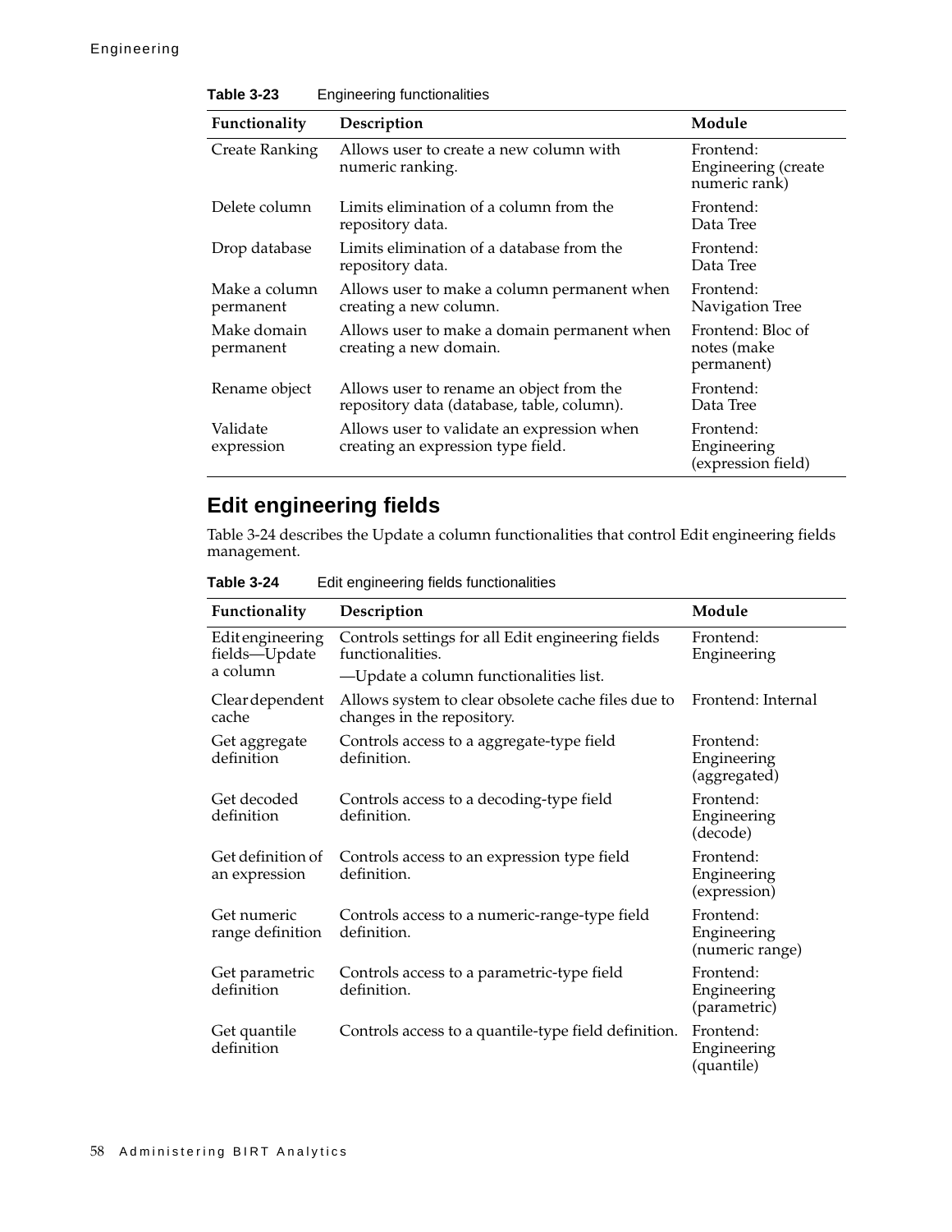**Table 3-23** Engineering functionalities

| Functionality | Description | Module |
|---|---|---|
| Create Ranking | Allows user to create a new column with numeric ranking. | Frontend: Engineering (create numeric rank) |
| Delete column | Limits elimination of a column from the repository data. | Frontend: Data Tree |
| Drop database | Limits elimination of a database from the repository data. | Frontend: Data Tree |
| Make a column permanent | Allows user to make a column permanent when creating a new column. | Frontend: Navigation Tree |
| Make domain permanent | Allows user to make a domain permanent when creating a new domain. | Frontend: Bloc of notes (make permanent) |
| Rename object | Allows user to rename an object from the repository data (database, table, column). | Frontend: Data Tree |
| Validate expression | Allows user to validate an expression when creating an expression type field. | Frontend: Engineering (expression field) |

## Edit engineering fields

Table 3-24 describes the Update a column functionalities that control Edit engineering fields management.

**Table 3-24** Edit engineering fields functionalities

| Functionality | Description | Module |
|---|---|---|
| Edit engineering fields—Update a column | Controls settings for all Edit engineering fields functionalities. —Update a column functionalities list. | Frontend: Engineering |
| Clear dependent cache | Allows system to clear obsolete cache files due to changes in the repository. | Frontend: Internal |
| Get aggregate definition | Controls access to a aggregate-type field definition. | Frontend: Engineering (aggregated) |
| Get decoded definition | Controls access to a decoding-type field definition. | Frontend: Engineering (decode) |
| Get definition of an expression | Controls access to an expression type field definition. | Frontend: Engineering (expression) |
| Get numeric range definition | Controls access to a numeric-range-type field definition. | Frontend: Engineering (numeric range) |
| Get parametric definition | Controls access to a parametric-type field definition. | Frontend: Engineering (parametric) |
| Get quantile definition | Controls access to a quantile-type field definition. | Frontend: Engineering (quantile) |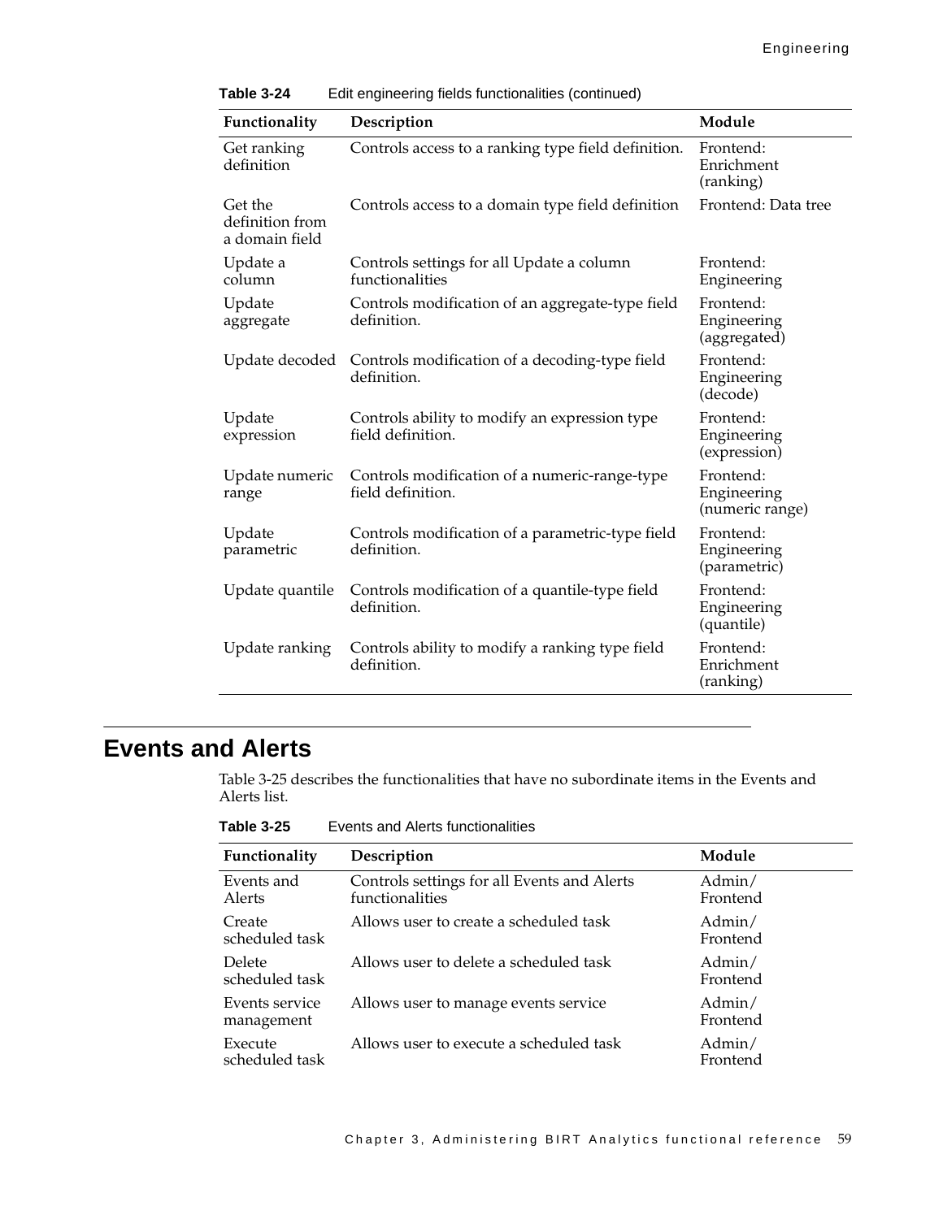**Table 3-24** Edit engineering fields functionalities (continued)

| Functionality | Description | Module |
|---|---|---|
| Get ranking definition | Controls access to a ranking type field definition. | Frontend: Enrichment (ranking) |
| Get the definition from a domain field | Controls access to a domain type field definition | Frontend: Data tree |
| Update a column | Controls settings for all Update a column functionalities | Frontend: Engineering |
| Update aggregate | Controls modification of an aggregate-type field definition. | Frontend: Engineering (aggregated) |
| Update decoded | Controls modification of a decoding-type field definition. | Frontend: Engineering (decode) |
| Update expression | Controls ability to modify an expression type field definition. | Frontend: Engineering (expression) |
| Update numeric range | Controls modification of a numeric-range-type field definition. | Frontend: Engineering (numeric range) |
| Update parametric | Controls modification of a parametric-type field definition. | Frontend: Engineering (parametric) |
| Update quantile | Controls modification of a quantile-type field definition. | Frontend: Engineering (quantile) |
| Update ranking | Controls ability to modify a ranking type field definition. | Frontend: Enrichment (ranking) |

# Events and Alerts

Table 3-25 describes the functionalities that have no subordinate items in the Events and Alerts list.

**Table 3-25** Events and Alerts functionalities

| Functionality | Description | Module |
|---|---|---|
| Events and Alerts | Controls settings for all Events and Alerts functionalities | Admin/ Frontend |
| Create scheduled task | Allows user to create a scheduled task | Admin/ Frontend |
| Delete scheduled task | Allows user to delete a scheduled task | Admin/ Frontend |
| Events service management | Allows user to manage events service | Admin/ Frontend |
| Execute scheduled task | Allows user to execute a scheduled task | Admin/ Frontend |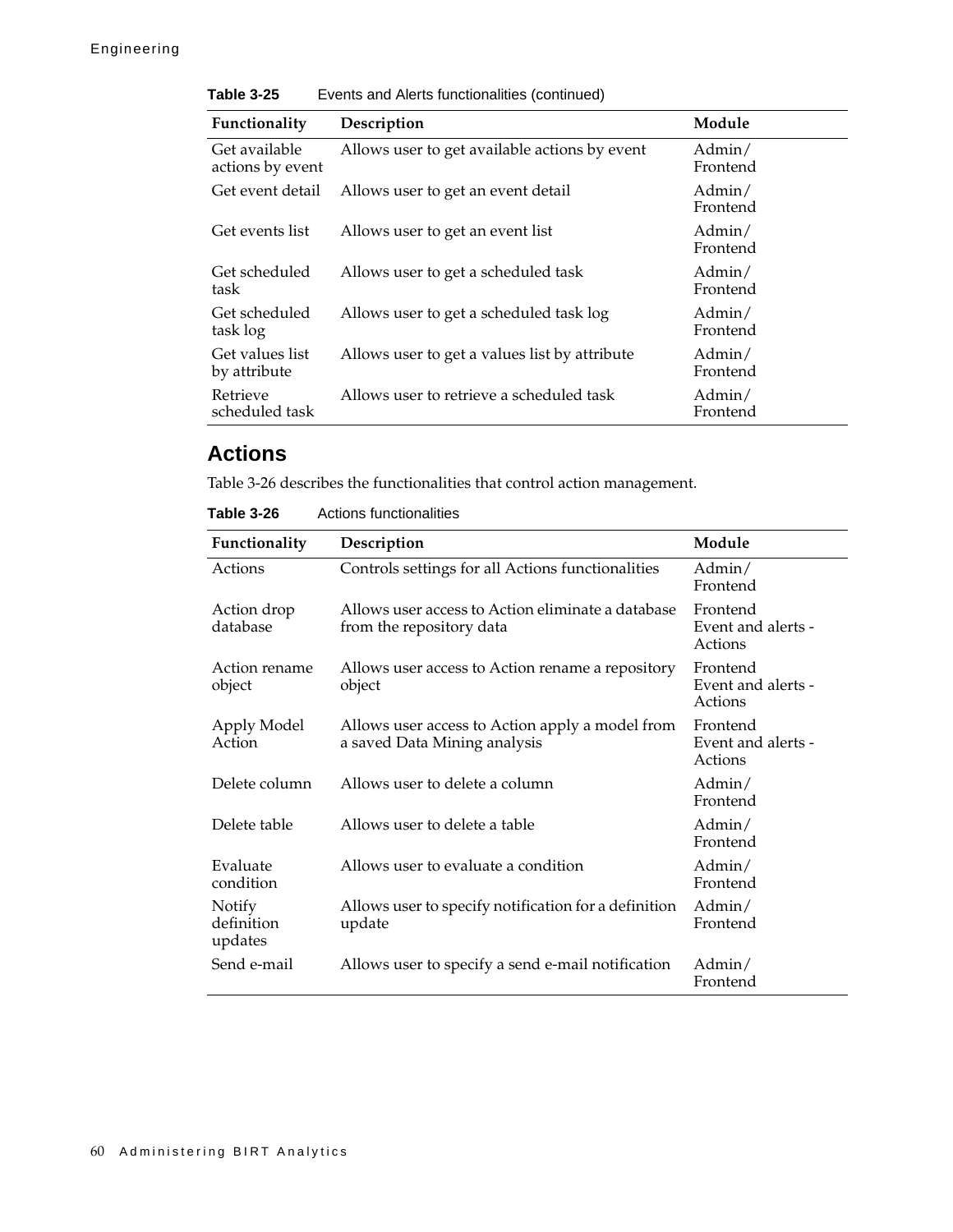**Table 3-25** Events and Alerts functionalities (continued)

| Functionality | Description | Module |
|---|---|---|
| Get available actions by event | Allows user to get available actions by event | Admin/ Frontend |
| Get event detail | Allows user to get an event detail | Admin/ Frontend |
| Get events list | Allows user to get an event list | Admin/ Frontend |
| Get scheduled task | Allows user to get a scheduled task | Admin/ Frontend |
| Get scheduled task log | Allows user to get a scheduled task log | Admin/ Frontend |
| Get values list by attribute | Allows user to get a values list by attribute | Admin/ Frontend |
| Retrieve scheduled task | Allows user to retrieve a scheduled task | Admin/ Frontend |

## Actions

Table 3-26 describes the functionalities that control action management.

**Table 3-26** Actions functionalities

| Functionality | Description | Module |
|---|---|---|
| Actions | Controls settings for all Actions functionalities | Admin/ Frontend |
| Action drop database | Allows user access to Action eliminate a database from the repository data | Frontend Event and alerts - Actions |
| Action rename object | Allows user access to Action rename a repository object | Frontend Event and alerts - Actions |
| Apply Model Action | Allows user access to Action apply a model from a saved Data Mining analysis | Frontend Event and alerts - Actions |
| Delete column | Allows user to delete a column | Admin/ Frontend |
| Delete table | Allows user to delete a table | Admin/ Frontend |
| Evaluate condition | Allows user to evaluate a condition | Admin/ Frontend |
| Notify definition updates | Allows user to specify notification for a definition update | Admin/ Frontend |
| Send e-mail | Allows user to specify a send e-mail notification | Admin/ Frontend |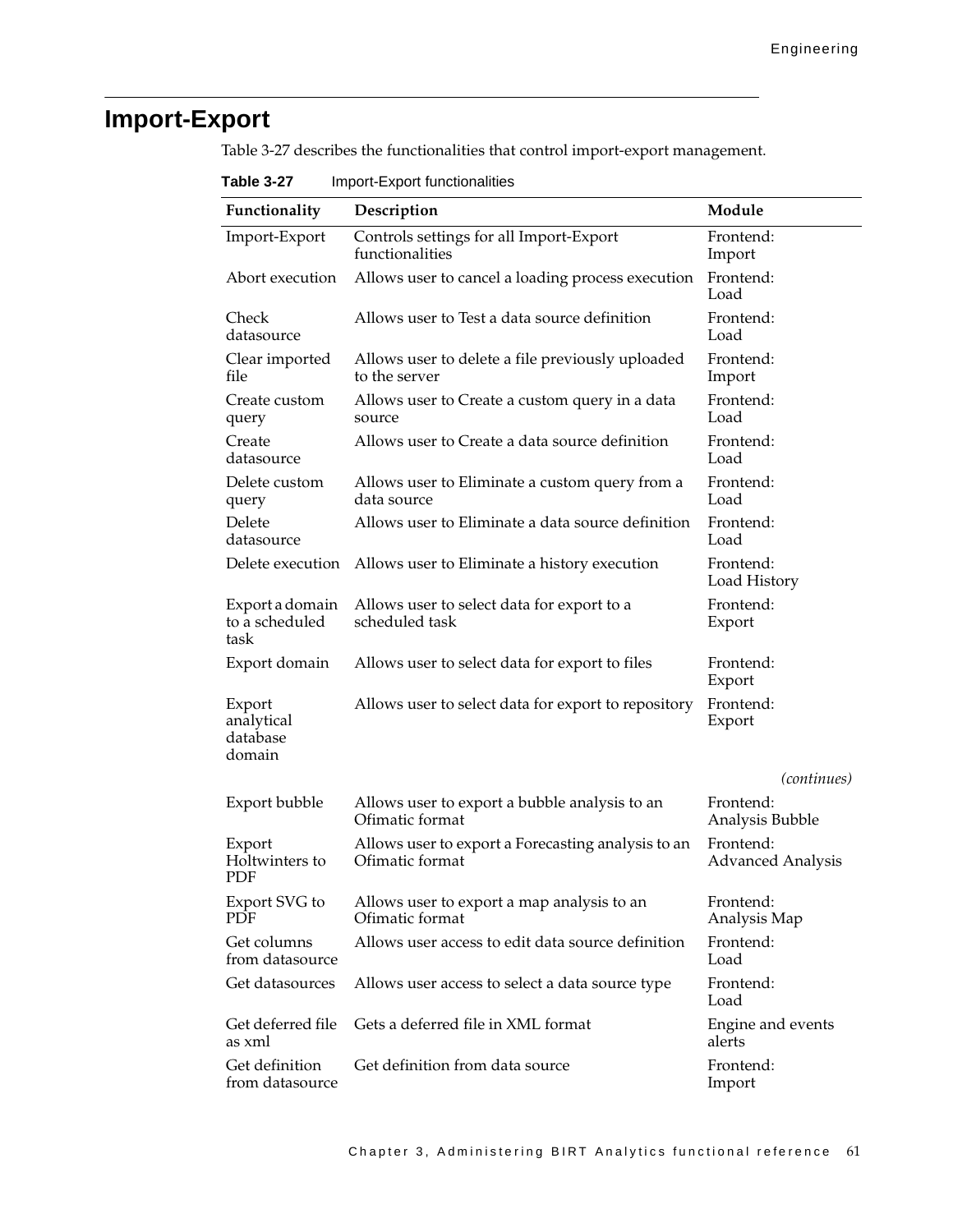## Import-Export

Table 3-27 describes the functionalities that control import-export management.

**Table 3-27** Import-Export functionalities

| Functionality | Description | Module |
|---|---|---|
| Import-Export | Controls settings for all Import-Export functionalities | Frontend: Import |
| Abort execution | Allows user to cancel a loading process execution | Frontend: Load |
| Check datasource | Allows user to Test a data source definition | Frontend: Load |
| Clear imported file | Allows user to delete a file previously uploaded to the server | Frontend: Import |
| Create custom query | Allows user to Create a custom query in a data source | Frontend: Load |
| Create datasource | Allows user to Create a data source definition | Frontend: Load |
| Delete custom query | Allows user to Eliminate a custom query from a data source | Frontend: Load |
| Delete datasource | Allows user to Eliminate a data source definition | Frontend: Load |
| Delete execution | Allows user to Eliminate a history execution | Frontend: Load History |
| Export a domain to a scheduled task | Allows user to select data for export to a scheduled task | Frontend: Export |
| Export domain | Allows user to select data for export to files | Frontend: Export |
| Export analytical database domain | Allows user to select data for export to repository | Frontend: Export |
| Export bubble | Allows user to export a bubble analysis to an Ofimatic format | Frontend: Analysis Bubble |
| Export Holtwinters to PDF | Allows user to export a Forecasting analysis to an Ofimatic format | Frontend: Advanced Analysis |
| Export SVG to PDF | Allows user to export a map analysis to an Ofimatic format | Frontend: Analysis Map |
| Get columns from datasource | Allows user access to edit data source definition | Frontend: Load |
| Get datasources | Allows user access to select a data source type | Frontend: Load |
| Get deferred file as xml | Gets a deferred file in XML format | Engine and events alerts |
| Get definition from datasource | Get definition from data source | Frontend: Import |

*(continues)*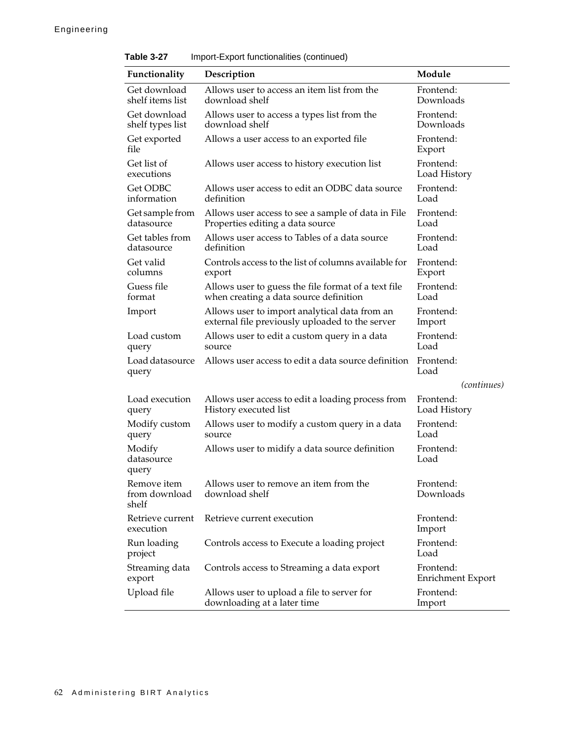**Table 3-27** Import-Export functionalities (continued)

| Functionality | Description | Module |
|---|---|---|
| Get download shelf items list | Allows user to access an item list from the download shelf | Frontend: Downloads |
| Get download shelf types list | Allows user to access a types list from the download shelf | Frontend: Downloads |
| Get exported file | Allows a user access to an exported file | Frontend: Export |
| Get list of executions | Allows user access to history execution list | Frontend: Load History |
| Get ODBC information | Allows user access to edit an ODBC data source definition | Frontend: Load |
| Get sample from datasource | Allows user access to see a sample of data in File Properties editing a data source | Frontend: Load |
| Get tables from datasource | Allows user access to Tables of a data source definition | Frontend: Load |
| Get valid columns | Controls access to the list of columns available for export | Frontend: Export |
| Guess file format | Allows user to guess the file format of a text file when creating a data source definition | Frontend: Load |
| Import | Allows user to import analytical data from an external file previously uploaded to the server | Frontend: Import |
| Load custom query | Allows user to edit a custom query in a data source | Frontend: Load |
| Load datasource query | Allows user access to edit a data source definition | Frontend: Load |
| Load execution query | Allows user access to edit a loading process from History executed list | Frontend: Load History |
| Modify custom query | Allows user to modify a custom query in a data source | Frontend: Load |
| Modify datasource query | Allows user to midify a data source definition | Frontend: Load |
| Remove item from download shelf | Allows user to remove an item from the download shelf | Frontend: Downloads |
| Retrieve current execution | Retrieve current execution | Frontend: Import |
| Run loading project | Controls access to Execute a loading project | Frontend: Load |
| Streaming data export | Controls access to Streaming a data export | Frontend: Enrichment Export |
| Upload file | Allows user to upload a file to server for downloading at a later time | Frontend: Import |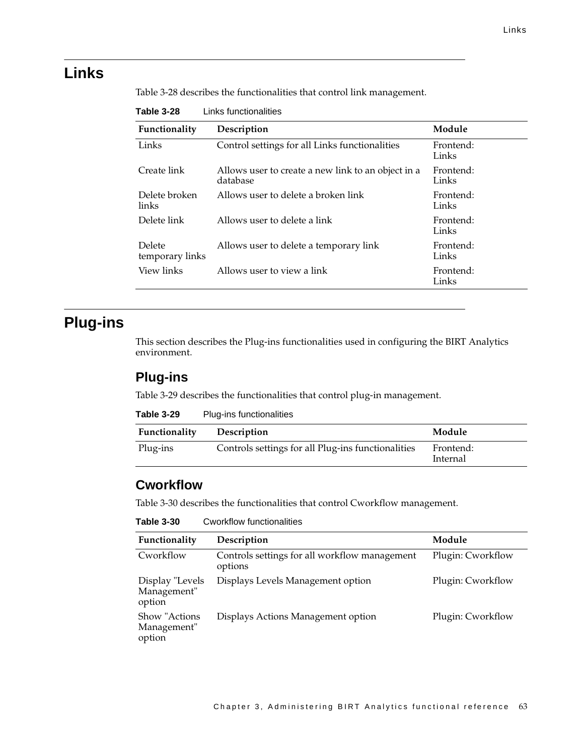# Links

Table 3-28 describes the functionalities that control link management.

**Table 3-28** Links functionalities

| Functionality | Description | Module |
|---|---|---|
| Links | Control settings for all Links functionalities | Frontend: Links |
| Create link | Allows user to create a new link to an object in a database | Frontend: Links |
| Delete broken links | Allows user to delete a broken link | Frontend: Links |
| Delete link | Allows user to delete a link | Frontend: Links |
| Delete temporary links | Allows user to delete a temporary link | Frontend: Links |
| View links | Allows user to view a link | Frontend: Links |

# Plug-ins

This section describes the Plug-ins functionalities used in configuring the BIRT Analytics environment.

## Plug-ins

Table 3-29 describes the functionalities that control plug-in management.

**Table 3-29** Plug-ins functionalities

| Functionality | Description | Module |
|---|---|---|
| Plug-ins | Controls settings for all Plug-ins functionalities | Frontend: Internal |

## Cworkflow

Table 3-30 describes the functionalities that control Cworkflow management.

**Table 3-30** Cworkflow functionalities

| Functionality | Description | Module |
|---|---|---|
| Cworkflow | Controls settings for all workflow management options | Plugin: Cworkflow |
| Display "Levels Management" option | Displays Levels Management option | Plugin: Cworkflow |
| Show "Actions Management" option | Displays Actions Management option | Plugin: Cworkflow |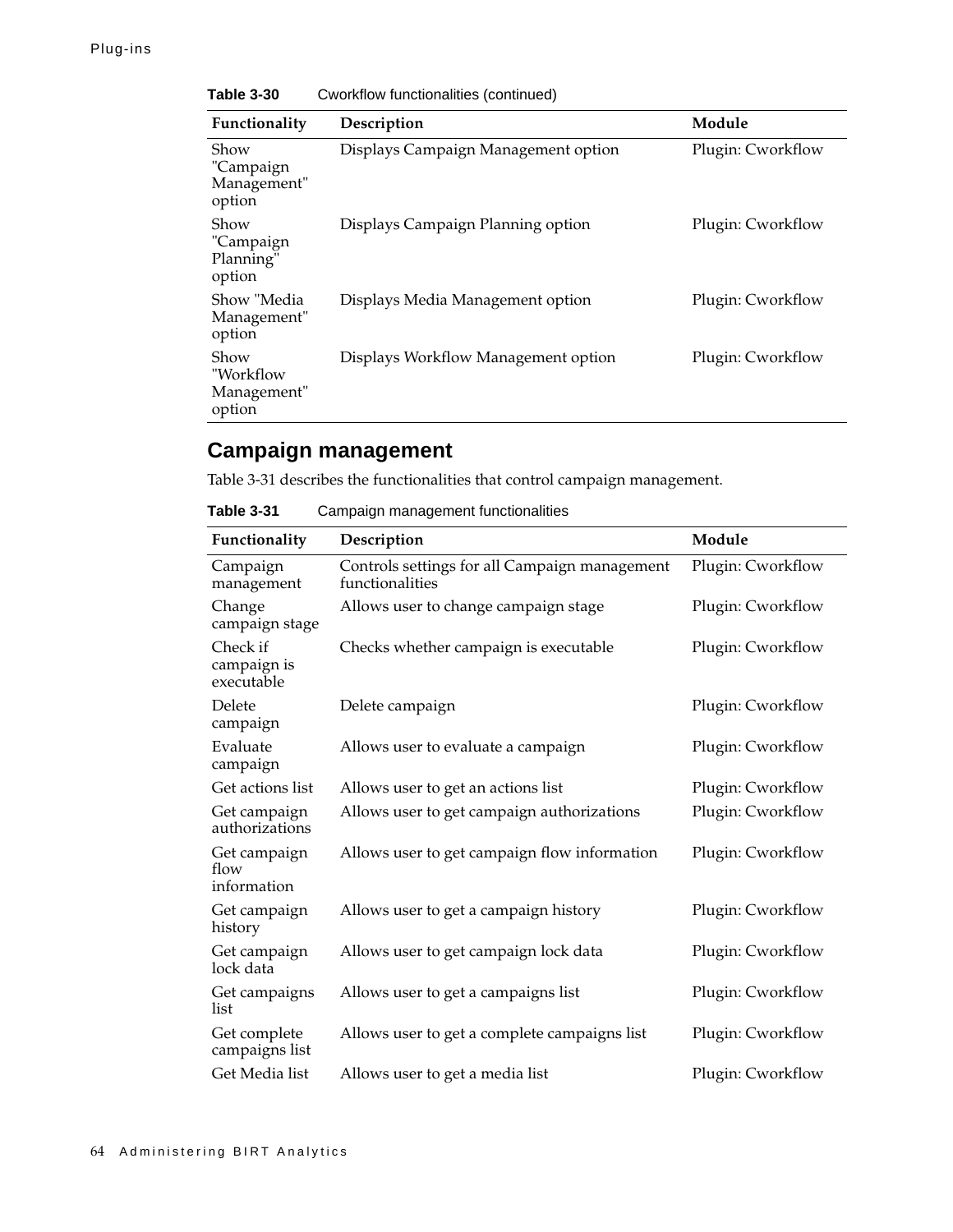**Table 3-30** Cworkflow functionalities (continued)

| Functionality | Description | Module |
|---|---|---|
| Show "Campaign Management" option | Displays Campaign Management option | Plugin: Cworkflow |
| Show "Campaign Planning" option | Displays Campaign Planning option | Plugin: Cworkflow |
| Show "Media Management" option | Displays Media Management option | Plugin: Cworkflow |
| Show "Workflow Management" option | Displays Workflow Management option | Plugin: Cworkflow |

## Campaign management

Table 3-31 describes the functionalities that control campaign management.

**Table 3-31** Campaign management functionalities

| Functionality | Description | Module |
|---|---|---|
| Campaign management | Controls settings for all Campaign management functionalities | Plugin: Cworkflow |
| Change campaign stage | Allows user to change campaign stage | Plugin: Cworkflow |
| Check if campaign is executable | Checks whether campaign is executable | Plugin: Cworkflow |
| Delete campaign | Delete campaign | Plugin: Cworkflow |
| Evaluate campaign | Allows user to evaluate a campaign | Plugin: Cworkflow |
| Get actions list | Allows user to get an actions list | Plugin: Cworkflow |
| Get campaign authorizations | Allows user to get campaign authorizations | Plugin: Cworkflow |
| Get campaign flow information | Allows user to get campaign flow information | Plugin: Cworkflow |
| Get campaign history | Allows user to get a campaign history | Plugin: Cworkflow |
| Get campaign lock data | Allows user to get campaign lock data | Plugin: Cworkflow |
| Get campaigns list | Allows user to get a campaigns list | Plugin: Cworkflow |
| Get complete campaigns list | Allows user to get a complete campaigns list | Plugin: Cworkflow |
| Get Media list | Allows user to get a media list | Plugin: Cworkflow |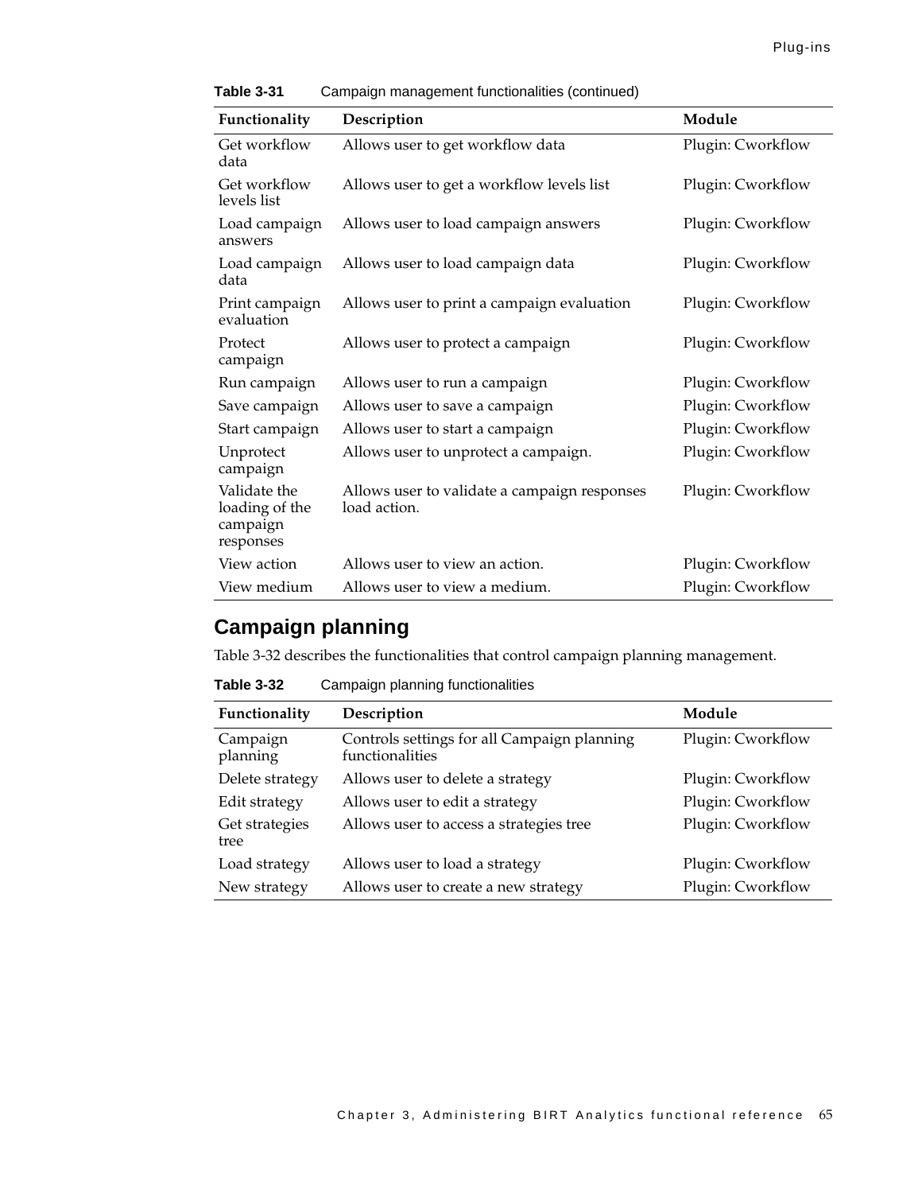**Table 3-31** Campaign management functionalities (continued)

| Functionality | Description | Module |
|---|---|---|
| Get workflow data | Allows user to get workflow data | Plugin: Cworkflow |
| Get workflow levels list | Allows user to get a workflow levels list | Plugin: Cworkflow |
| Load campaign answers | Allows user to load campaign answers | Plugin: Cworkflow |
| Load campaign data | Allows user to load campaign data | Plugin: Cworkflow |
| Print campaign evaluation | Allows user to print a campaign evaluation | Plugin: Cworkflow |
| Protect campaign | Allows user to protect a campaign | Plugin: Cworkflow |
| Run campaign | Allows user to run a campaign | Plugin: Cworkflow |
| Save campaign | Allows user to save a campaign | Plugin: Cworkflow |
| Start campaign | Allows user to start a campaign | Plugin: Cworkflow |
| Unprotect campaign | Allows user to unprotect a campaign. | Plugin: Cworkflow |
| Validate the loading of the campaign responses | Allows user to validate a campaign responses load action. | Plugin: Cworkflow |
| View action | Allows user to view an action. | Plugin: Cworkflow |
| View medium | Allows user to view a medium. | Plugin: Cworkflow |

## Campaign planning

Table 3-32 describes the functionalities that control campaign planning management.

**Table 3-32** Campaign planning functionalities

| Functionality | Description | Module |
|---|---|---|
| Campaign planning | Controls settings for all Campaign planning functionalities | Plugin: Cworkflow |
| Delete strategy | Allows user to delete a strategy | Plugin: Cworkflow |
| Edit strategy | Allows user to edit a strategy | Plugin: Cworkflow |
| Get strategies tree | Allows user to access a strategies tree | Plugin: Cworkflow |
| Load strategy | Allows user to load a strategy | Plugin: Cworkflow |
| New strategy | Allows user to create a new strategy | Plugin: Cworkflow |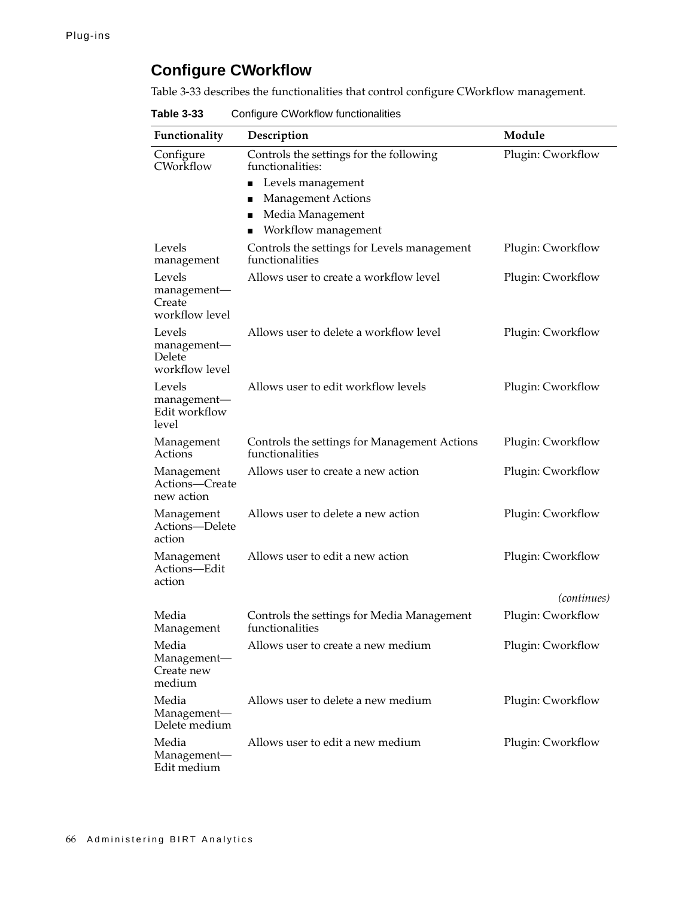## Configure CWorkflow

Table 3-33 describes the functionalities that control configure CWorkflow management.

**Table 3-33** Configure CWorkflow functionalities

| Functionality | Description | Module |
|---|---|---|
| Configure CWorkflow | Controls the settings for the following functionalities:<br>■ Levels management<br>■ Management Actions<br>■ Media Management<br>■ Workflow management | Plugin: Cworkflow |
| Levels management | Controls the settings for Levels management functionalities | Plugin: Cworkflow |
| Levels management—Create workflow level | Allows user to create a workflow level | Plugin: Cworkflow |
| Levels management—Delete workflow level | Allows user to delete a workflow level | Plugin: Cworkflow |
| Levels management—Edit workflow level | Allows user to edit workflow levels | Plugin: Cworkflow |
| Management Actions | Controls the settings for Management Actions functionalities | Plugin: Cworkflow |
| Management Actions—Create new action | Allows user to create a new action | Plugin: Cworkflow |
| Management Actions—Delete action | Allows user to delete a new action | Plugin: Cworkflow |
| Management Actions—Edit action | Allows user to edit a new action | Plugin: Cworkflow |
| Media Management | Controls the settings for Media Management functionalities | Plugin: Cworkflow |
| Media Management—Create new medium | Allows user to create a new medium | Plugin: Cworkflow |
| Media Management—Delete medium | Allows user to delete a new medium | Plugin: Cworkflow |
| Media Management—Edit medium | Allows user to edit a new medium | Plugin: Cworkflow |

*(continues)*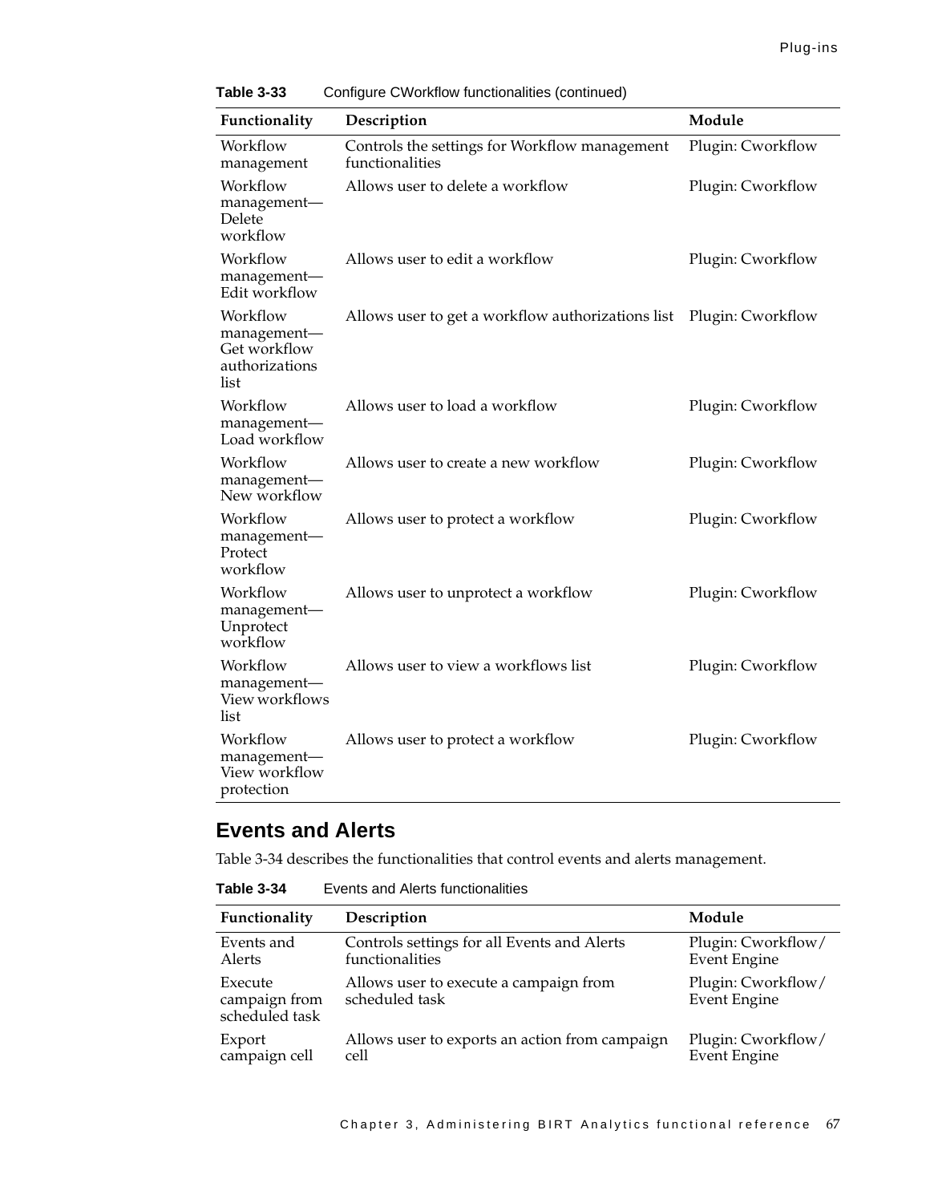**Table 3-33** Configure CWorkflow functionalities (continued)

| Functionality | Description | Module |
| --- | --- | --- |
| Workflow management | Controls the settings for Workflow management functionalities | Plugin: Cworkflow |
| Workflow management—Delete workflow | Allows user to delete a workflow | Plugin: Cworkflow |
| Workflow management—Edit workflow | Allows user to edit a workflow | Plugin: Cworkflow |
| Workflow management—Get workflow authorizations list | Allows user to get a workflow authorizations list | Plugin: Cworkflow |
| Workflow management—Load workflow | Allows user to load a workflow | Plugin: Cworkflow |
| Workflow management—New workflow | Allows user to create a new workflow | Plugin: Cworkflow |
| Workflow management—Protect workflow | Allows user to protect a workflow | Plugin: Cworkflow |
| Workflow management—Unprotect workflow | Allows user to unprotect a workflow | Plugin: Cworkflow |
| Workflow management—View workflows list | Allows user to view a workflows list | Plugin: Cworkflow |
| Workflow management—View workflow protection | Allows user to protect a workflow | Plugin: Cworkflow |

## Events and Alerts

Table 3-34 describes the functionalities that control events and alerts management.

**Table 3-34** Events and Alerts functionalities

| Functionality | Description | Module |
| --- | --- | --- |
| Events and Alerts | Controls settings for all Events and Alerts functionalities | Plugin: Cworkflow/ Event Engine |
| Execute campaign from scheduled task | Allows user to execute a campaign from scheduled task | Plugin: Cworkflow/ Event Engine |
| Export campaign cell | Allows user to exports an action from campaign cell | Plugin: Cworkflow/ Event Engine |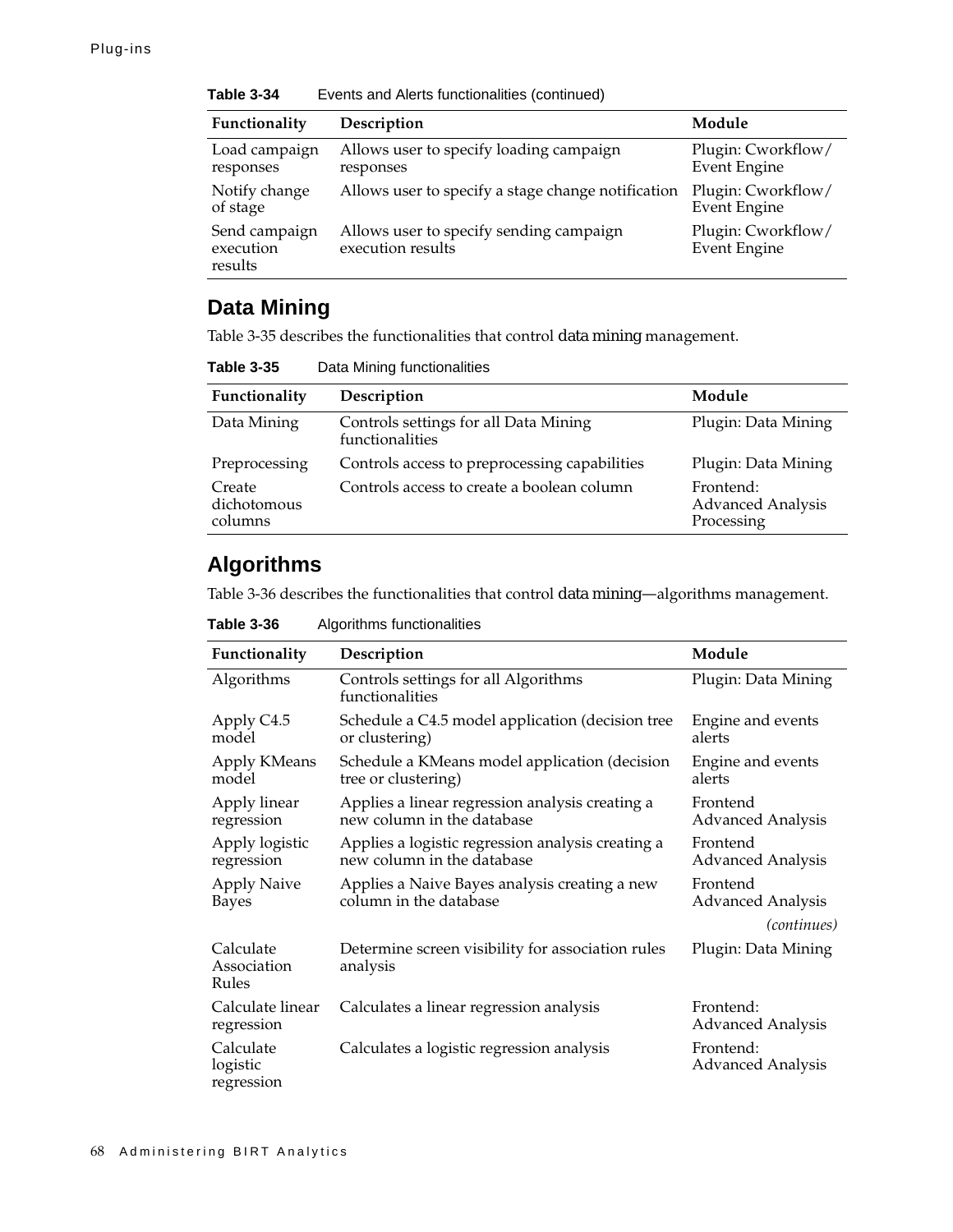**Table 3-34** Events and Alerts functionalities (continued)

| Functionality | Description | Module |
|---|---|---|
| Load campaign responses | Allows user to specify loading campaign responses | Plugin: Cworkflow/ Event Engine |
| Notify change of stage | Allows user to specify a stage change notification | Plugin: Cworkflow/ Event Engine |
| Send campaign execution results | Allows user to specify sending campaign execution results | Plugin: Cworkflow/ Event Engine |

## Data Mining

Table 3-35 describes the functionalities that control data mining management.

**Table 3-35** Data Mining functionalities

| Functionality | Description | Module |
|---|---|---|
| Data Mining | Controls settings for all Data Mining functionalities | Plugin: Data Mining |
| Preprocessing | Controls access to preprocessing capabilities | Plugin: Data Mining |
| Create dichotomous columns | Controls access to create a boolean column | Frontend: Advanced Analysis Processing |

## Algorithms

Table 3-36 describes the functionalities that control data mining—algorithms management.

**Table 3-36** Algorithms functionalities

| Functionality | Description | Module |
|---|---|---|
| Algorithms | Controls settings for all Algorithms functionalities | Plugin: Data Mining |
| Apply C4.5 model | Schedule a C4.5 model application (decision tree or clustering) | Engine and events alerts |
| Apply KMeans model | Schedule a KMeans model application (decision tree or clustering) | Engine and events alerts |
| Apply linear regression | Applies a linear regression analysis creating a new column in the database | Frontend Advanced Analysis |
| Apply logistic regression | Applies a logistic regression analysis creating a new column in the database | Frontend Advanced Analysis |
| Apply Naive Bayes | Applies a Naive Bayes analysis creating a new column in the database | Frontend Advanced Analysis |
| | | *(continues)* |
| Calculate Association Rules | Determine screen visibility for association rules analysis | Plugin: Data Mining |
| Calculate linear regression | Calculates a linear regression analysis | Frontend: Advanced Analysis |
| Calculate logistic regression | Calculates a logistic regression analysis | Frontend: Advanced Analysis |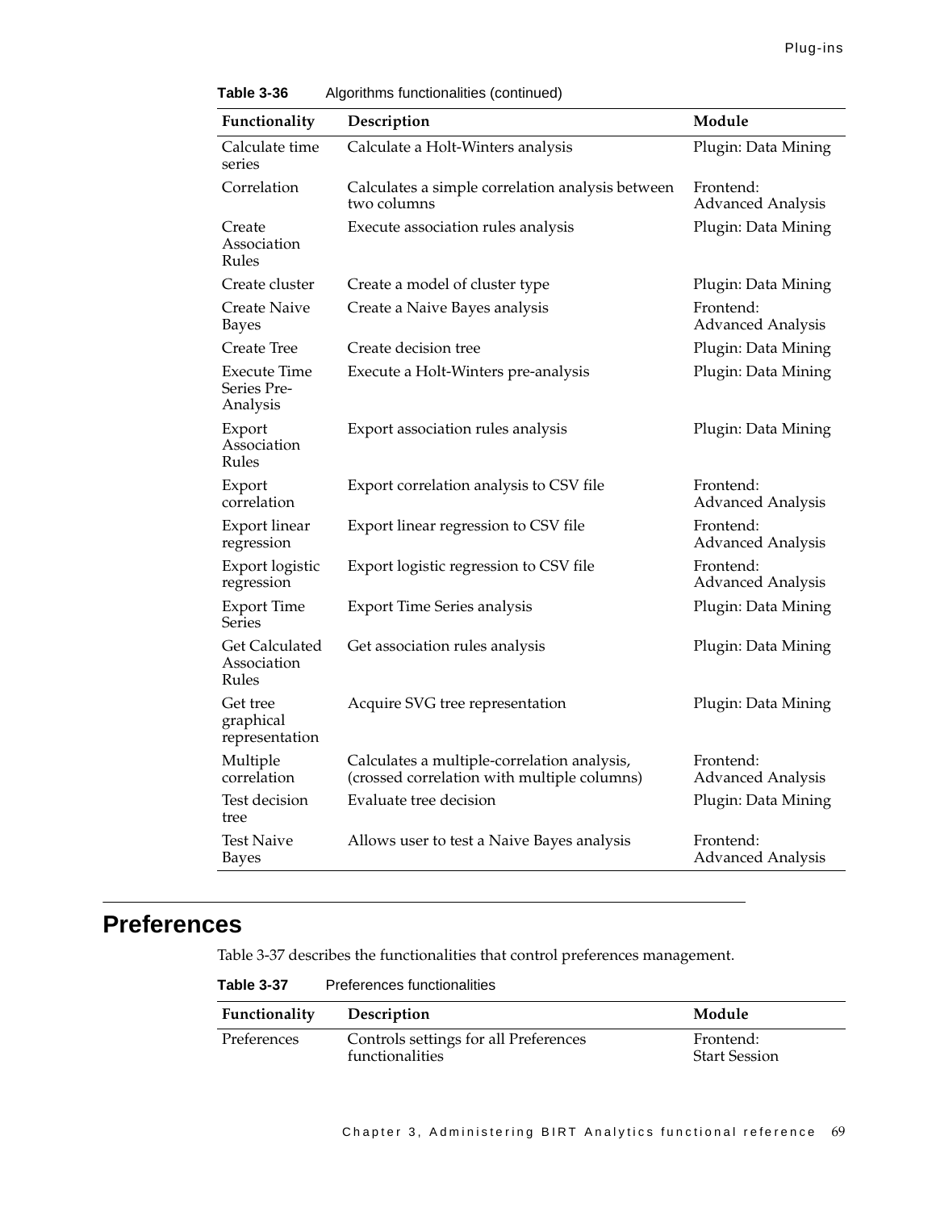**Table 3-36** Algorithms functionalities (continued)

| Functionality | Description | Module |
|---|---|---|
| Calculate time series | Calculate a Holt-Winters analysis | Plugin: Data Mining |
| Correlation | Calculates a simple correlation analysis between two columns | Frontend: Advanced Analysis |
| Create Association Rules | Execute association rules analysis | Plugin: Data Mining |
| Create cluster | Create a model of cluster type | Plugin: Data Mining |
| Create Naive Bayes | Create a Naive Bayes analysis | Frontend: Advanced Analysis |
| Create Tree | Create decision tree | Plugin: Data Mining |
| Execute Time Series Pre-Analysis | Execute a Holt-Winters pre-analysis | Plugin: Data Mining |
| Export Association Rules | Export association rules analysis | Plugin: Data Mining |
| Export correlation | Export correlation analysis to CSV file | Frontend: Advanced Analysis |
| Export linear regression | Export linear regression to CSV file | Frontend: Advanced Analysis |
| Export logistic regression | Export logistic regression to CSV file | Frontend: Advanced Analysis |
| Export Time Series | Export Time Series analysis | Plugin: Data Mining |
| Get Calculated Association Rules | Get association rules analysis | Plugin: Data Mining |
| Get tree graphical representation | Acquire SVG tree representation | Plugin: Data Mining |
| Multiple correlation | Calculates a multiple-correlation analysis, (crossed correlation with multiple columns) | Frontend: Advanced Analysis |
| Test decision tree | Evaluate tree decision | Plugin: Data Mining |
| Test Naive Bayes | Allows user to test a Naive Bayes analysis | Frontend: Advanced Analysis |

## Preferences

Table 3-37 describes the functionalities that control preferences management.

**Table 3-37** Preferences functionalities

| Functionality | Description | Module |
|---|---|---|
| Preferences | Controls settings for all Preferences functionalities | Frontend: Start Session |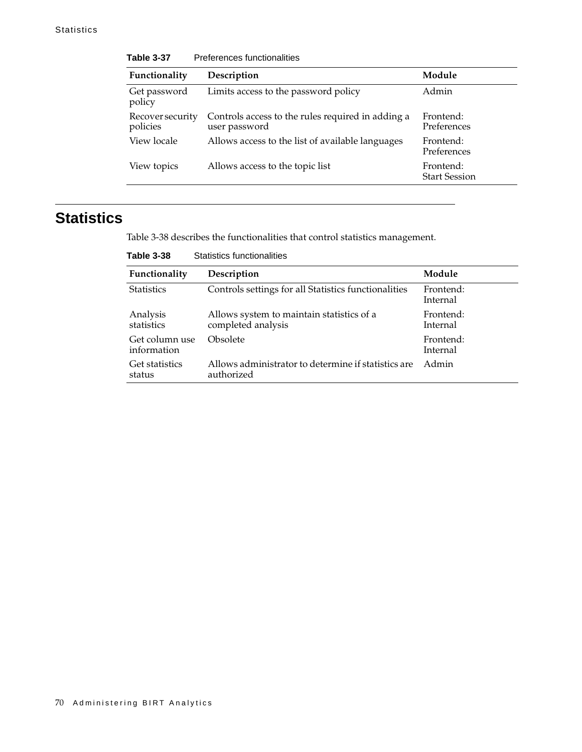**Table 3-37** Preferences functionalities

| Functionality | Description | Module |
|---|---|---|
| Get password policy | Limits access to the password policy | Admin |
| Recover security policies | Controls access to the rules required in adding a user password | Frontend: Preferences |
| View locale | Allows access to the list of available languages | Frontend: Preferences |
| View topics | Allows access to the topic list | Frontend: Start Session |

## Statistics

Table 3-38 describes the functionalities that control statistics management.

**Table 3-38** Statistics functionalities

| Functionality | Description | Module |
|---|---|---|
| Statistics | Controls settings for all Statistics functionalities | Frontend: Internal |
| Analysis statistics | Allows system to maintain statistics of a completed analysis | Frontend: Internal |
| Get column use information | Obsolete | Frontend: Internal |
| Get statistics status | Allows administrator to determine if statistics are authorized | Admin |